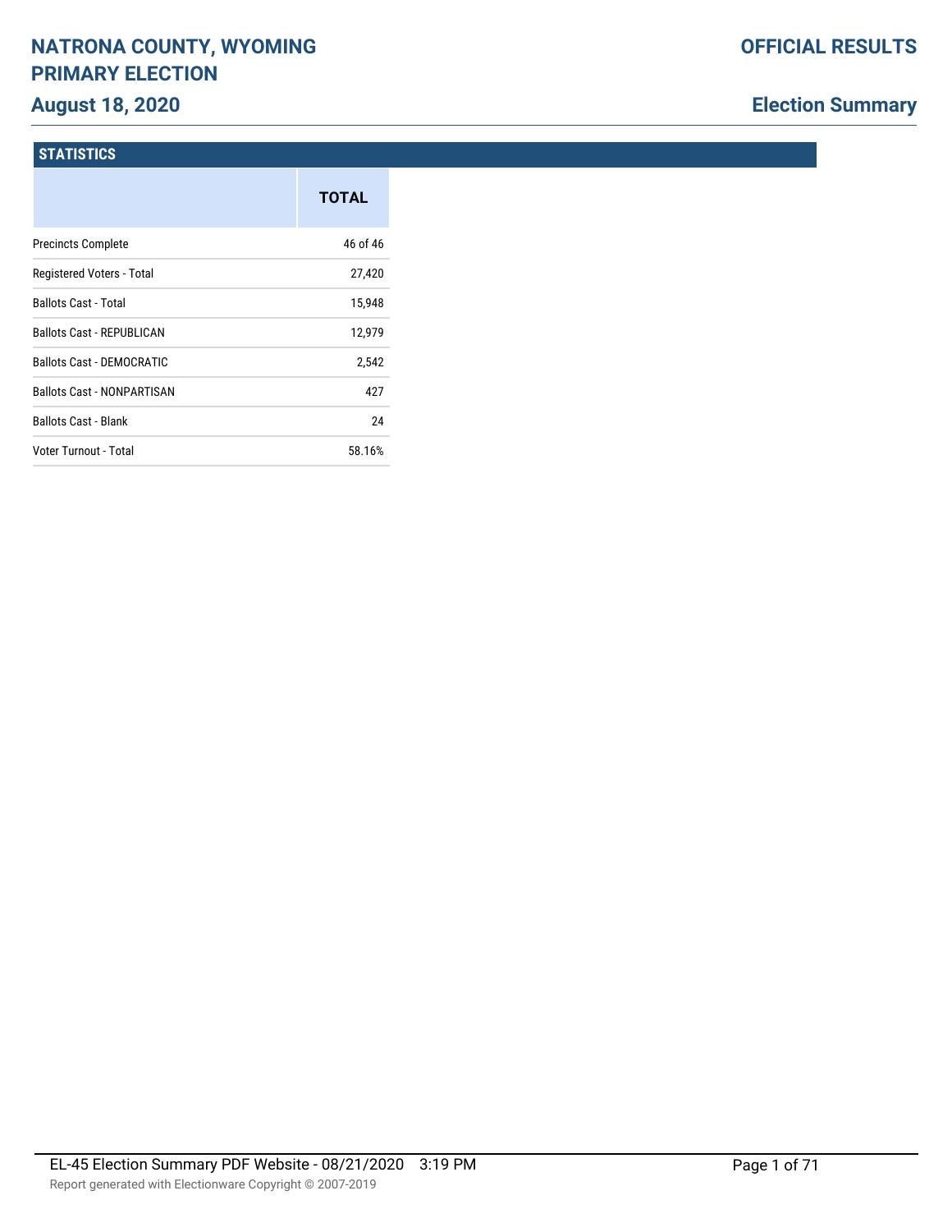# NATRONA COUNTY, WYOMING PRIMARY ELECTION

## August 18, 2020

**OFFICIAL RESULTS**

**Election Summary**

### STATISTICS

| | TOTAL |
|---|---|
| Precincts Complete | 46 of 46 |
| Registered Voters - Total | 27,420 |
| Ballots Cast - Total | 15,948 |
| Ballots Cast - REPUBLICAN | 12,979 |
| Ballots Cast - DEMOCRATIC | 2,542 |
| Ballots Cast - NONPARTISAN | 427 |
| Ballots Cast - Blank | 24 |
| Voter Turnout - Total | 58.16% |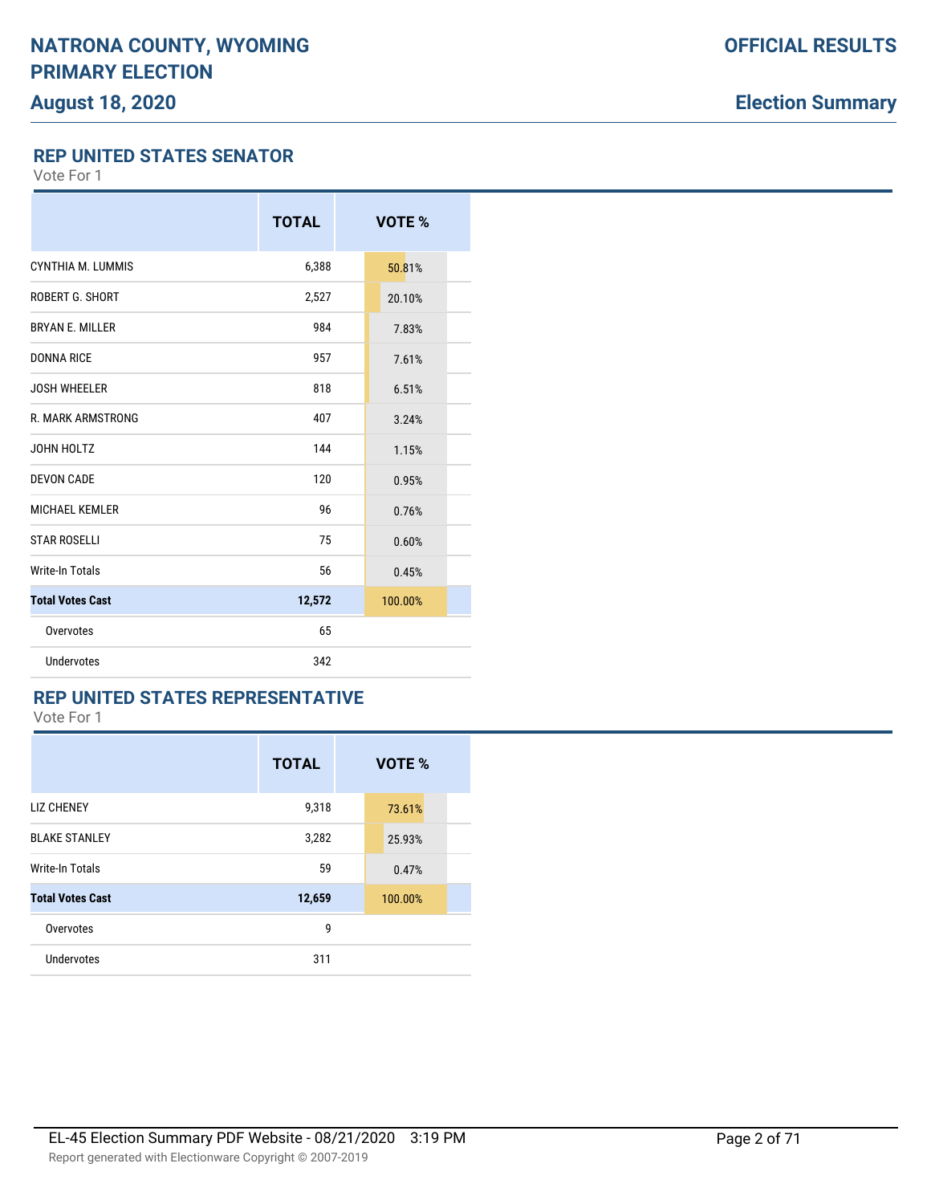# NATRONA COUNTY, WYOMING PRIMARY ELECTION

## August 18, 2020

**OFFICIAL RESULTS**

**Election Summary**

### REP UNITED STATES SENATOR

Vote For 1

| | TOTAL | VOTE % |
|---|---|---|
| CYNTHIA M. LUMMIS | 6,388 | 50.81% |
| ROBERT G. SHORT | 2,527 | 20.10% |
| BRYAN E. MILLER | 984 | 7.83% |
| DONNA RICE | 957 | 7.61% |
| JOSH WHEELER | 818 | 6.51% |
| R. MARK ARMSTRONG | 407 | 3.24% |
| JOHN HOLTZ | 144 | 1.15% |
| DEVON CADE | 120 | 0.95% |
| MICHAEL KEMLER | 96 | 0.76% |
| STAR ROSELLI | 75 | 0.60% |
| Write-In Totals | 56 | 0.45% |
| **Total Votes Cast** | **12,572** | 100.00% |
| Overvotes | 65 | |
| Undervotes | 342 | |

### REP UNITED STATES REPRESENTATIVE

Vote For 1

| | TOTAL | VOTE % |
|---|---|---|
| LIZ CHENEY | 9,318 | 73.61% |
| BLAKE STANLEY | 3,282 | 25.93% |
| Write-In Totals | 59 | 0.47% |
| **Total Votes Cast** | **12,659** | 100.00% |
| Overvotes | 9 | |
| Undervotes | 311 | |

EL-45 Election Summary PDF Website - 08/21/2020 3:19 PM

Report generated with Electionware Copyright © 2007-2019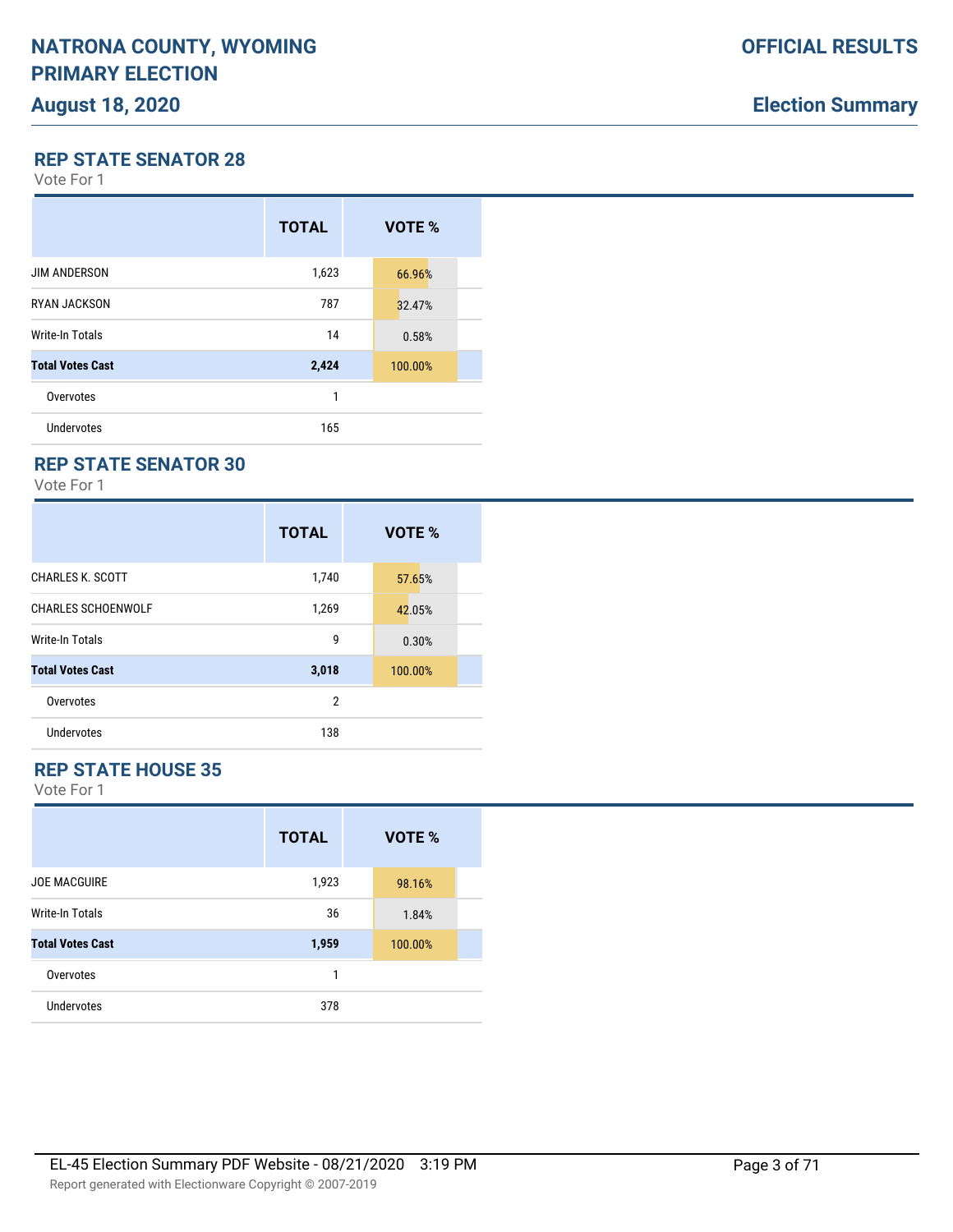## REP STATE SENATOR 28

Vote For 1

| | TOTAL | VOTE % |
|---|---|---|
| JIM ANDERSON | 1,623 | 66.96% |
| RYAN JACKSON | 787 | 32.47% |
| Write-In Totals | 14 | 0.58% |
| **Total Votes Cast** | **2,424** | 100.00% |
| Overvotes | 1 | |
| Undervotes | 165 | |

## REP STATE SENATOR 30

Vote For 1

| | TOTAL | VOTE % |
|---|---|---|
| CHARLES K. SCOTT | 1,740 | 57.65% |
| CHARLES SCHOENWOLF | 1,269 | 42.05% |
| Write-In Totals | 9 | 0.30% |
| **Total Votes Cast** | **3,018** | 100.00% |
| Overvotes | 2 | |
| Undervotes | 138 | |

## REP STATE HOUSE 35

Vote For 1

| | TOTAL | VOTE % |
|---|---|---|
| JOE MACGUIRE | 1,923 | 98.16% |
| Write-In Totals | 36 | 1.84% |
| **Total Votes Cast** | **1,959** | 100.00% |
| Overvotes | 1 | |
| Undervotes | 378 | |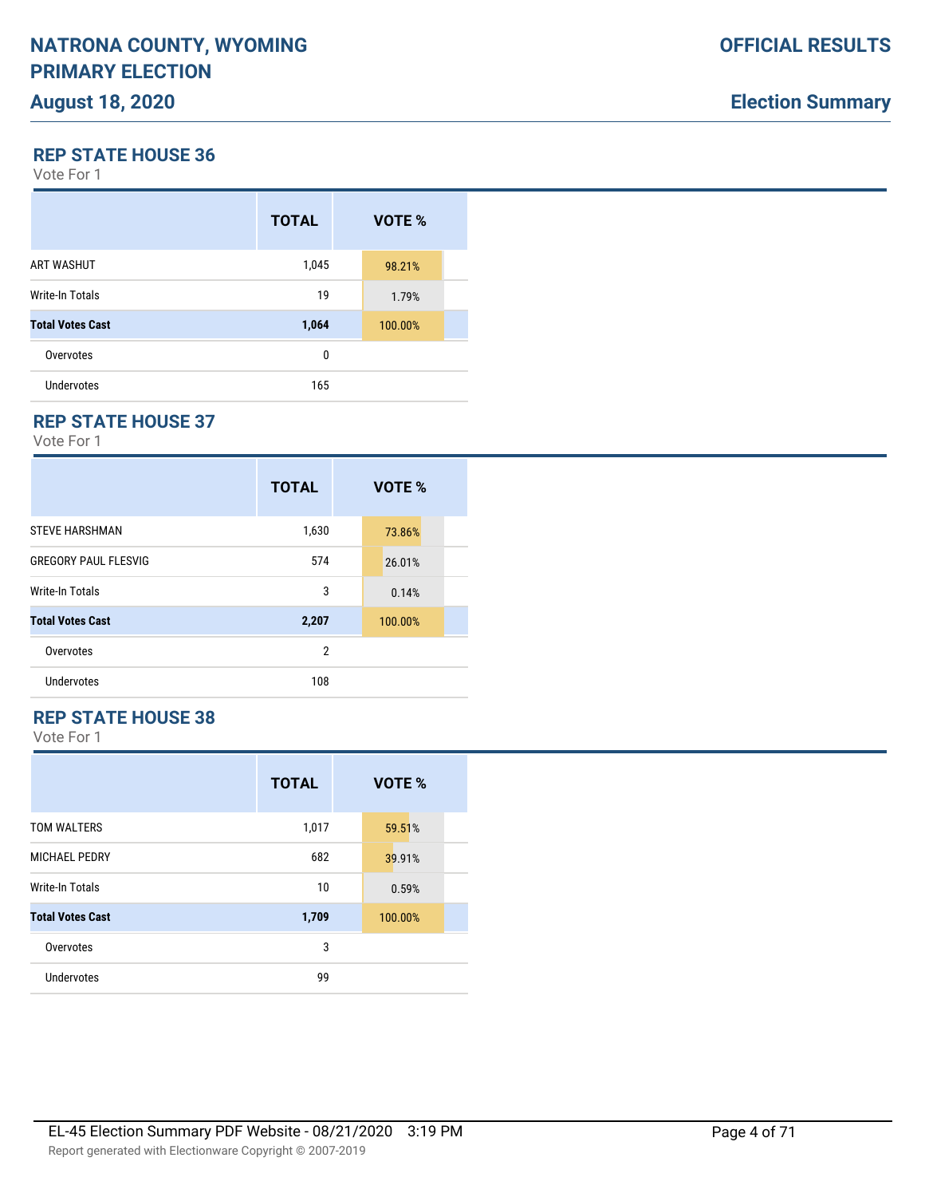# NATRONA COUNTY, WYOMING PRIMARY ELECTION

## August 18, 2020

**OFFICIAL RESULTS**

**Election Summary**

### REP STATE HOUSE 36

Vote For 1

| | TOTAL | VOTE % |
|---|---|---|
| ART WASHUT | 1,045 | 98.21% |
| Write-In Totals | 19 | 1.79% |
| **Total Votes Cast** | **1,064** | 100.00% |
| Overvotes | 0 | |
| Undervotes | 165 | |

### REP STATE HOUSE 37

Vote For 1

| | TOTAL | VOTE % |
|---|---|---|
| STEVE HARSHMAN | 1,630 | 73.86% |
| GREGORY PAUL FLESVIG | 574 | 26.01% |
| Write-In Totals | 3 | 0.14% |
| **Total Votes Cast** | **2,207** | 100.00% |
| Overvotes | 2 | |
| Undervotes | 108 | |

### REP STATE HOUSE 38

Vote For 1

| | TOTAL | VOTE % |
|---|---|---|
| TOM WALTERS | 1,017 | 59.51% |
| MICHAEL PEDRY | 682 | 39.91% |
| Write-In Totals | 10 | 0.59% |
| **Total Votes Cast** | **1,709** | 100.00% |
| Overvotes | 3 | |
| Undervotes | 99 | |

EL-45 Election Summary PDF Website - 08/21/2020 3:19 PM

Report generated with Electionware Copyright © 2007-2019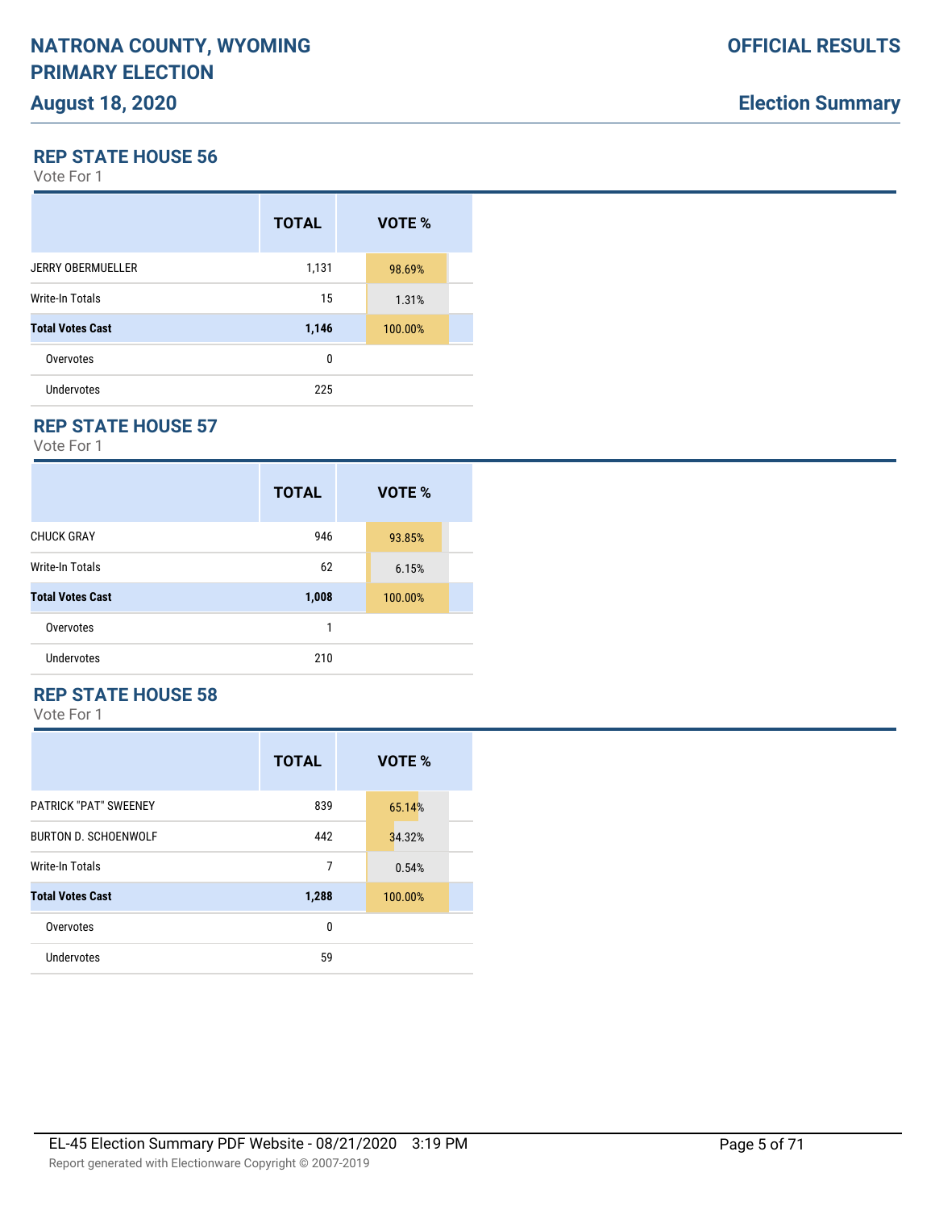# NATRONA COUNTY, WYOMING PRIMARY ELECTION

## August 18, 2020

**OFFICIAL RESULTS**

**Election Summary**

### REP STATE HOUSE 56

Vote For 1

| | TOTAL | VOTE % |
|---|---|---|
| JERRY OBERMUELLER | 1,131 | 98.69% |
| Write-In Totals | 15 | 1.31% |
| **Total Votes Cast** | **1,146** | 100.00% |
| Overvotes | 0 | |
| Undervotes | 225 | |

### REP STATE HOUSE 57

Vote For 1

| | TOTAL | VOTE % |
|---|---|---|
| CHUCK GRAY | 946 | 93.85% |
| Write-In Totals | 62 | 6.15% |
| **Total Votes Cast** | **1,008** | 100.00% |
| Overvotes | 1 | |
| Undervotes | 210 | |

### REP STATE HOUSE 58

Vote For 1

| | TOTAL | VOTE % |
|---|---|---|
| PATRICK "PAT" SWEENEY | 839 | 65.14% |
| BURTON D. SCHOENWOLF | 442 | 34.32% |
| Write-In Totals | 7 | 0.54% |
| **Total Votes Cast** | **1,288** | 100.00% |
| Overvotes | 0 | |
| Undervotes | 59 | |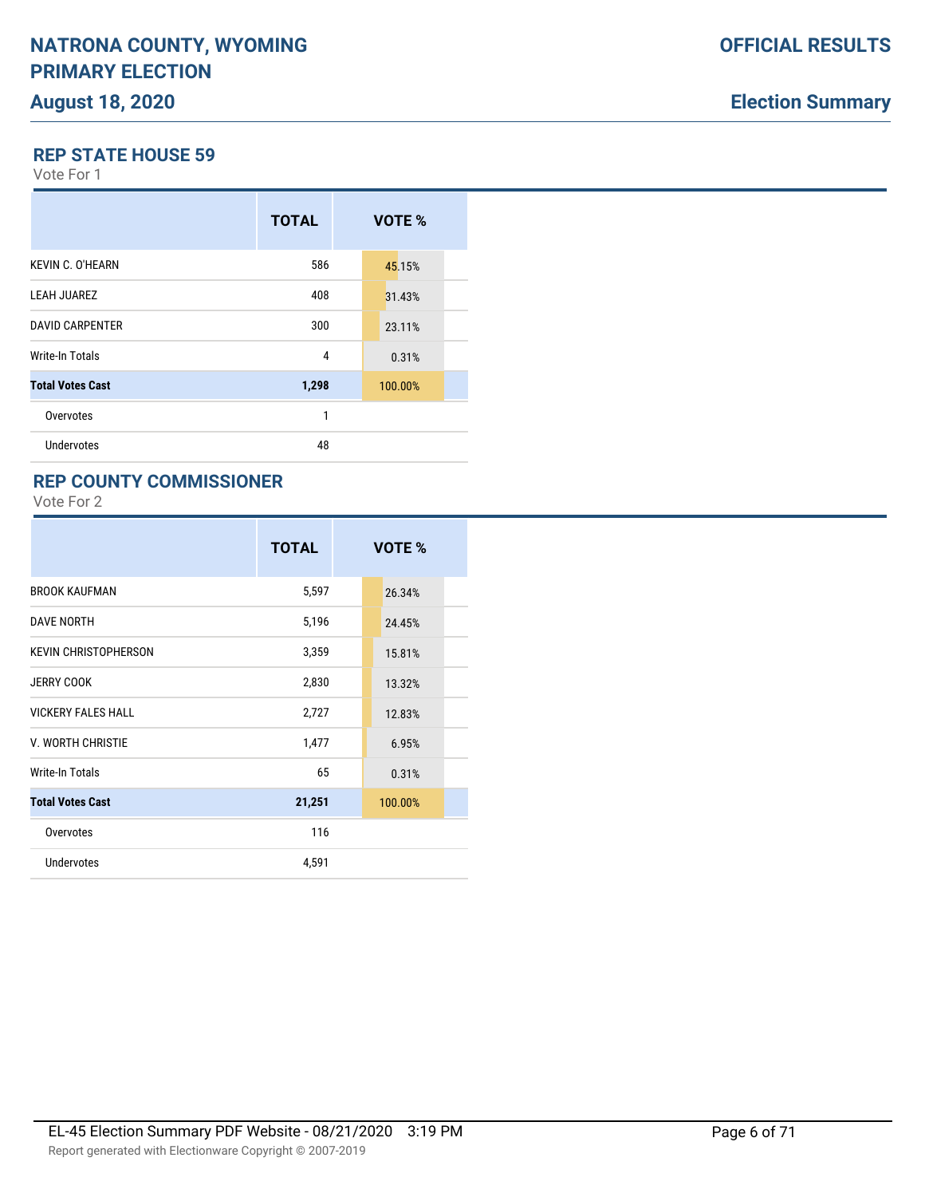## REP STATE HOUSE 59

Vote For 1

| | TOTAL | VOTE % |
|---|---|---|
| KEVIN C. O'HEARN | 586 | 45.15% |
| LEAH JUAREZ | 408 | 31.43% |
| DAVID CARPENTER | 300 | 23.11% |
| Write-In Totals | 4 | 0.31% |
| **Total Votes Cast** | **1,298** | **100.00%** |
| Overvotes | 1 | |
| Undervotes | 48 | |

## REP COUNTY COMMISSIONER

Vote For 2

| | TOTAL | VOTE % |
|---|---|---|
| BROOK KAUFMAN | 5,597 | 26.34% |
| DAVE NORTH | 5,196 | 24.45% |
| KEVIN CHRISTOPHERSON | 3,359 | 15.81% |
| JERRY COOK | 2,830 | 13.32% |
| VICKERY FALES HALL | 2,727 | 12.83% |
| V. WORTH CHRISTIE | 1,477 | 6.95% |
| Write-In Totals | 65 | 0.31% |
| **Total Votes Cast** | **21,251** | **100.00%** |
| Overvotes | 116 | |
| Undervotes | 4,591 | |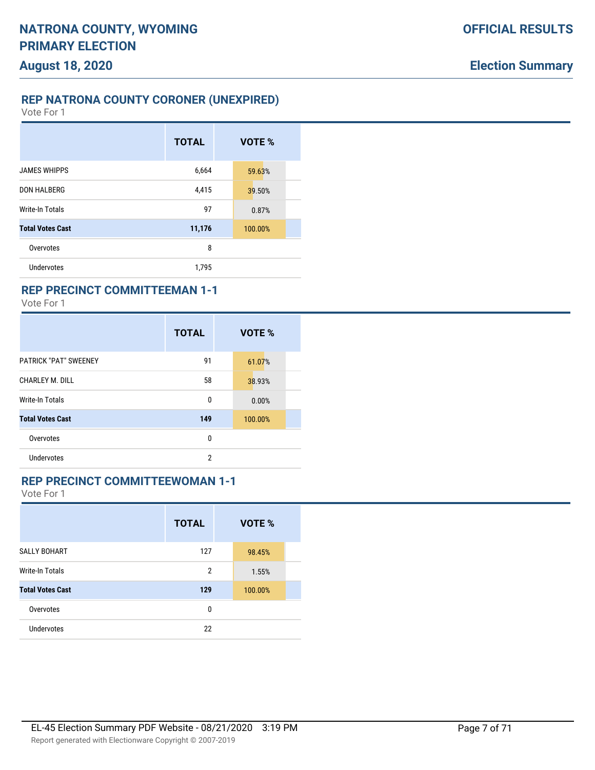## REP NATRONA COUNTY CORONER (UNEXPIRED)

Vote For 1

| | TOTAL | VOTE % |
|---|---|---|
| JAMES WHIPPS | 6,664 | 59.63% |
| DON HALBERG | 4,415 | 39.50% |
| Write-In Totals | 97 | 0.87% |
| **Total Votes Cast** | **11,176** | 100.00% |
| Overvotes | 8 | |
| Undervotes | 1,795 | |

## REP PRECINCT COMMITTEEMAN 1-1

Vote For 1

| | TOTAL | VOTE % |
|---|---|---|
| PATRICK "PAT" SWEENEY | 91 | 61.07% |
| CHARLEY M. DILL | 58 | 38.93% |
| Write-In Totals | 0 | 0.00% |
| **Total Votes Cast** | **149** | 100.00% |
| Overvotes | 0 | |
| Undervotes | 2 | |

## REP PRECINCT COMMITTEEWOMAN 1-1

Vote For 1

| | TOTAL | VOTE % |
|---|---|---|
| SALLY BOHART | 127 | 98.45% |
| Write-In Totals | 2 | 1.55% |
| **Total Votes Cast** | **129** | 100.00% |
| Overvotes | 0 | |
| Undervotes | 22 | |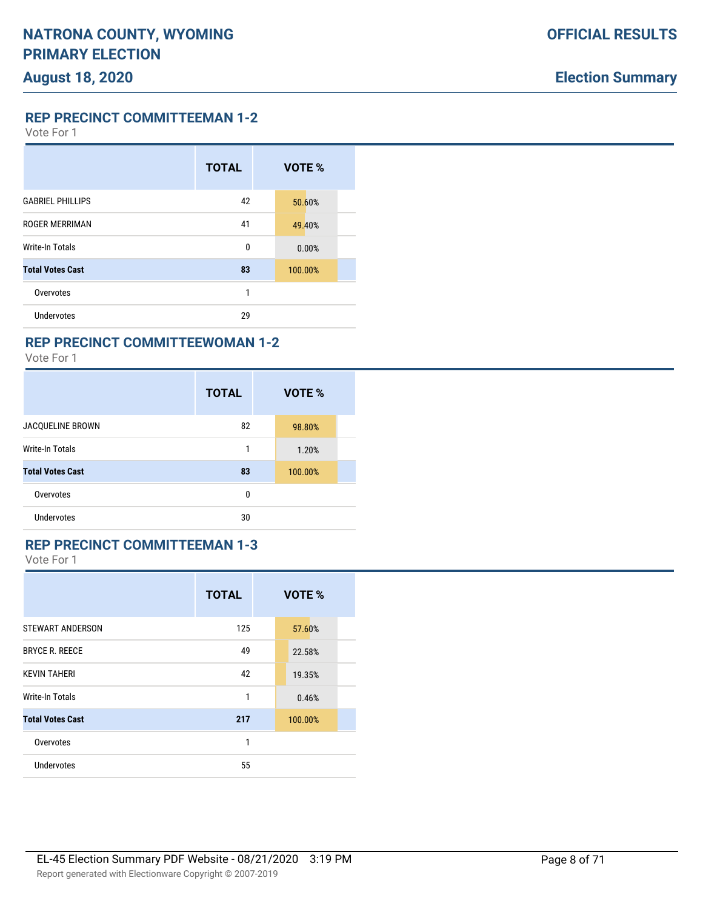## REP PRECINCT COMMITTEEMAN 1-2

Vote For 1

| | TOTAL | VOTE % |
|---|---|---|
| GABRIEL PHILLIPS | 42 | 50.60% |
| ROGER MERRIMAN | 41 | 49.40% |
| Write-In Totals | 0 | 0.00% |
| **Total Votes Cast** | **83** | 100.00% |
| Overvotes | 1 | |
| Undervotes | 29 | |

## REP PRECINCT COMMITTEEWOMAN 1-2

Vote For 1

| | TOTAL | VOTE % |
|---|---|---|
| JACQUELINE BROWN | 82 | 98.80% |
| Write-In Totals | 1 | 1.20% |
| **Total Votes Cast** | **83** | 100.00% |
| Overvotes | 0 | |
| Undervotes | 30 | |

## REP PRECINCT COMMITTEEMAN 1-3

Vote For 1

| | TOTAL | VOTE % |
|---|---|---|
| STEWART ANDERSON | 125 | 57.60% |
| BRYCE R. REECE | 49 | 22.58% |
| KEVIN TAHERI | 42 | 19.35% |
| Write-In Totals | 1 | 0.46% |
| **Total Votes Cast** | **217** | 100.00% |
| Overvotes | 1 | |
| Undervotes | 55 | |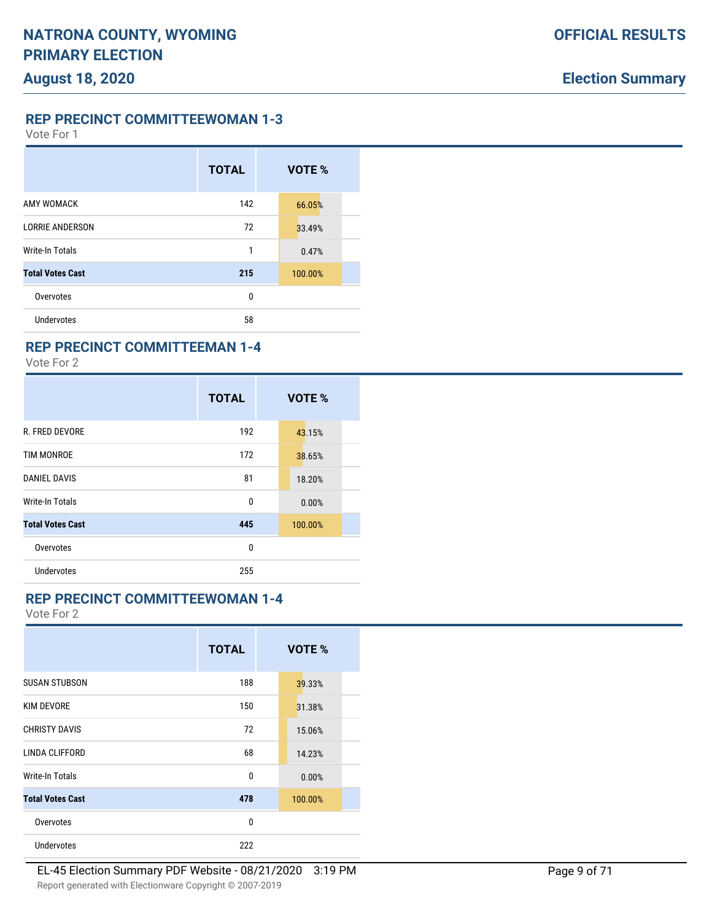## REP PRECINCT COMMITTEEWOMAN 1-3

Vote For 1

| | TOTAL | VOTE % |
|---|---|---|
| AMY WOMACK | 142 | 66.05% |
| LORRIE ANDERSON | 72 | 33.49% |
| Write-In Totals | 1 | 0.47% |
| **Total Votes Cast** | **215** | 100.00% |
| Overvotes | 0 | |
| Undervotes | 58 | |

## REP PRECINCT COMMITTEEMAN 1-4

Vote For 2

| | TOTAL | VOTE % |
|---|---|---|
| R. FRED DEVORE | 192 | 43.15% |
| TIM MONROE | 172 | 38.65% |
| DANIEL DAVIS | 81 | 18.20% |
| Write-In Totals | 0 | 0.00% |
| **Total Votes Cast** | **445** | 100.00% |
| Overvotes | 0 | |
| Undervotes | 255 | |

## REP PRECINCT COMMITTEEWOMAN 1-4

Vote For 2

| | TOTAL | VOTE % |
|---|---|---|
| SUSAN STUBSON | 188 | 39.33% |
| KIM DEVORE | 150 | 31.38% |
| CHRISTY DAVIS | 72 | 15.06% |
| LINDA CLIFFORD | 68 | 14.23% |
| Write-In Totals | 0 | 0.00% |
| **Total Votes Cast** | **478** | 100.00% |
| Overvotes | 0 | |
| Undervotes | 222 | |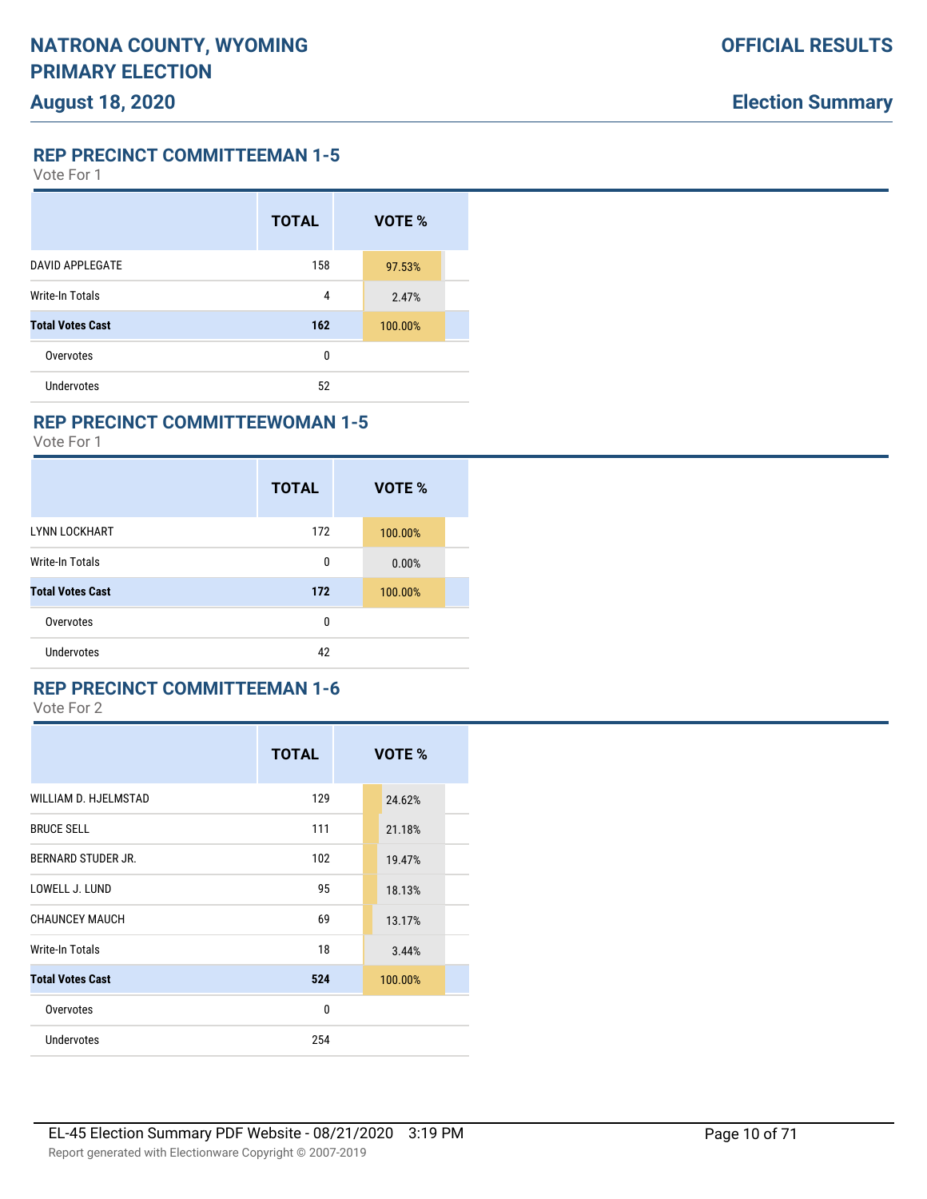## REP PRECINCT COMMITTEEMAN 1-5

Vote For 1

| | TOTAL | VOTE % |
|---|---|---|
| DAVID APPLEGATE | 158 | 97.53% |
| Write-In Totals | 4 | 2.47% |
| **Total Votes Cast** | **162** | 100.00% |
| Overvotes | 0 | |
| Undervotes | 52 | |

## REP PRECINCT COMMITTEEWOMAN 1-5

Vote For 1

| | TOTAL | VOTE % |
|---|---|---|
| LYNN LOCKHART | 172 | 100.00% |
| Write-In Totals | 0 | 0.00% |
| **Total Votes Cast** | **172** | 100.00% |
| Overvotes | 0 | |
| Undervotes | 42 | |

## REP PRECINCT COMMITTEEMAN 1-6

Vote For 2

| | TOTAL | VOTE % |
|---|---|---|
| WILLIAM D. HJELMSTAD | 129 | 24.62% |
| BRUCE SELL | 111 | 21.18% |
| BERNARD STUDER JR. | 102 | 19.47% |
| LOWELL J. LUND | 95 | 18.13% |
| CHAUNCEY MAUCH | 69 | 13.17% |
| Write-In Totals | 18 | 3.44% |
| **Total Votes Cast** | **524** | 100.00% |
| Overvotes | 0 | |
| Undervotes | 254 | |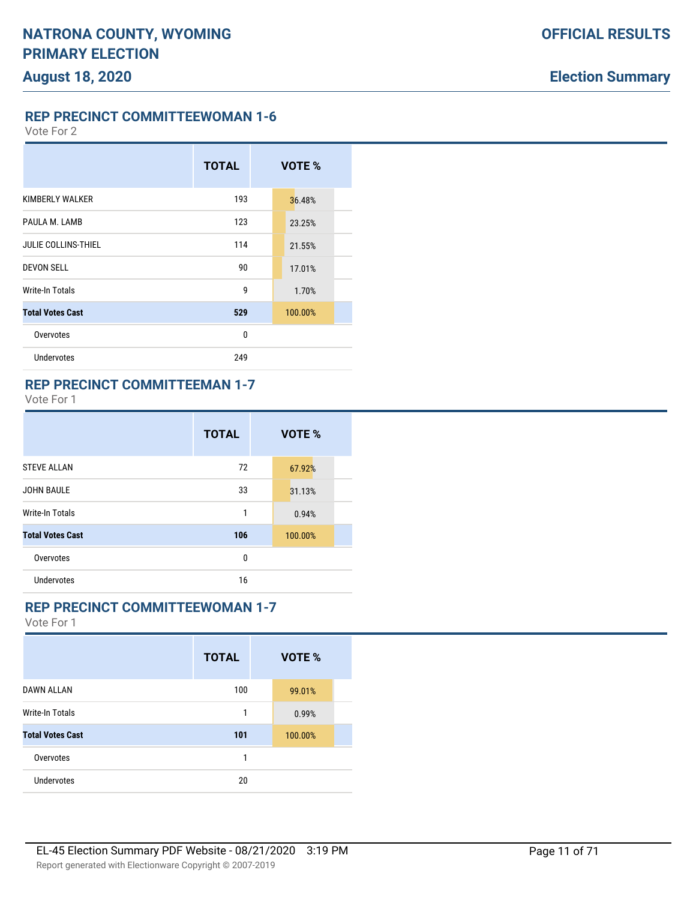## REP PRECINCT COMMITTEEWOMAN 1-6

Vote For 2

| | TOTAL | VOTE % |
|---|---|---|
| KIMBERLY WALKER | 193 | 36.48% |
| PAULA M. LAMB | 123 | 23.25% |
| JULIE COLLINS-THIEL | 114 | 21.55% |
| DEVON SELL | 90 | 17.01% |
| Write-In Totals | 9 | 1.70% |
| **Total Votes Cast** | **529** | 100.00% |
| Overvotes | 0 | |
| Undervotes | 249 | |

## REP PRECINCT COMMITTEEMAN 1-7

Vote For 1

| | TOTAL | VOTE % |
|---|---|---|
| STEVE ALLAN | 72 | 67.92% |
| JOHN BAULE | 33 | 31.13% |
| Write-In Totals | 1 | 0.94% |
| **Total Votes Cast** | **106** | 100.00% |
| Overvotes | 0 | |
| Undervotes | 16 | |

## REP PRECINCT COMMITTEEWOMAN 1-7

Vote For 1

| | TOTAL | VOTE % |
|---|---|---|
| DAWN ALLAN | 100 | 99.01% |
| Write-In Totals | 1 | 0.99% |
| **Total Votes Cast** | **101** | 100.00% |
| Overvotes | 1 | |
| Undervotes | 20 | |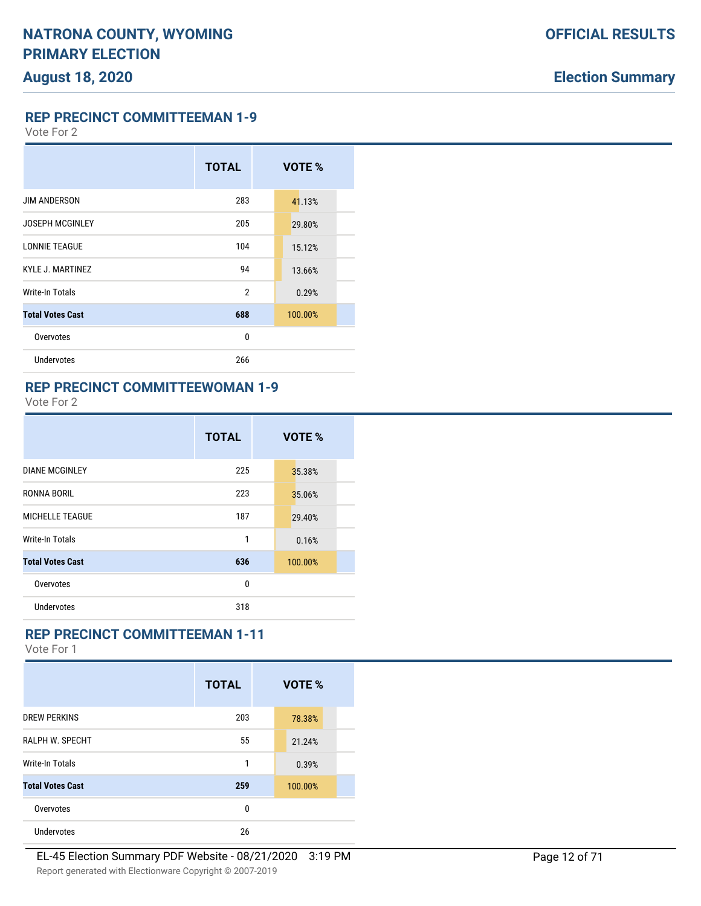## REP PRECINCT COMMITTEEMAN 1-9

Vote For 2

| | TOTAL | VOTE % |
|---|---|---|
| JIM ANDERSON | 283 | 41.13% |
| JOSEPH MCGINLEY | 205 | 29.80% |
| LONNIE TEAGUE | 104 | 15.12% |
| KYLE J. MARTINEZ | 94 | 13.66% |
| Write-In Totals | 2 | 0.29% |
| **Total Votes Cast** | **688** | 100.00% |
| Overvotes | 0 | |
| Undervotes | 266 | |

## REP PRECINCT COMMITTEEWOMAN 1-9

Vote For 2

| | TOTAL | VOTE % |
|---|---|---|
| DIANE MCGINLEY | 225 | 35.38% |
| RONNA BORIL | 223 | 35.06% |
| MICHELLE TEAGUE | 187 | 29.40% |
| Write-In Totals | 1 | 0.16% |
| **Total Votes Cast** | **636** | 100.00% |
| Overvotes | 0 | |
| Undervotes | 318 | |

## REP PRECINCT COMMITTEEMAN 1-11

Vote For 1

| | TOTAL | VOTE % |
|---|---|---|
| DREW PERKINS | 203 | 78.38% |
| RALPH W. SPECHT | 55 | 21.24% |
| Write-In Totals | 1 | 0.39% |
| **Total Votes Cast** | **259** | 100.00% |
| Overvotes | 0 | |
| Undervotes | 26 | |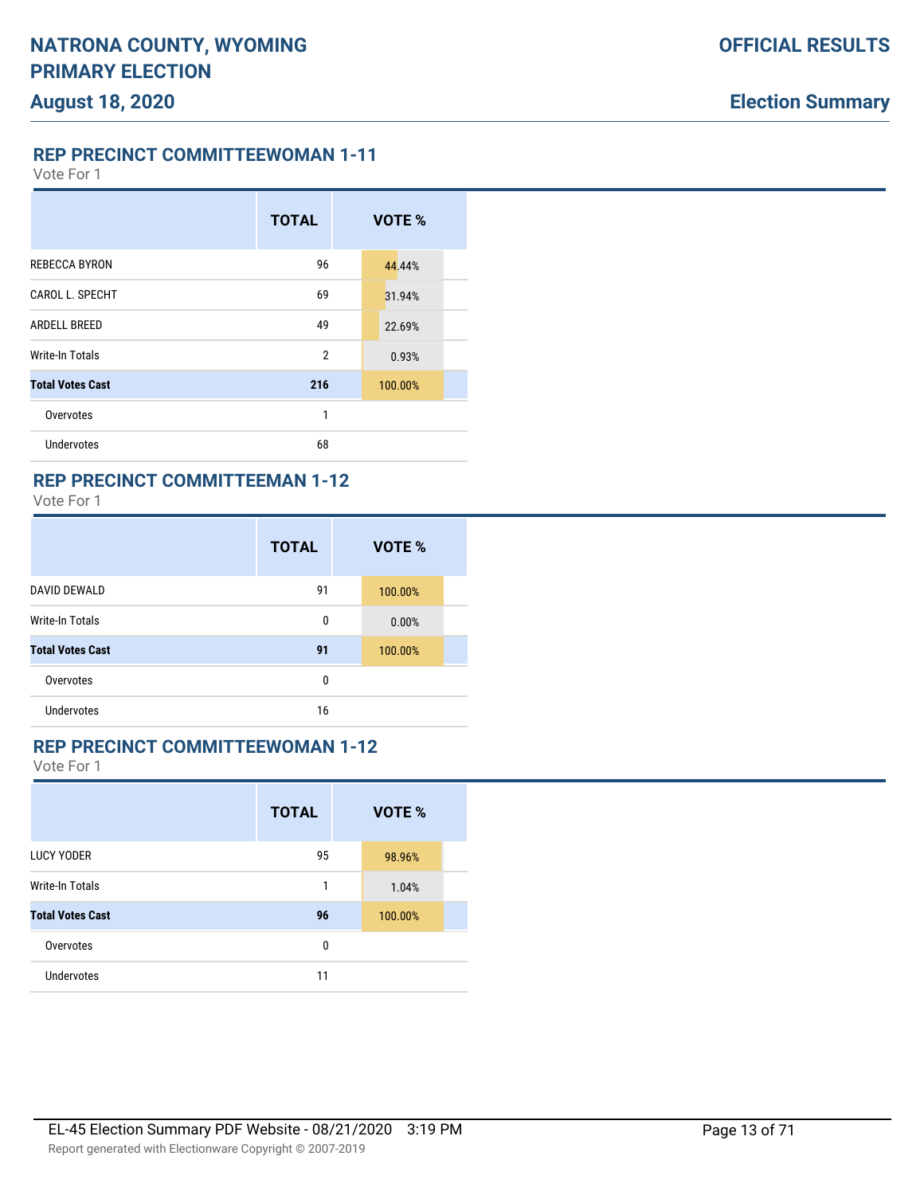## REP PRECINCT COMMITTEEWOMAN 1-11

Vote For 1

| | TOTAL | VOTE % |
|---|---|---|
| REBECCA BYRON | 96 | 44.44% |
| CAROL L. SPECHT | 69 | 31.94% |
| ARDELL BREED | 49 | 22.69% |
| Write-In Totals | 2 | 0.93% |
| **Total Votes Cast** | **216** | 100.00% |
| Overvotes | 1 | |
| Undervotes | 68 | |

## REP PRECINCT COMMITTEEMAN 1-12

Vote For 1

| | TOTAL | VOTE % |
|---|---|---|
| DAVID DEWALD | 91 | 100.00% |
| Write-In Totals | 0 | 0.00% |
| **Total Votes Cast** | **91** | 100.00% |
| Overvotes | 0 | |
| Undervotes | 16 | |

## REP PRECINCT COMMITTEEWOMAN 1-12

Vote For 1

| | TOTAL | VOTE % |
|---|---|---|
| LUCY YODER | 95 | 98.96% |
| Write-In Totals | 1 | 1.04% |
| **Total Votes Cast** | **96** | 100.00% |
| Overvotes | 0 | |
| Undervotes | 11 | |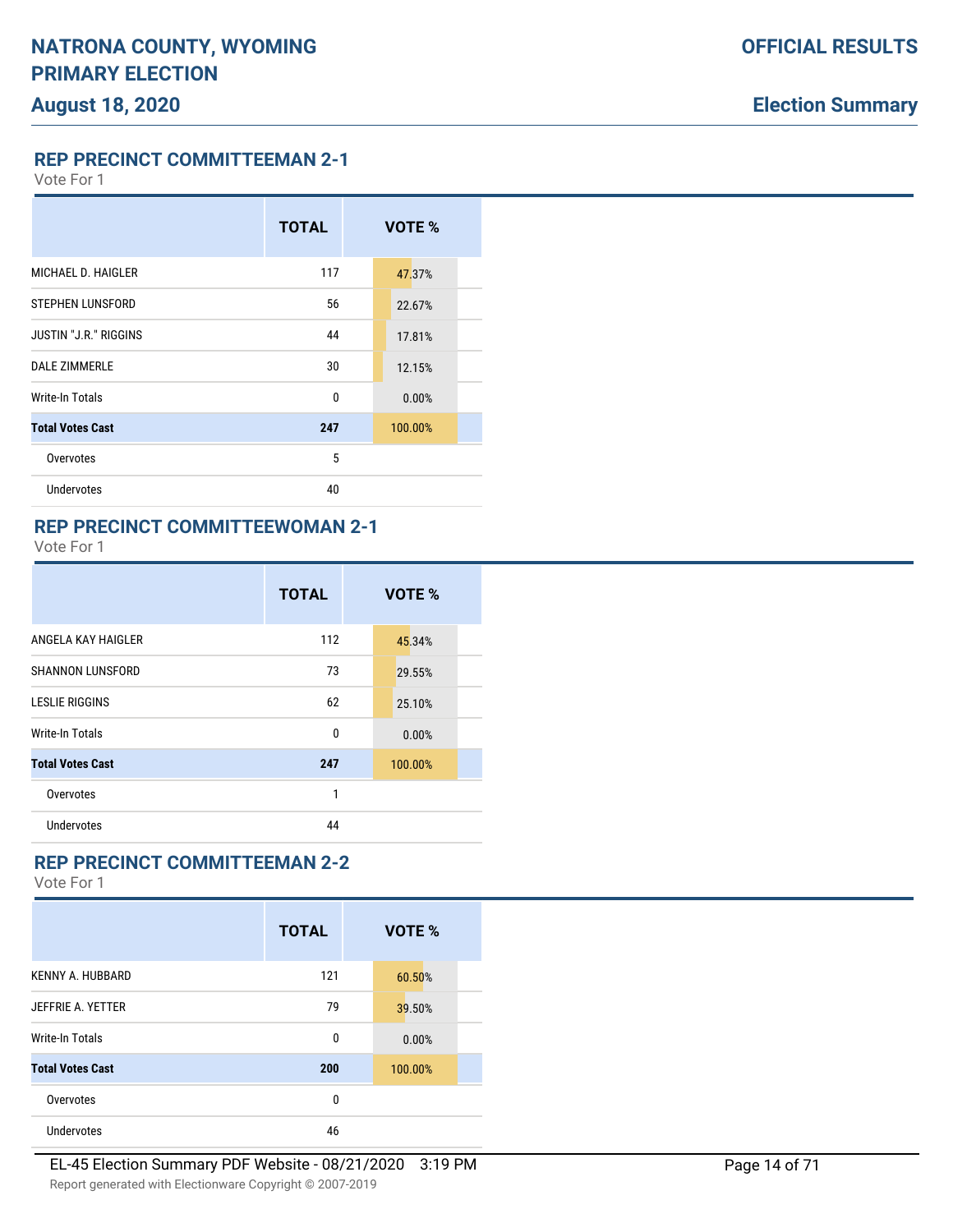## REP PRECINCT COMMITTEEMAN 2-1

Vote For 1

| | TOTAL | VOTE % |
|---|---|---|
| MICHAEL D. HAIGLER | 117 | 47.37% |
| STEPHEN LUNSFORD | 56 | 22.67% |
| JUSTIN "J.R." RIGGINS | 44 | 17.81% |
| DALE ZIMMERLE | 30 | 12.15% |
| Write-In Totals | 0 | 0.00% |
| **Total Votes Cast** | **247** | 100.00% |
| Overvotes | 5 | |
| Undervotes | 40 | |

## REP PRECINCT COMMITTEEWOMAN 2-1

Vote For 1

| | TOTAL | VOTE % |
|---|---|---|
| ANGELA KAY HAIGLER | 112 | 45.34% |
| SHANNON LUNSFORD | 73 | 29.55% |
| LESLIE RIGGINS | 62 | 25.10% |
| Write-In Totals | 0 | 0.00% |
| **Total Votes Cast** | **247** | 100.00% |
| Overvotes | 1 | |
| Undervotes | 44 | |

## REP PRECINCT COMMITTEEMAN 2-2

Vote For 1

| | TOTAL | VOTE % |
|---|---|---|
| KENNY A. HUBBARD | 121 | 60.50% |
| JEFFRIE A. YETTER | 79 | 39.50% |
| Write-In Totals | 0 | 0.00% |
| **Total Votes Cast** | **200** | 100.00% |
| Overvotes | 0 | |
| Undervotes | 46 | |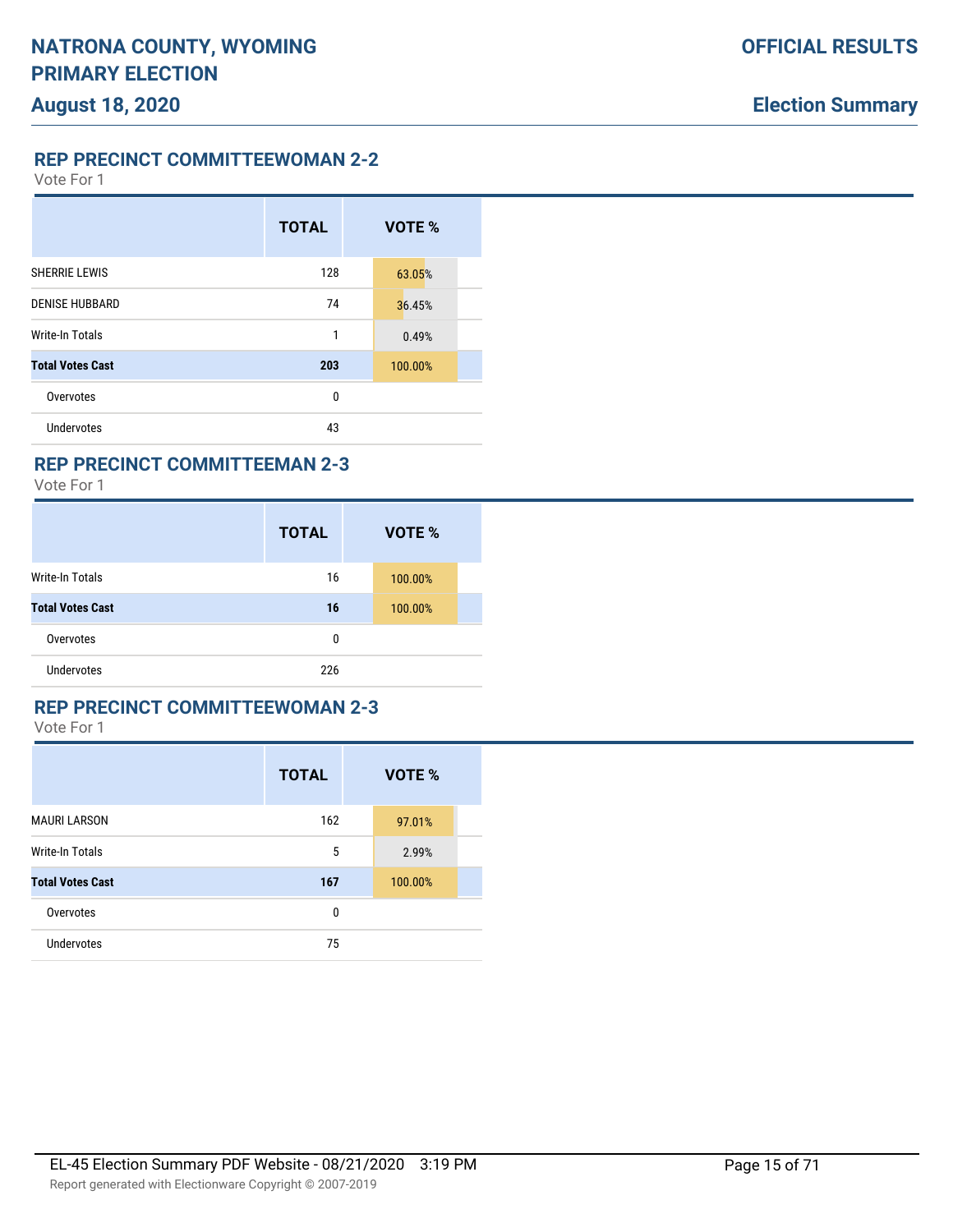## REP PRECINCT COMMITTEEWOMAN 2-2

Vote For 1

| | TOTAL | VOTE % |
|---|---|---|
| SHERRIE LEWIS | 128 | 63.05% |
| DENISE HUBBARD | 74 | 36.45% |
| Write-In Totals | 1 | 0.49% |
| **Total Votes Cast** | **203** | 100.00% |
| Overvotes | 0 | |
| Undervotes | 43 | |

## REP PRECINCT COMMITTEEMAN 2-3

Vote For 1

| | TOTAL | VOTE % |
|---|---|---|
| Write-In Totals | 16 | 100.00% |
| **Total Votes Cast** | **16** | 100.00% |
| Overvotes | 0 | |
| Undervotes | 226 | |

## REP PRECINCT COMMITTEEWOMAN 2-3

Vote For 1

| | TOTAL | VOTE % |
|---|---|---|
| MAURI LARSON | 162 | 97.01% |
| Write-In Totals | 5 | 2.99% |
| **Total Votes Cast** | **167** | 100.00% |
| Overvotes | 0 | |
| Undervotes | 75 | |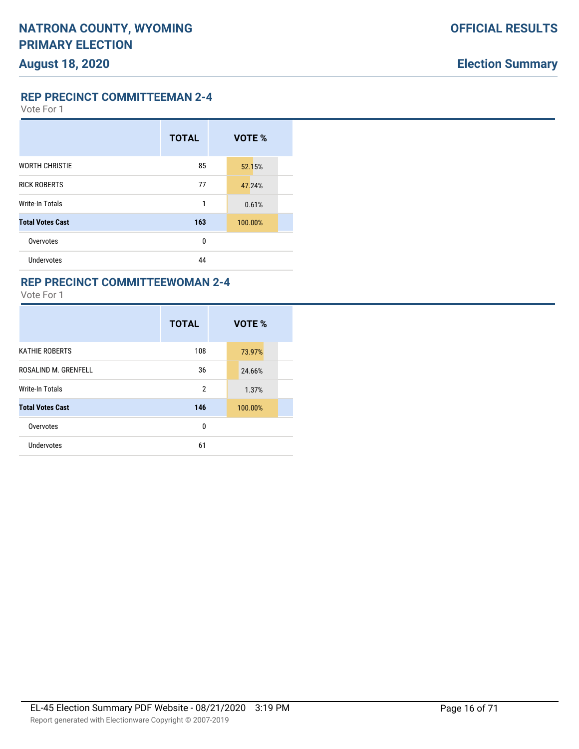## REP PRECINCT COMMITTEEMAN 2-4

Vote For 1

| | TOTAL | VOTE % |
|---|---|---|
| WORTH CHRISTIE | 85 | 52.15% |
| RICK ROBERTS | 77 | 47.24% |
| Write-In Totals | 1 | 0.61% |
| **Total Votes Cast** | **163** | 100.00% |
| Overvotes | 0 | |
| Undervotes | 44 | |

## REP PRECINCT COMMITTEEWOMAN 2-4

Vote For 1

| | TOTAL | VOTE % |
|---|---|---|
| KATHIE ROBERTS | 108 | 73.97% |
| ROSALIND M. GRENFELL | 36 | 24.66% |
| Write-In Totals | 2 | 1.37% |
| **Total Votes Cast** | **146** | 100.00% |
| Overvotes | 0 | |
| Undervotes | 61 | |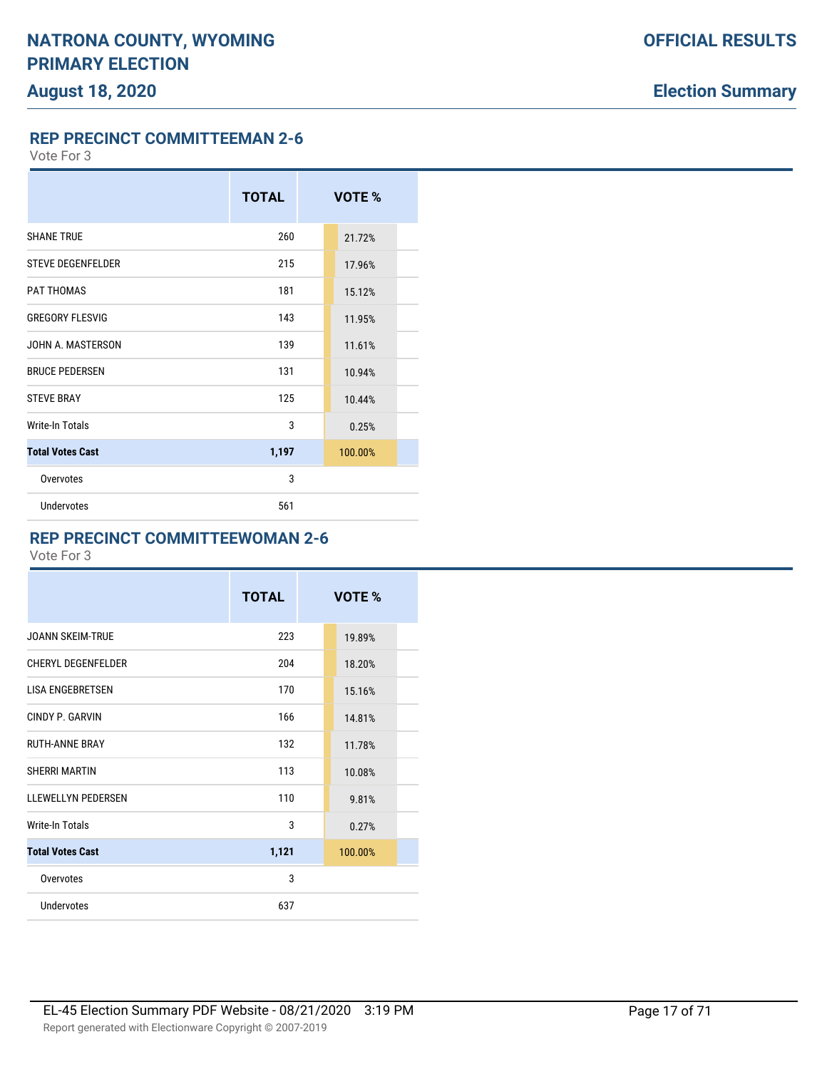## REP PRECINCT COMMITTEEMAN 2-6

Vote For 3

| | TOTAL | VOTE % |
|---|---|---|
| SHANE TRUE | 260 | 21.72% |
| STEVE DEGENFELDER | 215 | 17.96% |
| PAT THOMAS | 181 | 15.12% |
| GREGORY FLESVIG | 143 | 11.95% |
| JOHN A. MASTERSON | 139 | 11.61% |
| BRUCE PEDERSEN | 131 | 10.94% |
| STEVE BRAY | 125 | 10.44% |
| Write-In Totals | 3 | 0.25% |
| **Total Votes Cast** | **1,197** | 100.00% |
| Overvotes | 3 | |
| Undervotes | 561 | |

## REP PRECINCT COMMITTEEWOMAN 2-6

Vote For 3

| | TOTAL | VOTE % |
|---|---|---|
| JOANN SKEIM-TRUE | 223 | 19.89% |
| CHERYL DEGENFELDER | 204 | 18.20% |
| LISA ENGEBRETSEN | 170 | 15.16% |
| CINDY P. GARVIN | 166 | 14.81% |
| RUTH-ANNE BRAY | 132 | 11.78% |
| SHERRI MARTIN | 113 | 10.08% |
| LLEWELLYN PEDERSEN | 110 | 9.81% |
| Write-In Totals | 3 | 0.27% |
| **Total Votes Cast** | **1,121** | 100.00% |
| Overvotes | 3 | |
| Undervotes | 637 | |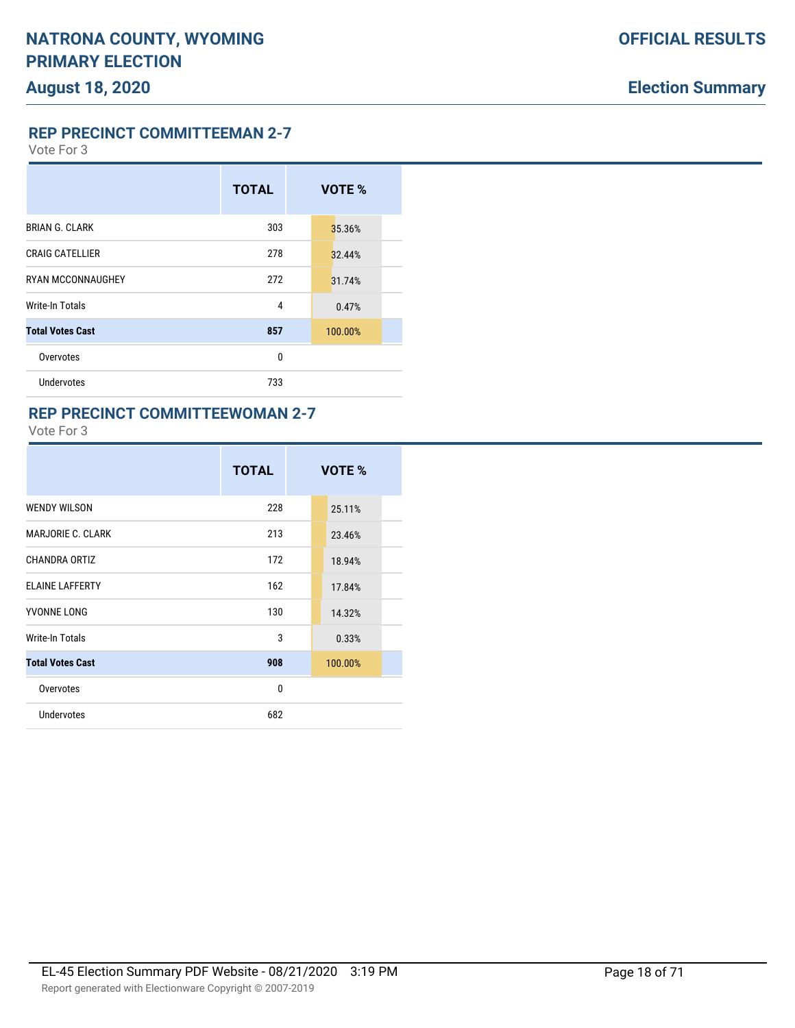## REP PRECINCT COMMITTEEMAN 2-7

Vote For 3

| | TOTAL | VOTE % |
|---|---|---|
| BRIAN G. CLARK | 303 | 35.36% |
| CRAIG CATELLIER | 278 | 32.44% |
| RYAN MCCONNAUGHEY | 272 | 31.74% |
| Write-In Totals | 4 | 0.47% |
| **Total Votes Cast** | **857** | 100.00% |
| Overvotes | 0 | |
| Undervotes | 733 | |

## REP PRECINCT COMMITTEEWOMAN 2-7

Vote For 3

| | TOTAL | VOTE % |
|---|---|---|
| WENDY WILSON | 228 | 25.11% |
| MARJORIE C. CLARK | 213 | 23.46% |
| CHANDRA ORTIZ | 172 | 18.94% |
| ELAINE LAFFERTY | 162 | 17.84% |
| YVONNE LONG | 130 | 14.32% |
| Write-In Totals | 3 | 0.33% |
| **Total Votes Cast** | **908** | 100.00% |
| Overvotes | 0 | |
| Undervotes | 682 | |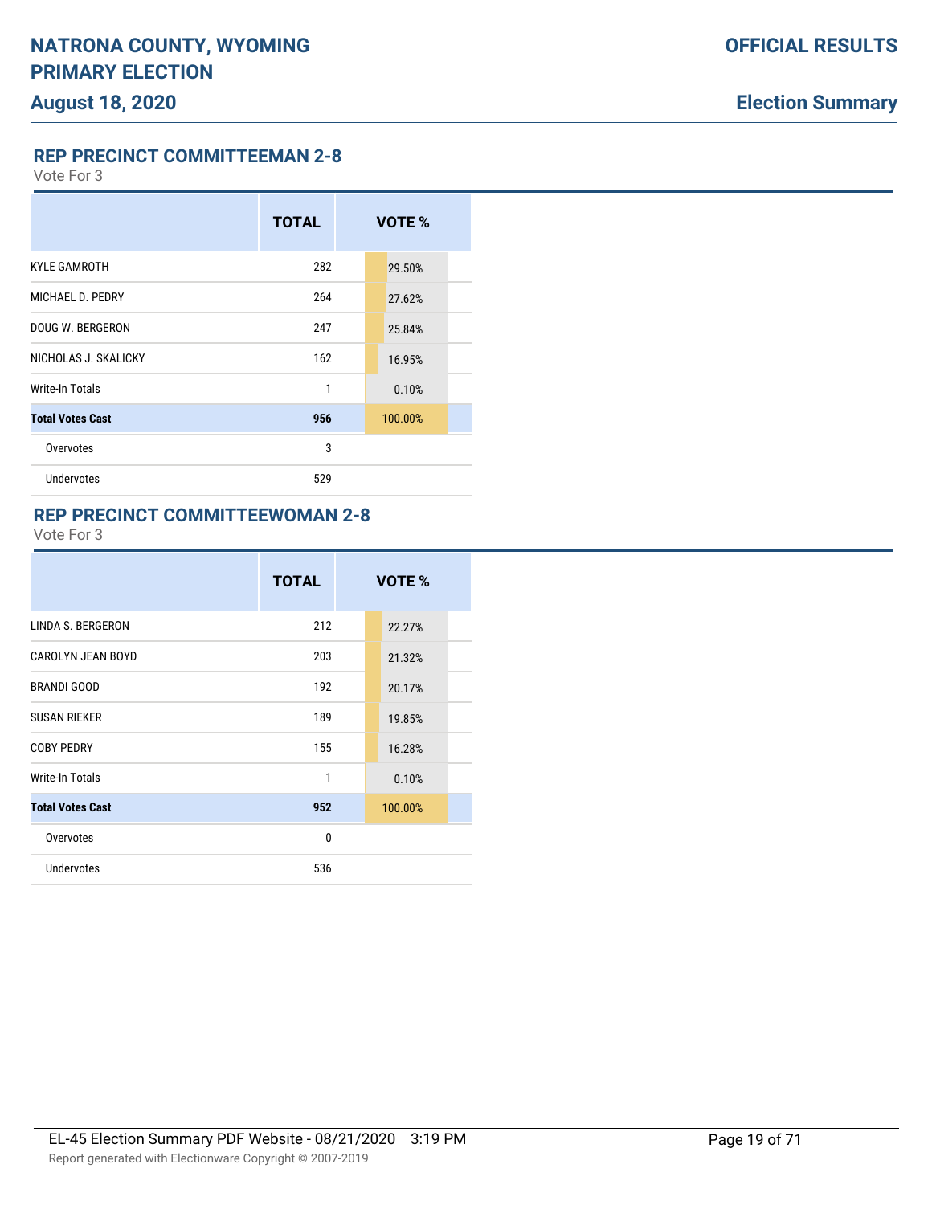## REP PRECINCT COMMITTEEMAN 2-8

Vote For 3

| | TOTAL | VOTE % |
|---|---|---|
| KYLE GAMROTH | 282 | 29.50% |
| MICHAEL D. PEDRY | 264 | 27.62% |
| DOUG W. BERGERON | 247 | 25.84% |
| NICHOLAS J. SKALICKY | 162 | 16.95% |
| Write-In Totals | 1 | 0.10% |
| **Total Votes Cast** | **956** | **100.00%** |
| Overvotes | 3 | |
| Undervotes | 529 | |

## REP PRECINCT COMMITTEEWOMAN 2-8

Vote For 3

| | TOTAL | VOTE % |
|---|---|---|
| LINDA S. BERGERON | 212 | 22.27% |
| CAROLYN JEAN BOYD | 203 | 21.32% |
| BRANDI GOOD | 192 | 20.17% |
| SUSAN RIEKER | 189 | 19.85% |
| COBY PEDRY | 155 | 16.28% |
| Write-In Totals | 1 | 0.10% |
| **Total Votes Cast** | **952** | **100.00%** |
| Overvotes | 0 | |
| Undervotes | 536 | |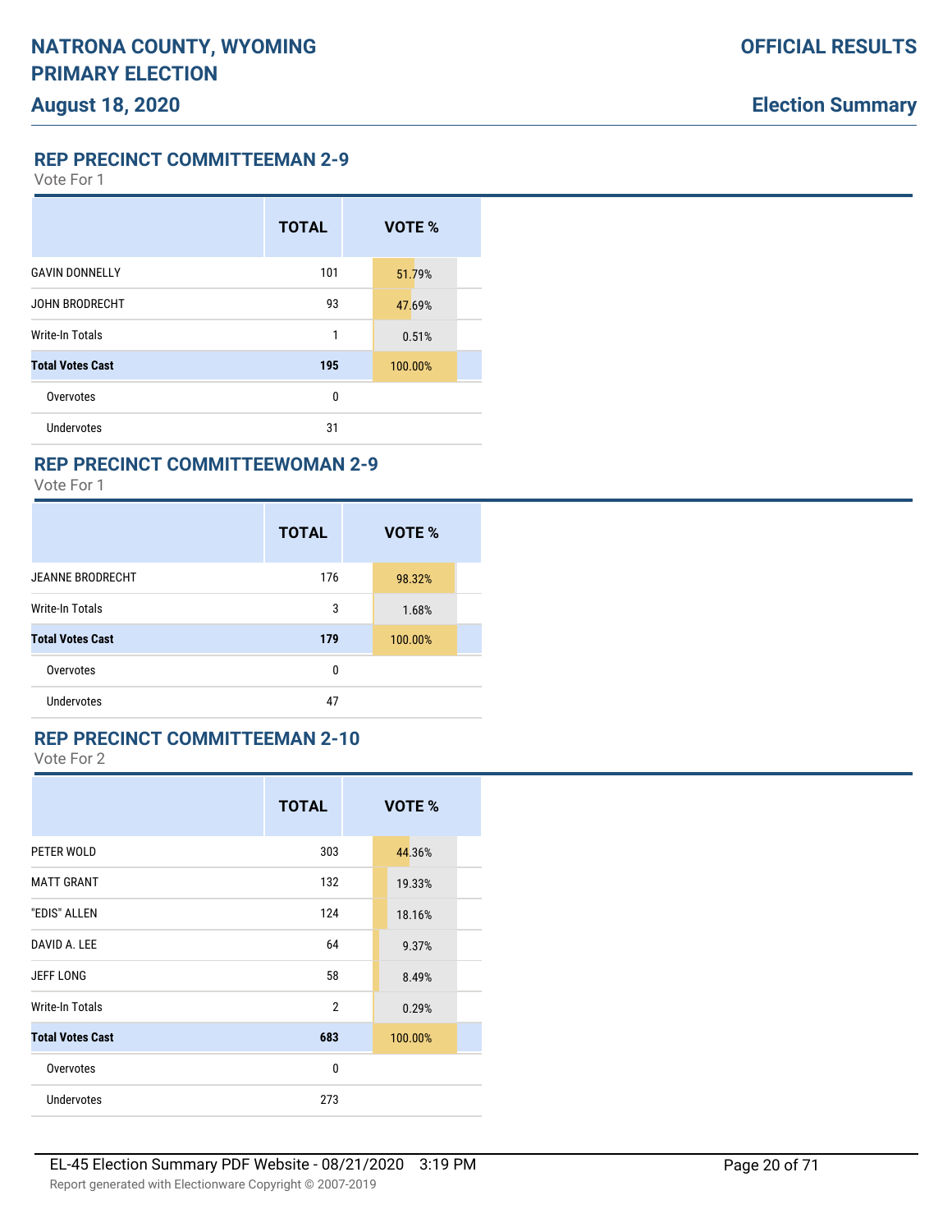## REP PRECINCT COMMITTEEMAN 2-9

Vote For 1

| | TOTAL | VOTE % |
|---|---|---|
| GAVIN DONNELLY | 101 | 51.79% |
| JOHN BRODRECHT | 93 | 47.69% |
| Write-In Totals | 1 | 0.51% |
| **Total Votes Cast** | **195** | 100.00% |
| Overvotes | 0 | |
| Undervotes | 31 | |

## REP PRECINCT COMMITTEEWOMAN 2-9

Vote For 1

| | TOTAL | VOTE % |
|---|---|---|
| JEANNE BRODRECHT | 176 | 98.32% |
| Write-In Totals | 3 | 1.68% |
| **Total Votes Cast** | **179** | 100.00% |
| Overvotes | 0 | |
| Undervotes | 47 | |

## REP PRECINCT COMMITTEEMAN 2-10

Vote For 2

| | TOTAL | VOTE % |
|---|---|---|
| PETER WOLD | 303 | 44.36% |
| MATT GRANT | 132 | 19.33% |
| "EDIS" ALLEN | 124 | 18.16% |
| DAVID A. LEE | 64 | 9.37% |
| JEFF LONG | 58 | 8.49% |
| Write-In Totals | 2 | 0.29% |
| **Total Votes Cast** | **683** | 100.00% |
| Overvotes | 0 | |
| Undervotes | 273 | |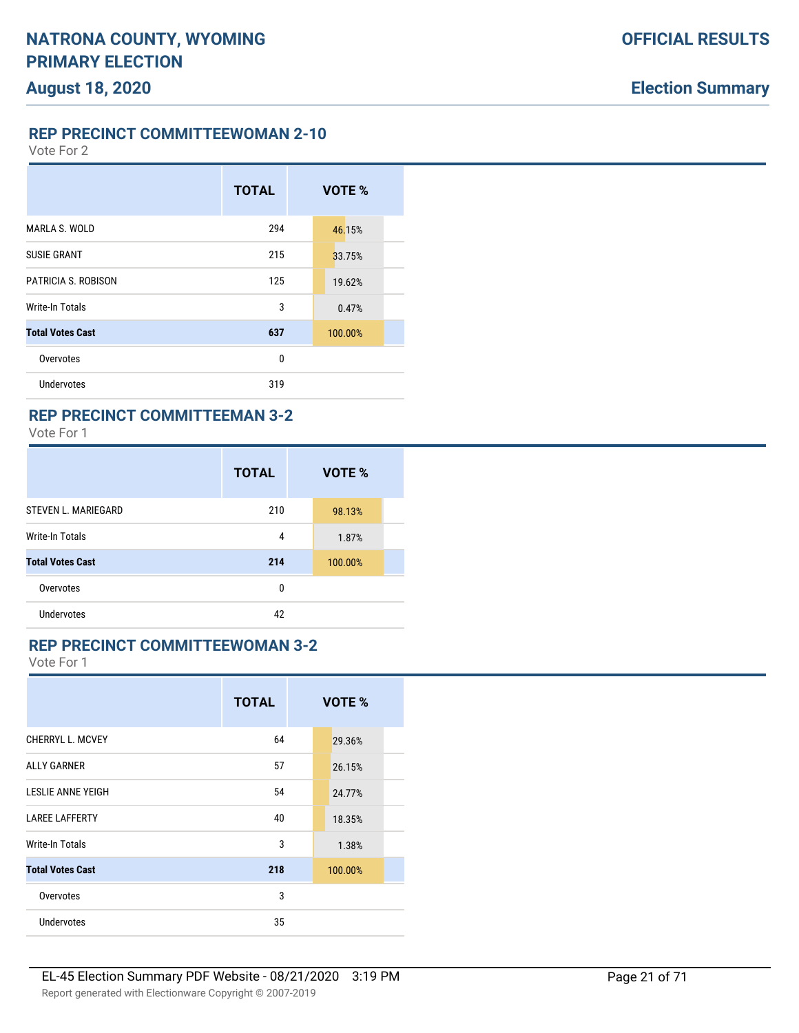## REP PRECINCT COMMITTEEWOMAN 2-10

Vote For 2

| | TOTAL | VOTE % |
|---|---|---|
| MARLA S. WOLD | 294 | 46.15% |
| SUSIE GRANT | 215 | 33.75% |
| PATRICIA S. ROBISON | 125 | 19.62% |
| Write-In Totals | 3 | 0.47% |
| **Total Votes Cast** | **637** | 100.00% |
| Overvotes | 0 | |
| Undervotes | 319 | |

## REP PRECINCT COMMITTEEMAN 3-2

Vote For 1

| | TOTAL | VOTE % |
|---|---|---|
| STEVEN L. MARIEGARD | 210 | 98.13% |
| Write-In Totals | 4 | 1.87% |
| **Total Votes Cast** | **214** | 100.00% |
| Overvotes | 0 | |
| Undervotes | 42 | |

## REP PRECINCT COMMITTEEWOMAN 3-2

Vote For 1

| | TOTAL | VOTE % |
|---|---|---|
| CHERRYL L. MCVEY | 64 | 29.36% |
| ALLY GARNER | 57 | 26.15% |
| LESLIE ANNE YEIGH | 54 | 24.77% |
| LAREE LAFFERTY | 40 | 18.35% |
| Write-In Totals | 3 | 1.38% |
| **Total Votes Cast** | **218** | 100.00% |
| Overvotes | 3 | |
| Undervotes | 35 | |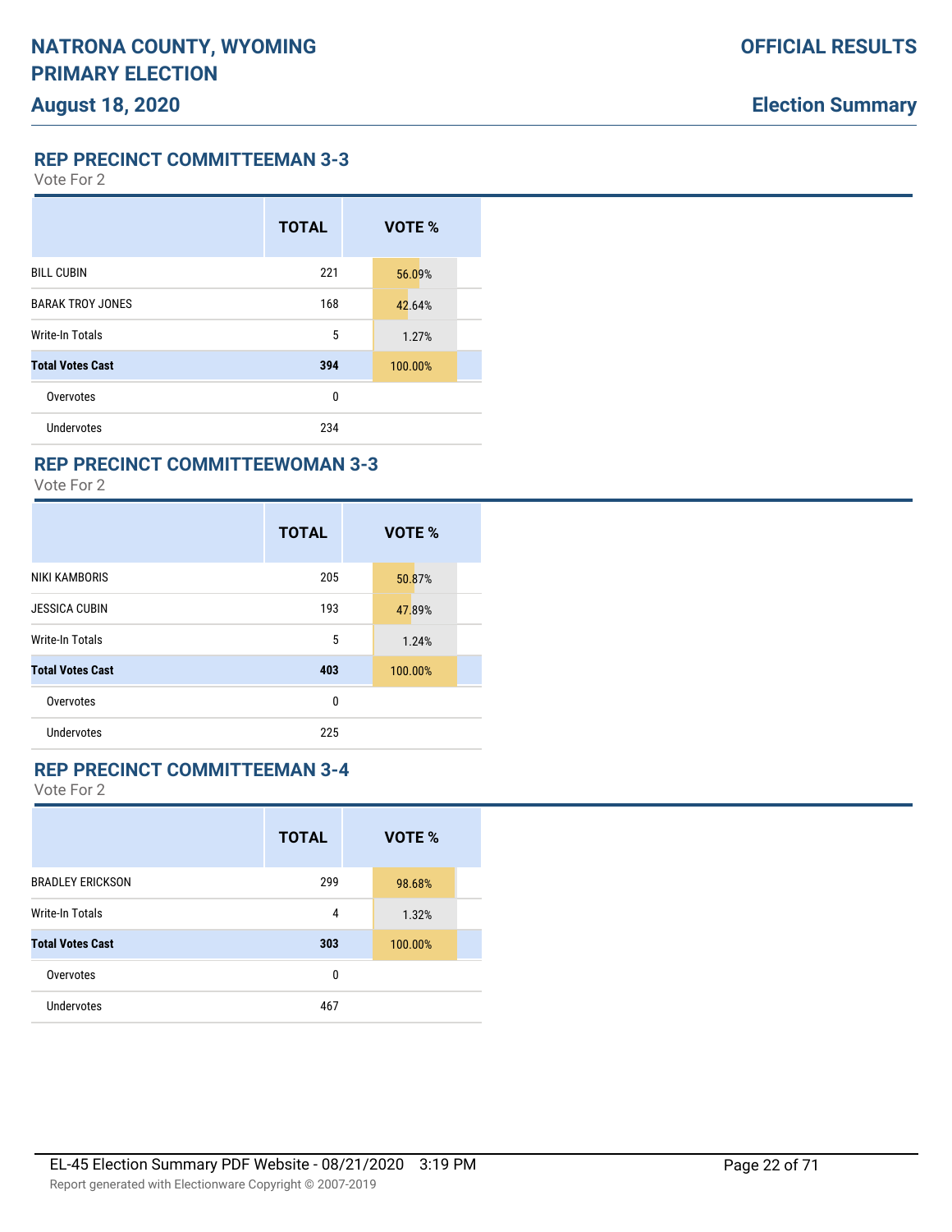## REP PRECINCT COMMITTEEMAN 3-3

Vote For 2

| | TOTAL | VOTE % |
|---|---|---|
| BILL CUBIN | 221 | 56.09% |
| BARAK TROY JONES | 168 | 42.64% |
| Write-In Totals | 5 | 1.27% |
| **Total Votes Cast** | **394** | 100.00% |
| Overvotes | 0 | |
| Undervotes | 234 | |

## REP PRECINCT COMMITTEEWOMAN 3-3

Vote For 2

| | TOTAL | VOTE % |
|---|---|---|
| NIKI KAMBORIS | 205 | 50.87% |
| JESSICA CUBIN | 193 | 47.89% |
| Write-In Totals | 5 | 1.24% |
| **Total Votes Cast** | **403** | 100.00% |
| Overvotes | 0 | |
| Undervotes | 225 | |

## REP PRECINCT COMMITTEEMAN 3-4

Vote For 2

| | TOTAL | VOTE % |
|---|---|---|
| BRADLEY ERICKSON | 299 | 98.68% |
| Write-In Totals | 4 | 1.32% |
| **Total Votes Cast** | **303** | 100.00% |
| Overvotes | 0 | |
| Undervotes | 467 | |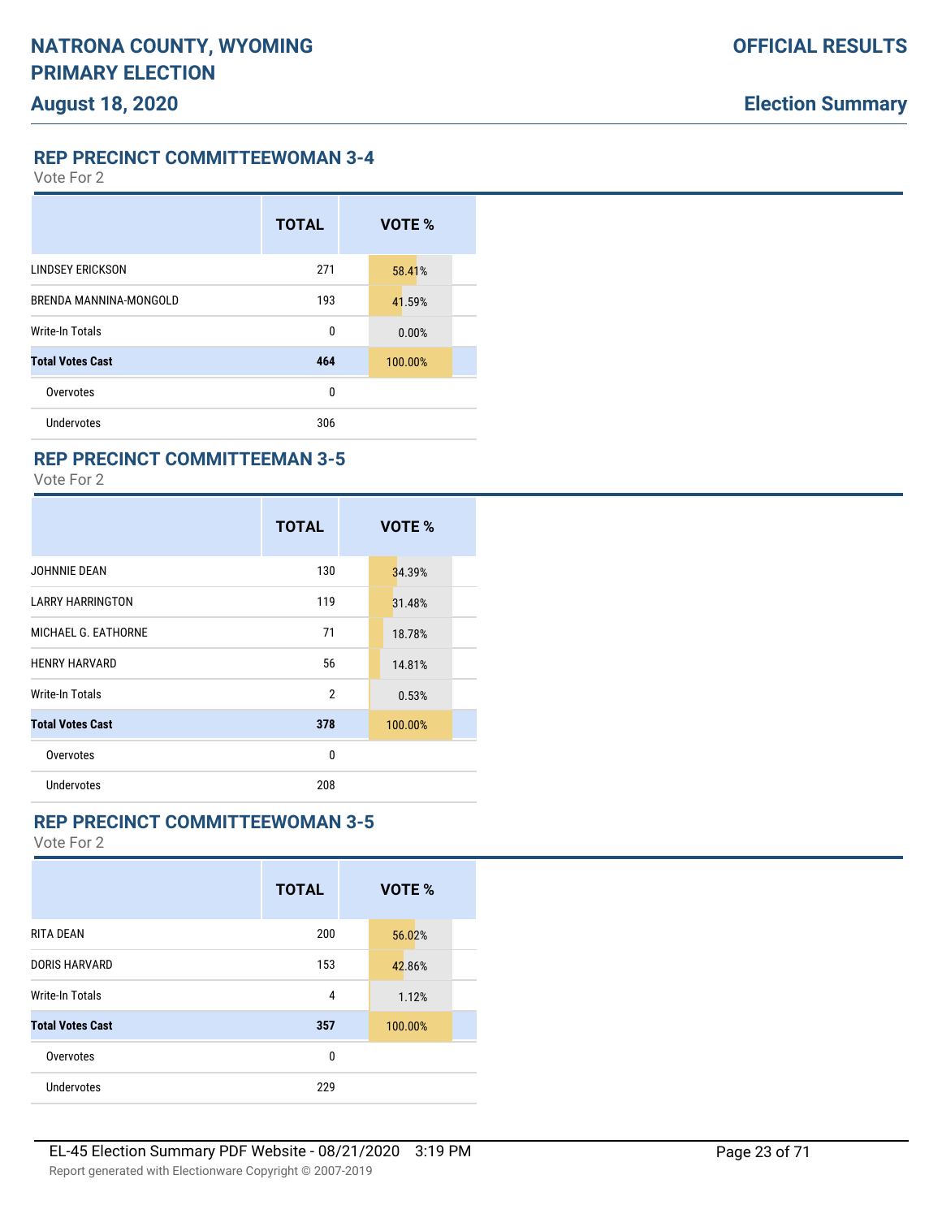# NATRONA COUNTY, WYOMING PRIMARY ELECTION

## August 18, 2020

**OFFICIAL RESULTS**

**Election Summary**

### REP PRECINCT COMMITTEEWOMAN 3-4

Vote For 2

| | TOTAL | VOTE % |
|---|---|---|
| LINDSEY ERICKSON | 271 | 58.41% |
| BRENDA MANNINA-MONGOLD | 193 | 41.59% |
| Write-In Totals | 0 | 0.00% |
| **Total Votes Cast** | **464** | 100.00% |
| Overvotes | 0 | |
| Undervotes | 306 | |

### REP PRECINCT COMMITTEEMAN 3-5

Vote For 2

| | TOTAL | VOTE % |
|---|---|---|
| JOHNNIE DEAN | 130 | 34.39% |
| LARRY HARRINGTON | 119 | 31.48% |
| MICHAEL G. EATHORNE | 71 | 18.78% |
| HENRY HARVARD | 56 | 14.81% |
| Write-In Totals | 2 | 0.53% |
| **Total Votes Cast** | **378** | 100.00% |
| Overvotes | 0 | |
| Undervotes | 208 | |

### REP PRECINCT COMMITTEEWOMAN 3-5

Vote For 2

| | TOTAL | VOTE % |
|---|---|---|
| RITA DEAN | 200 | 56.02% |
| DORIS HARVARD | 153 | 42.86% |
| Write-In Totals | 4 | 1.12% |
| **Total Votes Cast** | **357** | 100.00% |
| Overvotes | 0 | |
| Undervotes | 229 | |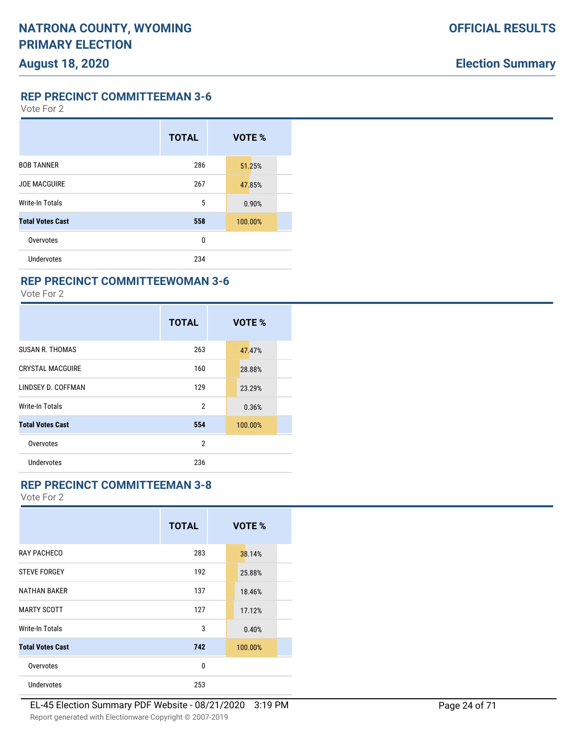## REP PRECINCT COMMITTEEMAN 3-6

Vote For 2

| | TOTAL | VOTE % |
|---|---|---|
| BOB TANNER | 286 | 51.25% |
| JOE MACGUIRE | 267 | 47.85% |
| Write-In Totals | 5 | 0.90% |
| **Total Votes Cast** | **558** | 100.00% |
| Overvotes | 0 | |
| Undervotes | 234 | |

## REP PRECINCT COMMITTEEWOMAN 3-6

Vote For 2

| | TOTAL | VOTE % |
|---|---|---|
| SUSAN R. THOMAS | 263 | 47.47% |
| CRYSTAL MACGUIRE | 160 | 28.88% |
| LINDSEY D. COFFMAN | 129 | 23.29% |
| Write-In Totals | 2 | 0.36% |
| **Total Votes Cast** | **554** | 100.00% |
| Overvotes | 2 | |
| Undervotes | 236 | |

## REP PRECINCT COMMITTEEMAN 3-8

Vote For 2

| | TOTAL | VOTE % |
|---|---|---|
| RAY PACHECO | 283 | 38.14% |
| STEVE FORGEY | 192 | 25.88% |
| NATHAN BAKER | 137 | 18.46% |
| MARTY SCOTT | 127 | 17.12% |
| Write-In Totals | 3 | 0.40% |
| **Total Votes Cast** | **742** | 100.00% |
| Overvotes | 0 | |
| Undervotes | 253 | |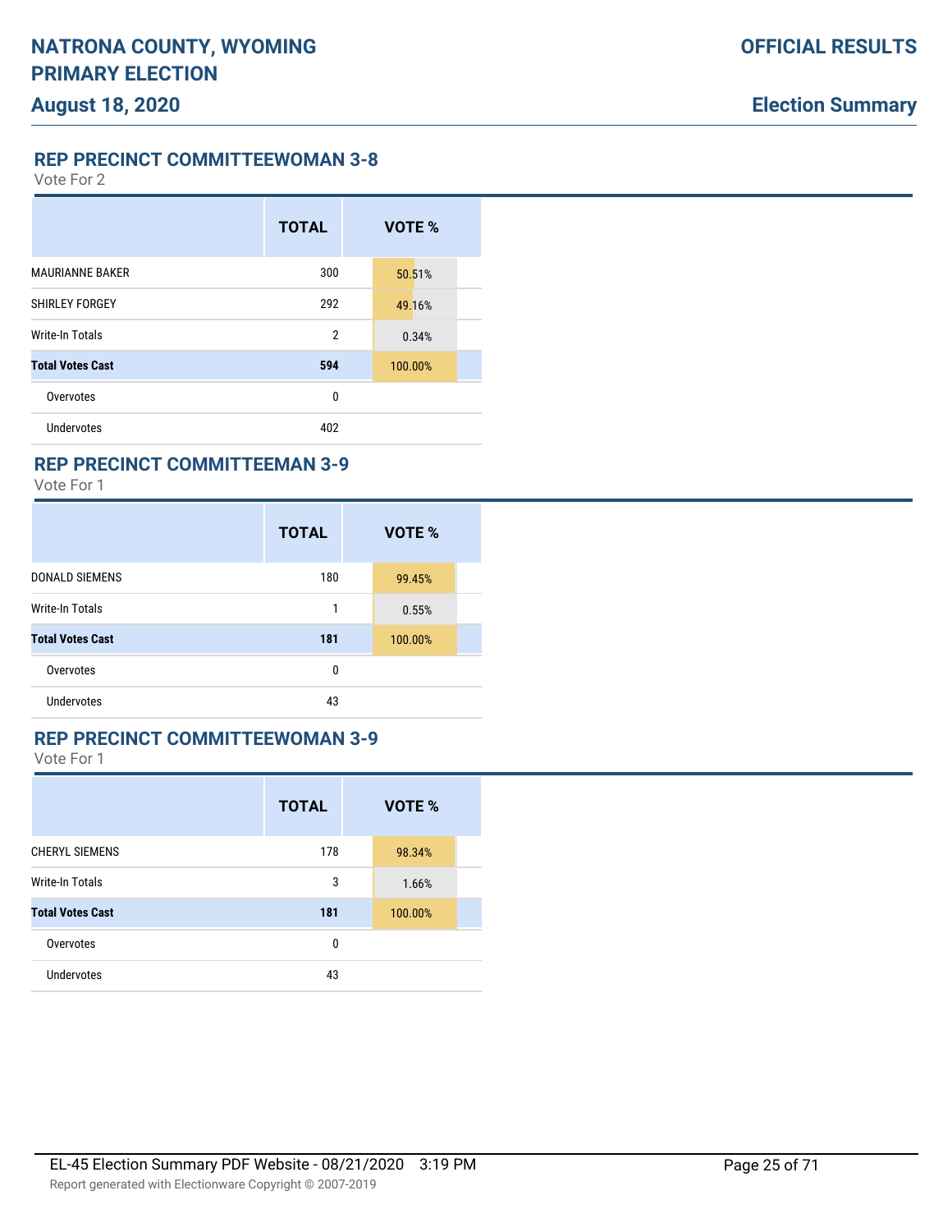## REP PRECINCT COMMITTEEWOMAN 3-8

Vote For 2

| | TOTAL | VOTE % |
|---|---|---|
| MAURIANNE BAKER | 300 | 50.51% |
| SHIRLEY FORGEY | 292 | 49.16% |
| Write-In Totals | 2 | 0.34% |
| **Total Votes Cast** | **594** | 100.00% |
| Overvotes | 0 | |
| Undervotes | 402 | |

## REP PRECINCT COMMITTEEMAN 3-9

Vote For 1

| | TOTAL | VOTE % |
|---|---|---|
| DONALD SIEMENS | 180 | 99.45% |
| Write-In Totals | 1 | 0.55% |
| **Total Votes Cast** | **181** | 100.00% |
| Overvotes | 0 | |
| Undervotes | 43 | |

## REP PRECINCT COMMITTEEWOMAN 3-9

Vote For 1

| | TOTAL | VOTE % |
|---|---|---|
| CHERYL SIEMENS | 178 | 98.34% |
| Write-In Totals | 3 | 1.66% |
| **Total Votes Cast** | **181** | 100.00% |
| Overvotes | 0 | |
| Undervotes | 43 | |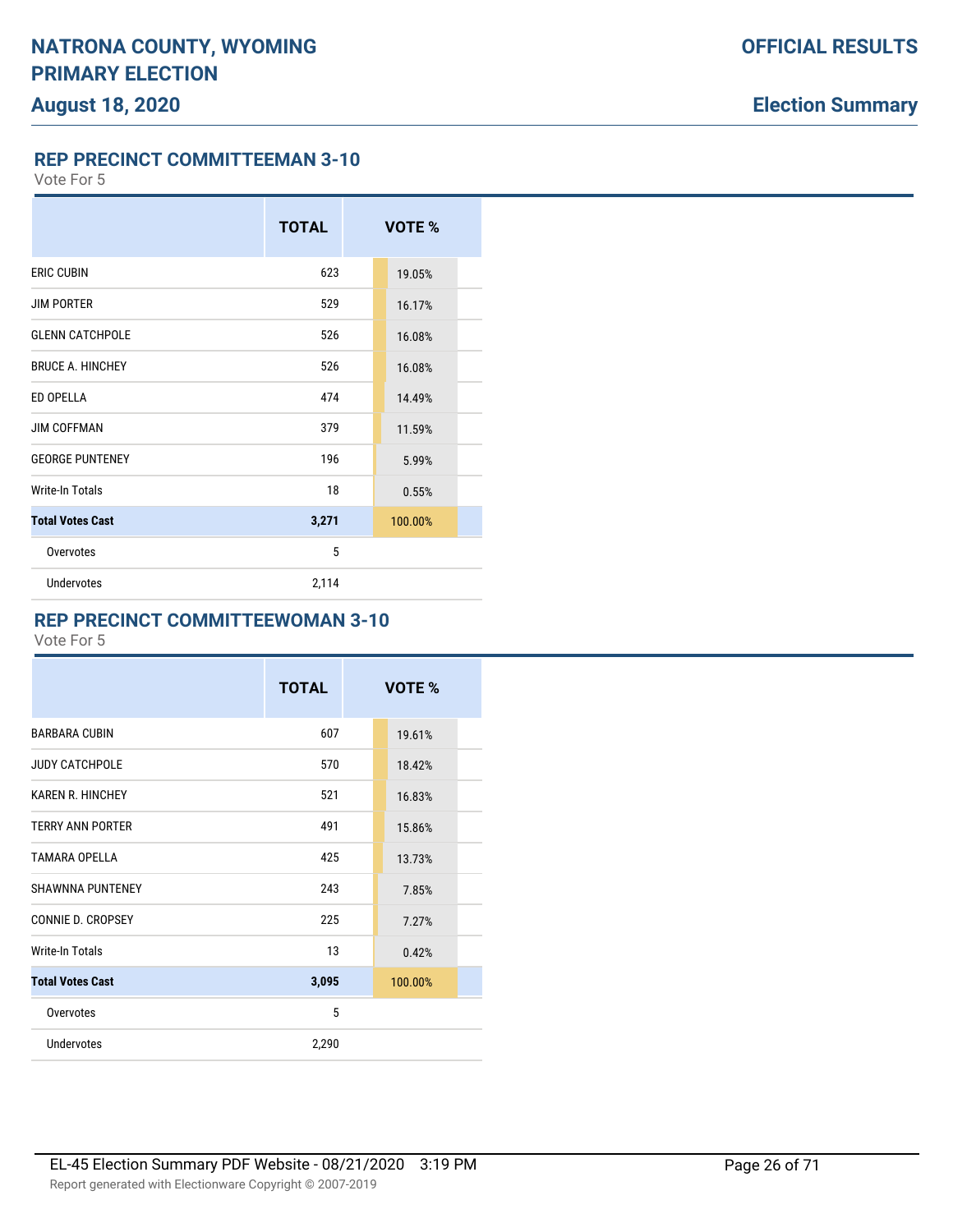# NATRONA COUNTY, WYOMING PRIMARY ELECTION

## August 18, 2020

**OFFICIAL RESULTS**

**Election Summary**

### REP PRECINCT COMMITTEEMAN 3-10

Vote For 5

| | TOTAL | VOTE % |
|---|---|---|
| ERIC CUBIN | 623 | 19.05% |
| JIM PORTER | 529 | 16.17% |
| GLENN CATCHPOLE | 526 | 16.08% |
| BRUCE A. HINCHEY | 526 | 16.08% |
| ED OPELLA | 474 | 14.49% |
| JIM COFFMAN | 379 | 11.59% |
| GEORGE PUNTENEY | 196 | 5.99% |
| Write-In Totals | 18 | 0.55% |
| **Total Votes Cast** | **3,271** | 100.00% |
| Overvotes | 5 | |
| Undervotes | 2,114 | |

### REP PRECINCT COMMITTEEWOMAN 3-10

Vote For 5

| | TOTAL | VOTE % |
|---|---|---|
| BARBARA CUBIN | 607 | 19.61% |
| JUDY CATCHPOLE | 570 | 18.42% |
| KAREN R. HINCHEY | 521 | 16.83% |
| TERRY ANN PORTER | 491 | 15.86% |
| TAMARA OPELLA | 425 | 13.73% |
| SHAWNNA PUNTENEY | 243 | 7.85% |
| CONNIE D. CROPSEY | 225 | 7.27% |
| Write-In Totals | 13 | 0.42% |
| **Total Votes Cast** | **3,095** | 100.00% |
| Overvotes | 5 | |
| Undervotes | 2,290 | |

EL-45 Election Summary PDF Website - 08/21/2020 3:19 PM

Report generated with Electionware Copyright © 2007-2019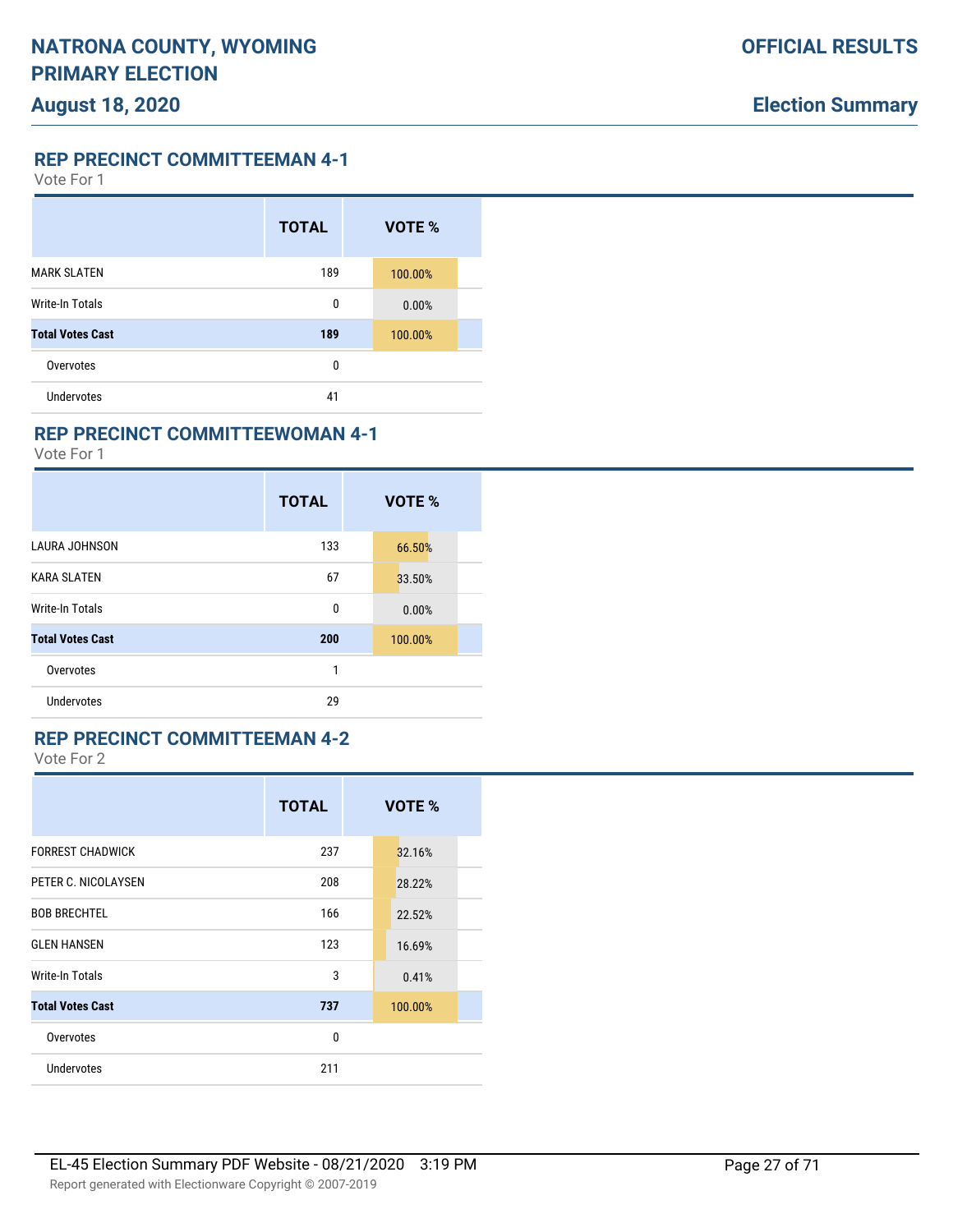## REP PRECINCT COMMITTEEMAN 4-1

Vote For 1

| | TOTAL | VOTE % |
|---|---|---|
| MARK SLATEN | 189 | 100.00% |
| Write-In Totals | 0 | 0.00% |
| **Total Votes Cast** | **189** | 100.00% |
| Overvotes | 0 | |
| Undervotes | 41 | |

## REP PRECINCT COMMITTEEWOMAN 4-1

Vote For 1

| | TOTAL | VOTE % |
|---|---|---|
| LAURA JOHNSON | 133 | 66.50% |
| KARA SLATEN | 67 | 33.50% |
| Write-In Totals | 0 | 0.00% |
| **Total Votes Cast** | **200** | 100.00% |
| Overvotes | 1 | |
| Undervotes | 29 | |

## REP PRECINCT COMMITTEEMAN 4-2

Vote For 2

| | TOTAL | VOTE % |
|---|---|---|
| FORREST CHADWICK | 237 | 32.16% |
| PETER C. NICOLAYSEN | 208 | 28.22% |
| BOB BRECHTEL | 166 | 22.52% |
| GLEN HANSEN | 123 | 16.69% |
| Write-In Totals | 3 | 0.41% |
| **Total Votes Cast** | **737** | 100.00% |
| Overvotes | 0 | |
| Undervotes | 211 | |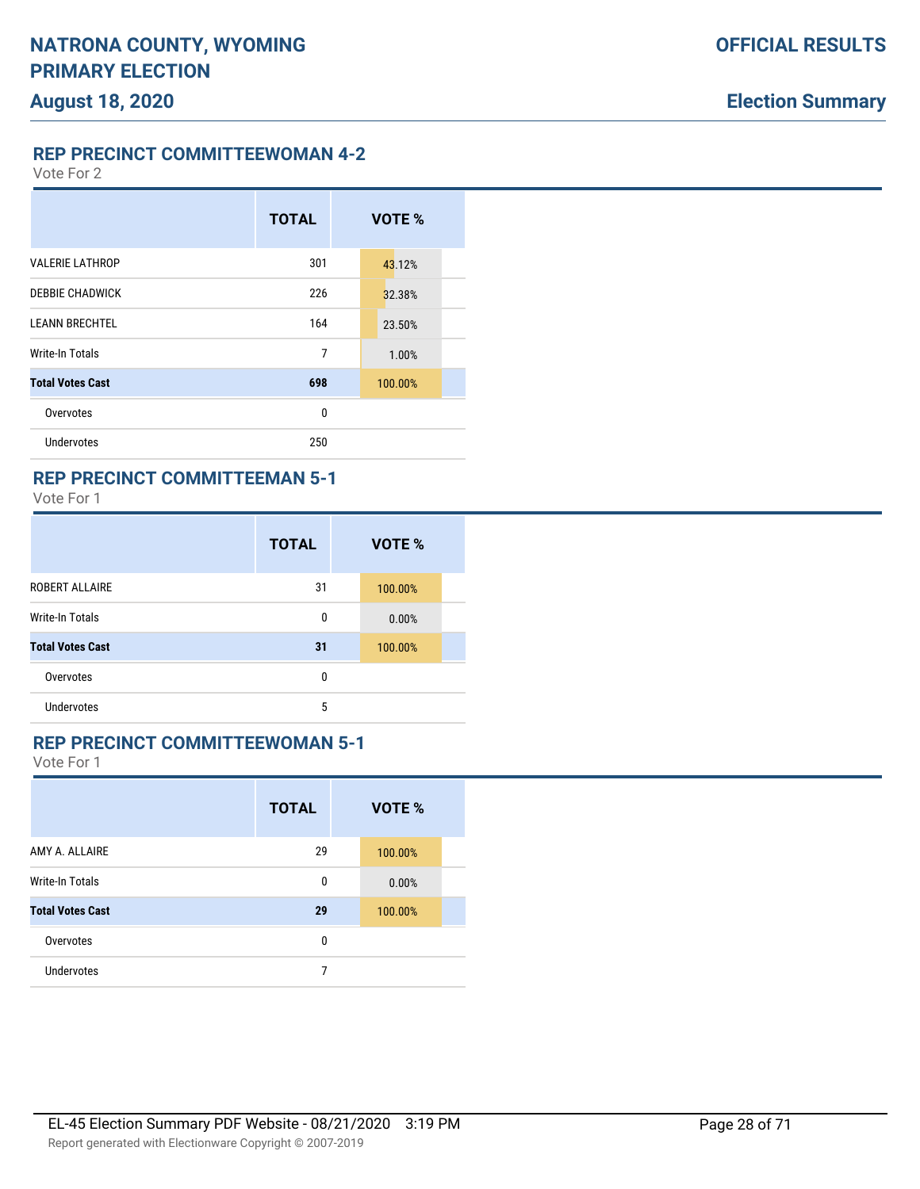## REP PRECINCT COMMITTEEWOMAN 4-2

Vote For 2

| | TOTAL | VOTE % |
|---|---|---|
| VALERIE LATHROP | 301 | 43.12% |
| DEBBIE CHADWICK | 226 | 32.38% |
| LEANN BRECHTEL | 164 | 23.50% |
| Write-In Totals | 7 | 1.00% |
| **Total Votes Cast** | **698** | 100.00% |
| Overvotes | 0 | |
| Undervotes | 250 | |

## REP PRECINCT COMMITTEEMAN 5-1

Vote For 1

| | TOTAL | VOTE % |
|---|---|---|
| ROBERT ALLAIRE | 31 | 100.00% |
| Write-In Totals | 0 | 0.00% |
| **Total Votes Cast** | **31** | 100.00% |
| Overvotes | 0 | |
| Undervotes | 5 | |

## REP PRECINCT COMMITTEEWOMAN 5-1

Vote For 1

| | TOTAL | VOTE % |
|---|---|---|
| AMY A. ALLAIRE | 29 | 100.00% |
| Write-In Totals | 0 | 0.00% |
| **Total Votes Cast** | **29** | 100.00% |
| Overvotes | 0 | |
| Undervotes | 7 | |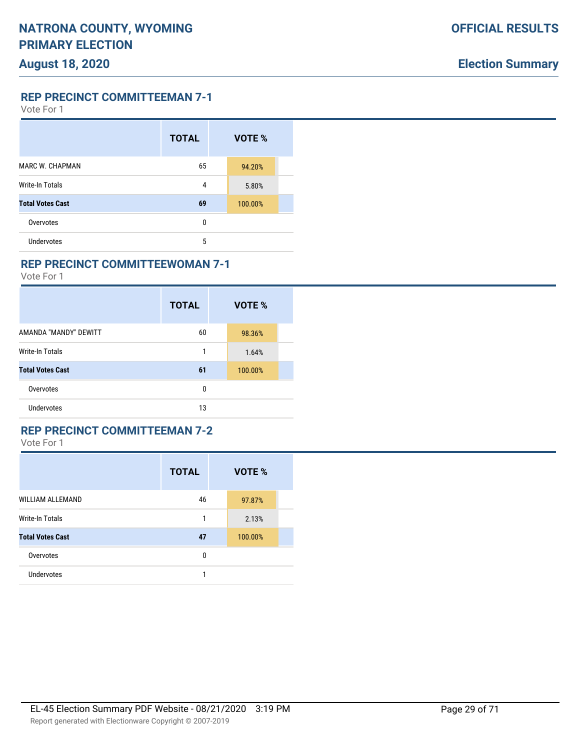# NATRONA COUNTY, WYOMING PRIMARY ELECTION

## August 18, 2020

**OFFICIAL RESULTS**

**Election Summary**

### REP PRECINCT COMMITTEEMAN 7-1

Vote For 1

| | TOTAL | VOTE % |
|---|---|---|
| MARC W. CHAPMAN | 65 | 94.20% |
| Write-In Totals | 4 | 5.80% |
| **Total Votes Cast** | **69** | 100.00% |
| Overvotes | 0 | |
| Undervotes | 5 | |

### REP PRECINCT COMMITTEEWOMAN 7-1

Vote For 1

| | TOTAL | VOTE % |
|---|---|---|
| AMANDA "MANDY" DEWITT | 60 | 98.36% |
| Write-In Totals | 1 | 1.64% |
| **Total Votes Cast** | **61** | 100.00% |
| Overvotes | 0 | |
| Undervotes | 13 | |

### REP PRECINCT COMMITTEEMAN 7-2

Vote For 1

| | TOTAL | VOTE % |
|---|---|---|
| WILLIAM ALLEMAND | 46 | 97.87% |
| Write-In Totals | 1 | 2.13% |
| **Total Votes Cast** | **47** | 100.00% |
| Overvotes | 0 | |
| Undervotes | 1 | |

EL-45 Election Summary PDF Website - 08/21/2020 3:19 PM

Report generated with Electionware Copyright © 2007-2019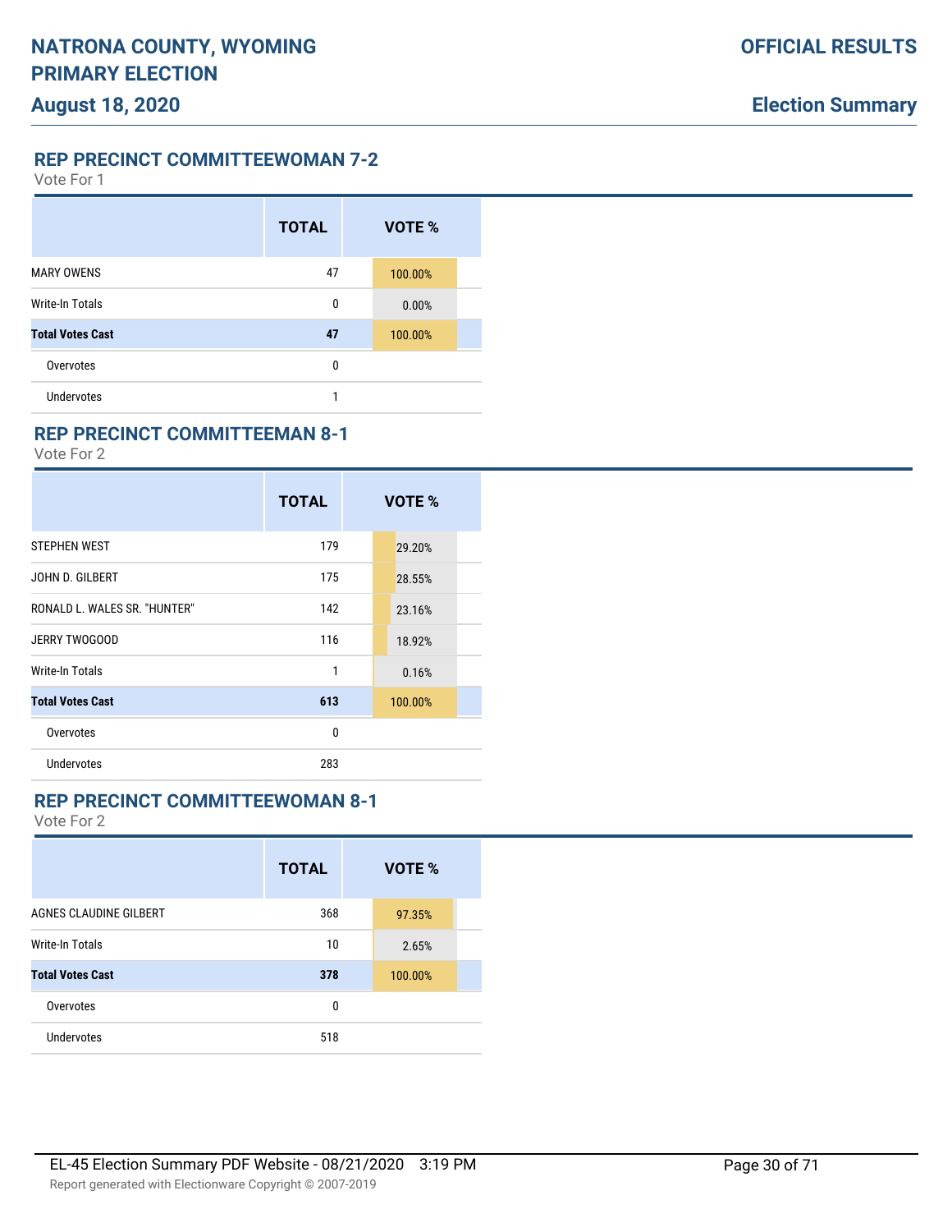## REP PRECINCT COMMITTEEWOMAN 7-2

Vote For 1

| | TOTAL | VOTE % |
|---|---|---|
| MARY OWENS | 47 | 100.00% |
| Write-In Totals | 0 | 0.00% |
| **Total Votes Cast** | **47** | 100.00% |
| Overvotes | 0 | |
| Undervotes | 1 | |

## REP PRECINCT COMMITTEEMAN 8-1

Vote For 2

| | TOTAL | VOTE % |
|---|---|---|
| STEPHEN WEST | 179 | 29.20% |
| JOHN D. GILBERT | 175 | 28.55% |
| RONALD L. WALES SR. "HUNTER" | 142 | 23.16% |
| JERRY TWOGOOD | 116 | 18.92% |
| Write-In Totals | 1 | 0.16% |
| **Total Votes Cast** | **613** | 100.00% |
| Overvotes | 0 | |
| Undervotes | 283 | |

## REP PRECINCT COMMITTEEWOMAN 8-1

Vote For 2

| | TOTAL | VOTE % |
|---|---|---|
| AGNES CLAUDINE GILBERT | 368 | 97.35% |
| Write-In Totals | 10 | 2.65% |
| **Total Votes Cast** | **378** | 100.00% |
| Overvotes | 0 | |
| Undervotes | 518 | |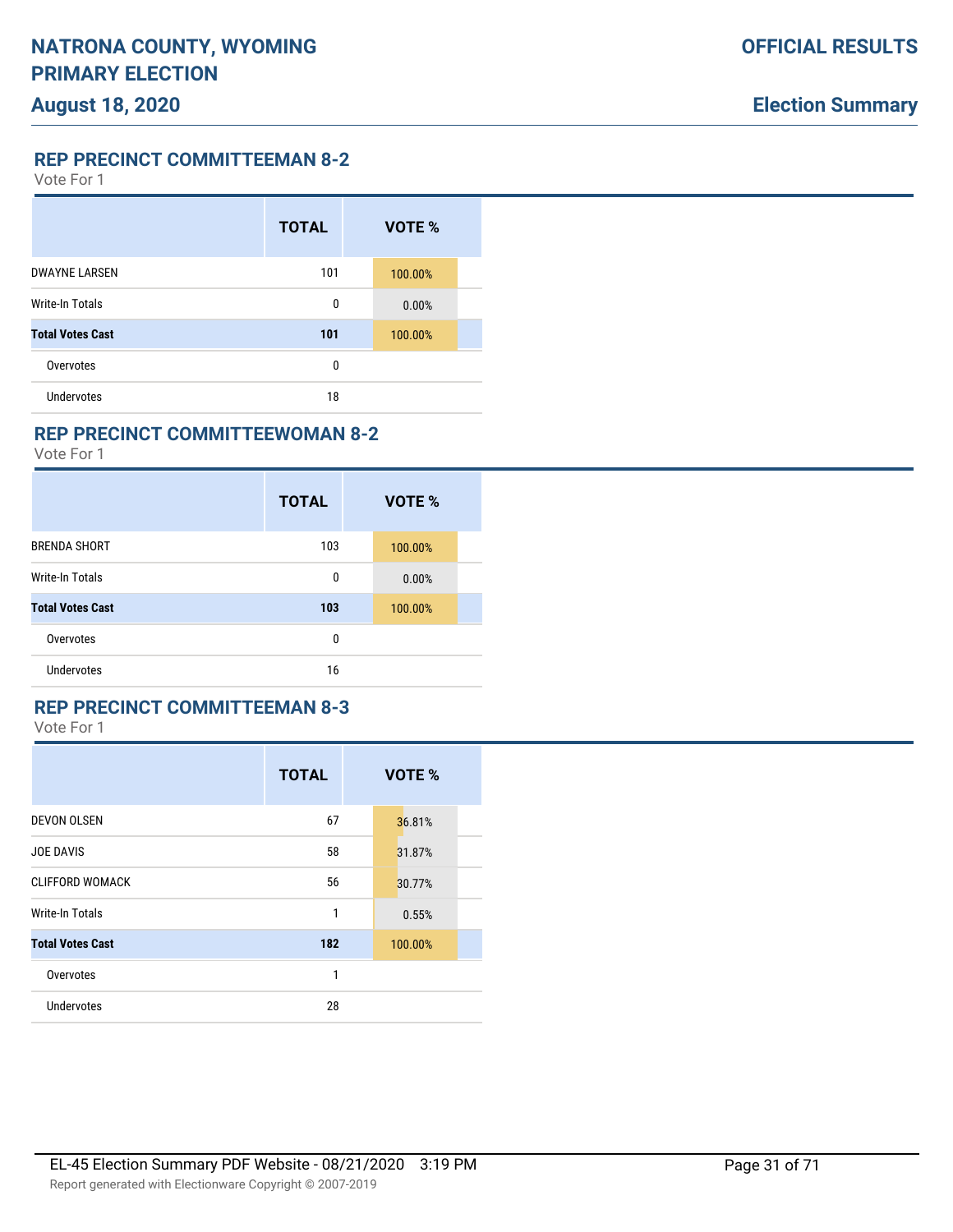## REP PRECINCT COMMITTEEMAN 8-2

Vote For 1

| | TOTAL | VOTE % |
|---|---|---|
| DWAYNE LARSEN | 101 | 100.00% |
| Write-In Totals | 0 | 0.00% |
| **Total Votes Cast** | **101** | 100.00% |
| Overvotes | 0 | |
| Undervotes | 18 | |

## REP PRECINCT COMMITTEEWOMAN 8-2

Vote For 1

| | TOTAL | VOTE % |
|---|---|---|
| BRENDA SHORT | 103 | 100.00% |
| Write-In Totals | 0 | 0.00% |
| **Total Votes Cast** | **103** | 100.00% |
| Overvotes | 0 | |
| Undervotes | 16 | |

## REP PRECINCT COMMITTEEMAN 8-3

Vote For 1

| | TOTAL | VOTE % |
|---|---|---|
| DEVON OLSEN | 67 | 36.81% |
| JOE DAVIS | 58 | 31.87% |
| CLIFFORD WOMACK | 56 | 30.77% |
| Write-In Totals | 1 | 0.55% |
| **Total Votes Cast** | **182** | 100.00% |
| Overvotes | 1 | |
| Undervotes | 28 | |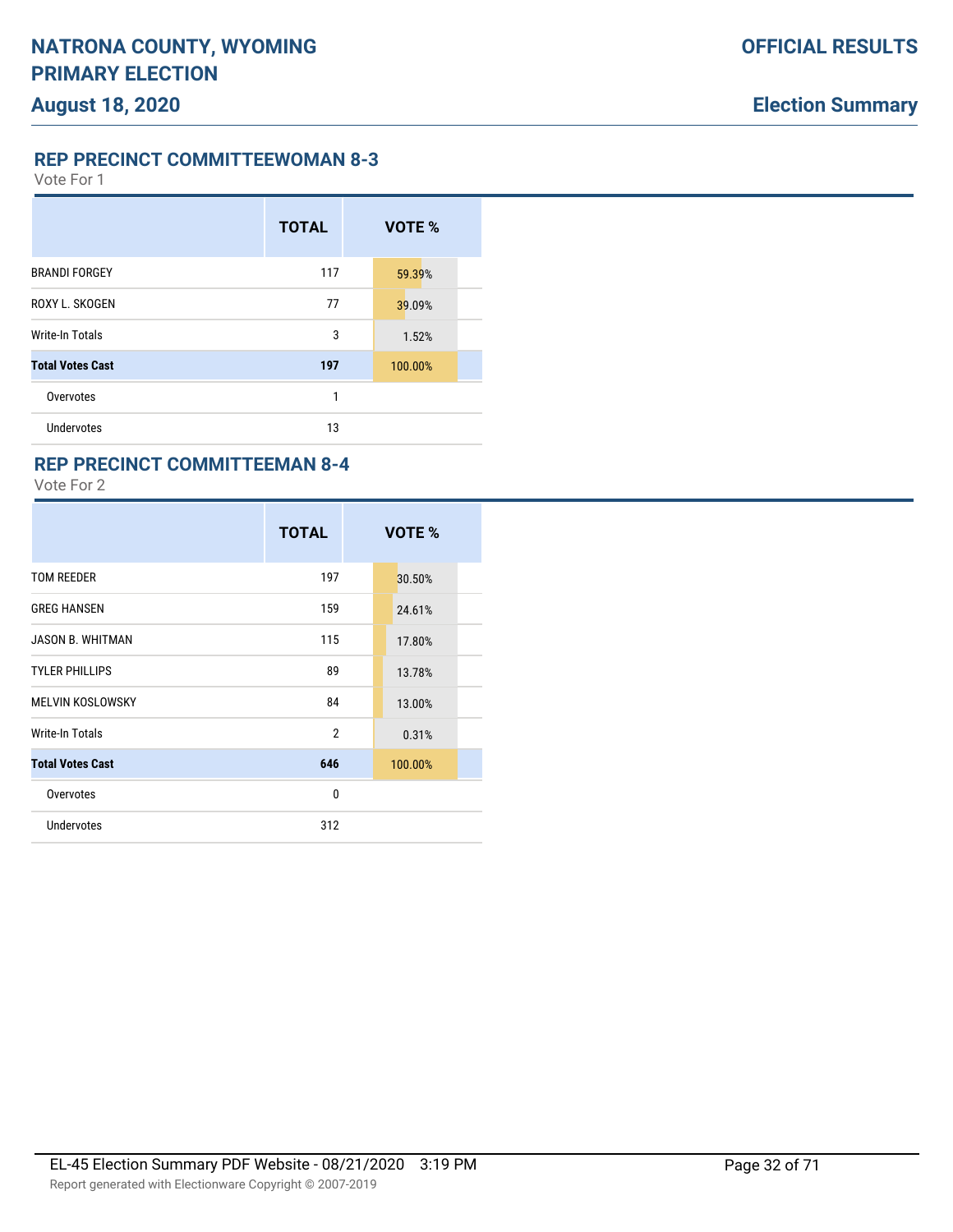## REP PRECINCT COMMITTEEWOMAN 8-3

Vote For 1

| | TOTAL | VOTE % |
|---|---|---|
| BRANDI FORGEY | 117 | 59.39% |
| ROXY L. SKOGEN | 77 | 39.09% |
| Write-In Totals | 3 | 1.52% |
| **Total Votes Cast** | **197** | 100.00% |
| Overvotes | 1 | |
| Undervotes | 13 | |

## REP PRECINCT COMMITTEEMAN 8-4

Vote For 2

| | TOTAL | VOTE % |
|---|---|---|
| TOM REEDER | 197 | 30.50% |
| GREG HANSEN | 159 | 24.61% |
| JASON B. WHITMAN | 115 | 17.80% |
| TYLER PHILLIPS | 89 | 13.78% |
| MELVIN KOSLOWSKY | 84 | 13.00% |
| Write-In Totals | 2 | 0.31% |
| **Total Votes Cast** | **646** | 100.00% |
| Overvotes | 0 | |
| Undervotes | 312 | |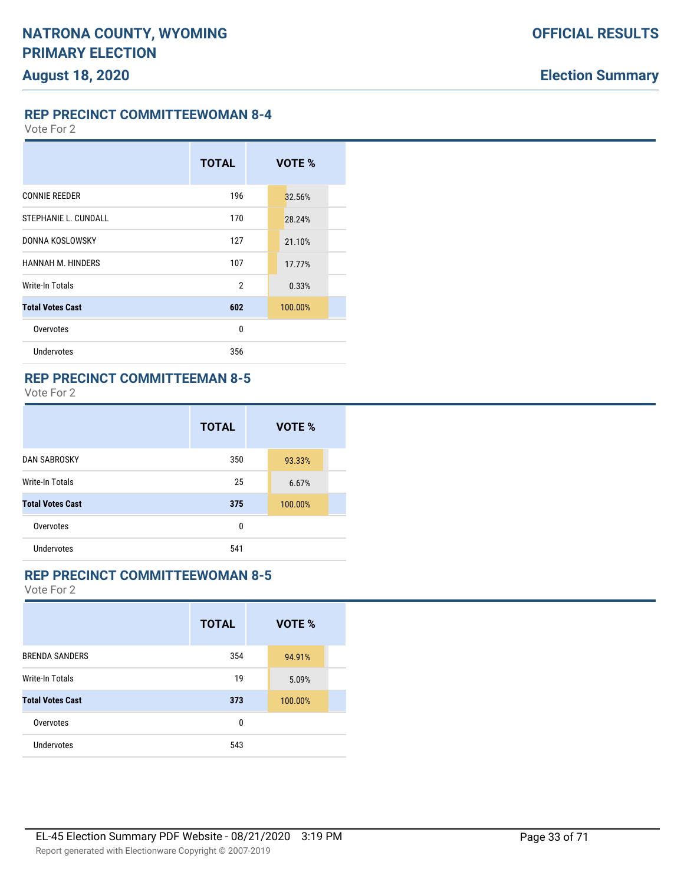## REP PRECINCT COMMITTEEWOMAN 8-4

Vote For 2

| | TOTAL | VOTE % |
|---|---|---|
| CONNIE REEDER | 196 | 32.56% |
| STEPHANIE L. CUNDALL | 170 | 28.24% |
| DONNA KOSLOWSKY | 127 | 21.10% |
| HANNAH M. HINDERS | 107 | 17.77% |
| Write-In Totals | 2 | 0.33% |
| **Total Votes Cast** | **602** | 100.00% |
| Overvotes | 0 | |
| Undervotes | 356 | |

## REP PRECINCT COMMITTEEMAN 8-5

Vote For 2

| | TOTAL | VOTE % |
|---|---|---|
| DAN SABROSKY | 350 | 93.33% |
| Write-In Totals | 25 | 6.67% |
| **Total Votes Cast** | **375** | 100.00% |
| Overvotes | 0 | |
| Undervotes | 541 | |

## REP PRECINCT COMMITTEEWOMAN 8-5

Vote For 2

| | TOTAL | VOTE % |
|---|---|---|
| BRENDA SANDERS | 354 | 94.91% |
| Write-In Totals | 19 | 5.09% |
| **Total Votes Cast** | **373** | 100.00% |
| Overvotes | 0 | |
| Undervotes | 543 | |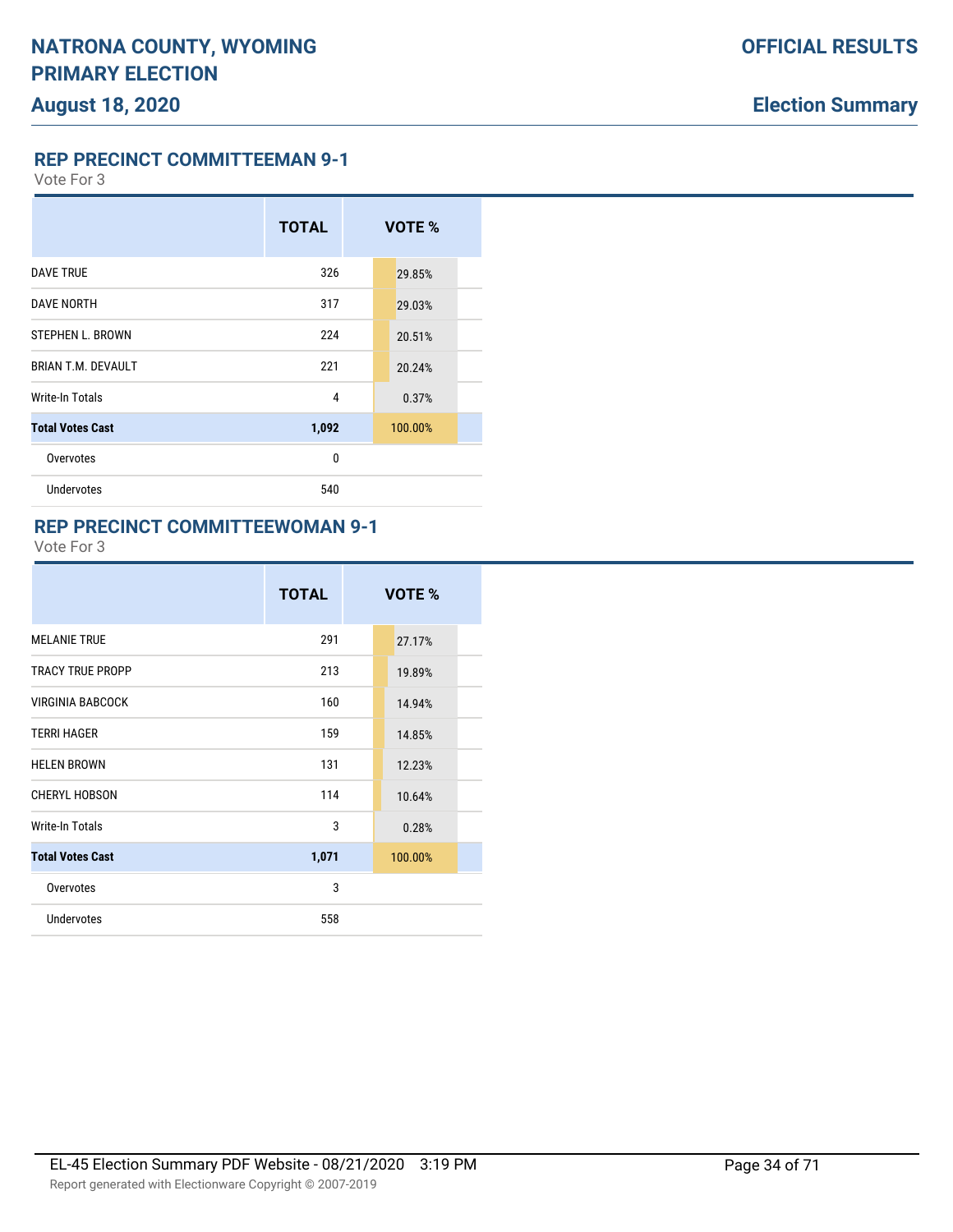# NATRONA COUNTY, WYOMING PRIMARY ELECTION

**August 18, 2020**

**OFFICIAL RESULTS**

**Election Summary**

## REP PRECINCT COMMITTEEMAN 9-1

Vote For 3

| | TOTAL | VOTE % |
|---|---|---|
| DAVE TRUE | 326 | 29.85% |
| DAVE NORTH | 317 | 29.03% |
| STEPHEN L. BROWN | 224 | 20.51% |
| BRIAN T.M. DEVAULT | 221 | 20.24% |
| Write-In Totals | 4 | 0.37% |
| **Total Votes Cast** | **1,092** | 100.00% |
| Overvotes | 0 | |
| Undervotes | 540 | |

## REP PRECINCT COMMITTEEWOMAN 9-1

Vote For 3

| | TOTAL | VOTE % |
|---|---|---|
| MELANIE TRUE | 291 | 27.17% |
| TRACY TRUE PROPP | 213 | 19.89% |
| VIRGINIA BABCOCK | 160 | 14.94% |
| TERRI HAGER | 159 | 14.85% |
| HELEN BROWN | 131 | 12.23% |
| CHERYL HOBSON | 114 | 10.64% |
| Write-In Totals | 3 | 0.28% |
| **Total Votes Cast** | **1,071** | 100.00% |
| Overvotes | 3 | |
| Undervotes | 558 | |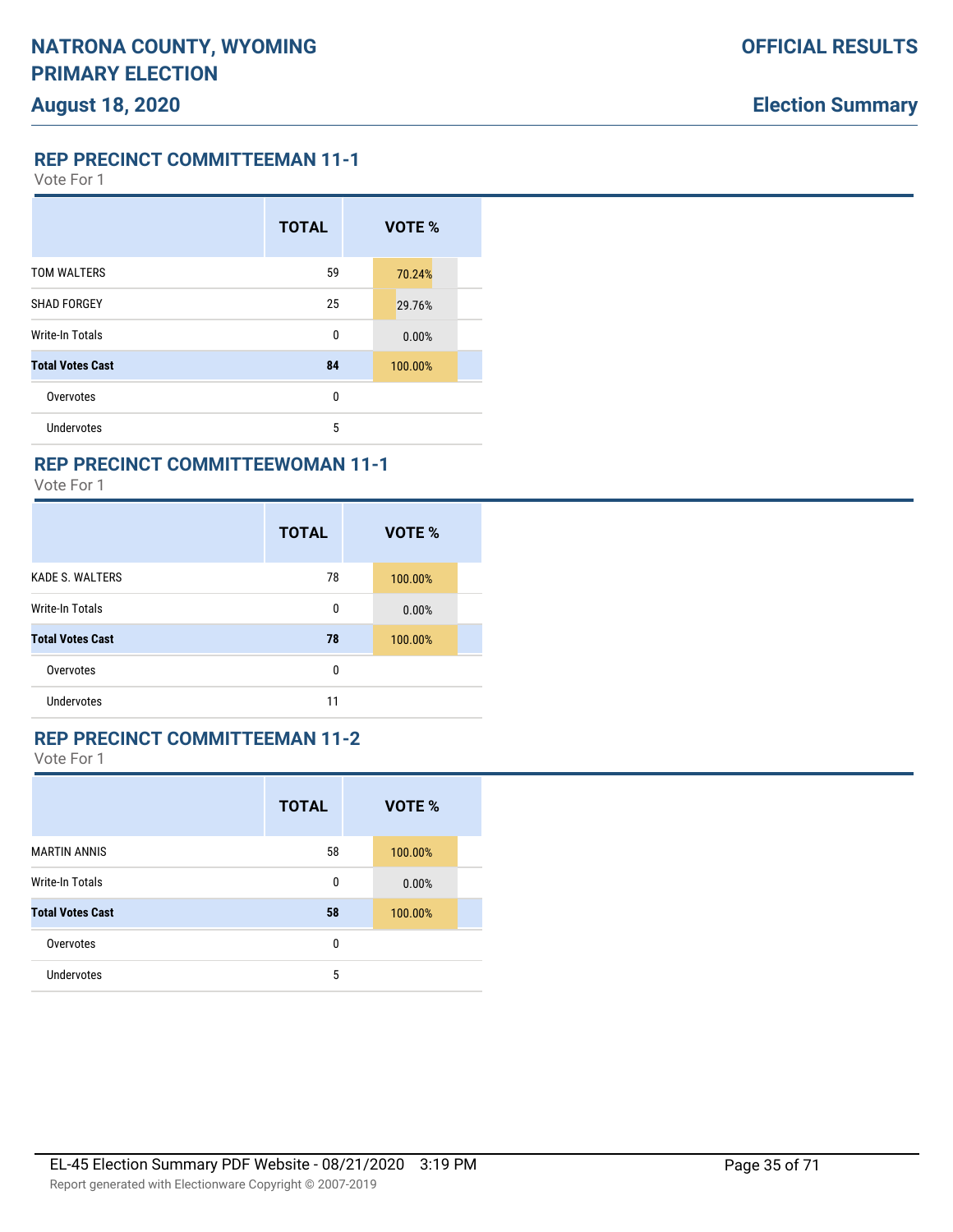## REP PRECINCT COMMITTEEMAN 11-1

Vote For 1

| | TOTAL | VOTE % |
|---|---|---|
| TOM WALTERS | 59 | 70.24% |
| SHAD FORGEY | 25 | 29.76% |
| Write-In Totals | 0 | 0.00% |
| **Total Votes Cast** | **84** | 100.00% |
| Overvotes | 0 | |
| Undervotes | 5 | |

## REP PRECINCT COMMITTEEWOMAN 11-1

Vote For 1

| | TOTAL | VOTE % |
|---|---|---|
| KADE S. WALTERS | 78 | 100.00% |
| Write-In Totals | 0 | 0.00% |
| **Total Votes Cast** | **78** | 100.00% |
| Overvotes | 0 | |
| Undervotes | 11 | |

## REP PRECINCT COMMITTEEMAN 11-2

Vote For 1

| | TOTAL | VOTE % |
|---|---|---|
| MARTIN ANNIS | 58 | 100.00% |
| Write-In Totals | 0 | 0.00% |
| **Total Votes Cast** | **58** | 100.00% |
| Overvotes | 0 | |
| Undervotes | 5 | |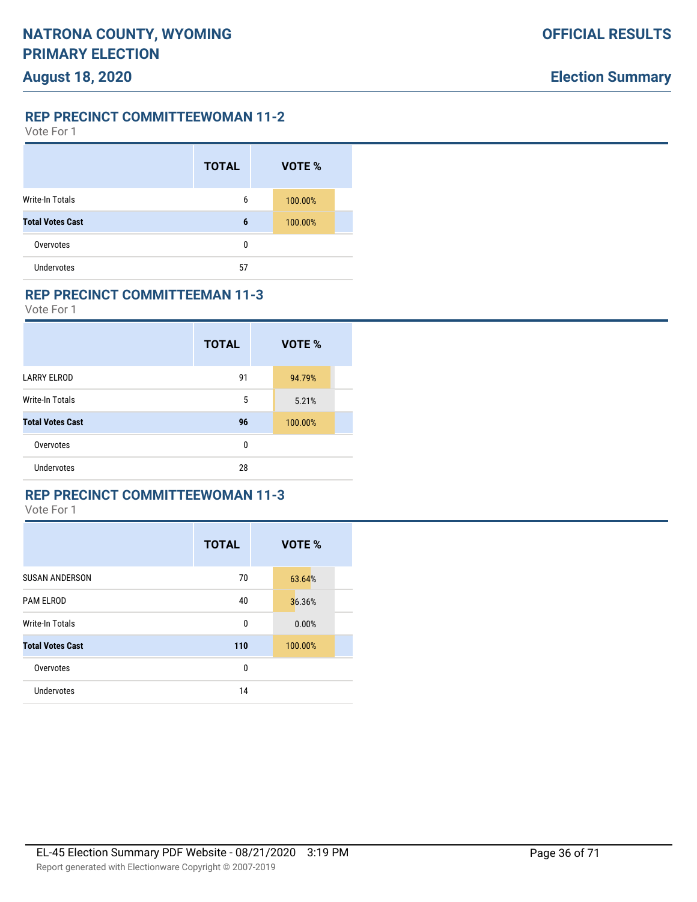## REP PRECINCT COMMITTEEWOMAN 11-2

Vote For 1

| | TOTAL | VOTE % |
|---|---|---|
| Write-In Totals | 6 | 100.00% |
| **Total Votes Cast** | **6** | 100.00% |
| Overvotes | 0 | |
| Undervotes | 57 | |

## REP PRECINCT COMMITTEEMAN 11-3

Vote For 1

| | TOTAL | VOTE % |
|---|---|---|
| LARRY ELROD | 91 | 94.79% |
| Write-In Totals | 5 | 5.21% |
| **Total Votes Cast** | **96** | 100.00% |
| Overvotes | 0 | |
| Undervotes | 28 | |

## REP PRECINCT COMMITTEEWOMAN 11-3

Vote For 1

| | TOTAL | VOTE % |
|---|---|---|
| SUSAN ANDERSON | 70 | 63.64% |
| PAM ELROD | 40 | 36.36% |
| Write-In Totals | 0 | 0.00% |
| **Total Votes Cast** | **110** | 100.00% |
| Overvotes | 0 | |
| Undervotes | 14 | |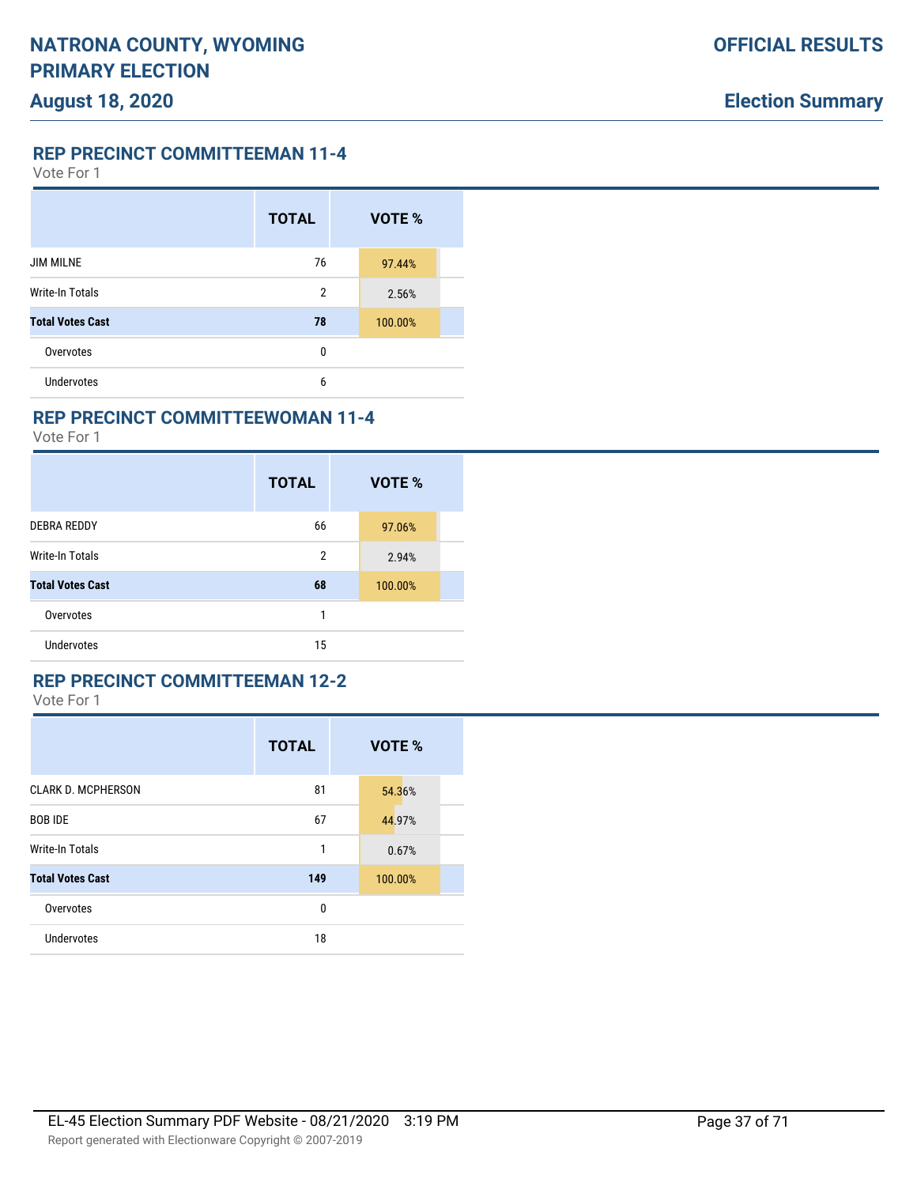## REP PRECINCT COMMITTEEMAN 11-4

Vote For 1

| | TOTAL | VOTE % |
|---|---|---|
| JIM MILNE | 76 | 97.44% |
| Write-In Totals | 2 | 2.56% |
| **Total Votes Cast** | **78** | 100.00% |
| Overvotes | 0 | |
| Undervotes | 6 | |

## REP PRECINCT COMMITTEEWOMAN 11-4

Vote For 1

| | TOTAL | VOTE % |
|---|---|---|
| DEBRA REDDY | 66 | 97.06% |
| Write-In Totals | 2 | 2.94% |
| **Total Votes Cast** | **68** | 100.00% |
| Overvotes | 1 | |
| Undervotes | 15 | |

## REP PRECINCT COMMITTEEMAN 12-2

Vote For 1

| | TOTAL | VOTE % |
|---|---|---|
| CLARK D. MCPHERSON | 81 | 54.36% |
| BOB IDE | 67 | 44.97% |
| Write-In Totals | 1 | 0.67% |
| **Total Votes Cast** | **149** | 100.00% |
| Overvotes | 0 | |
| Undervotes | 18 | |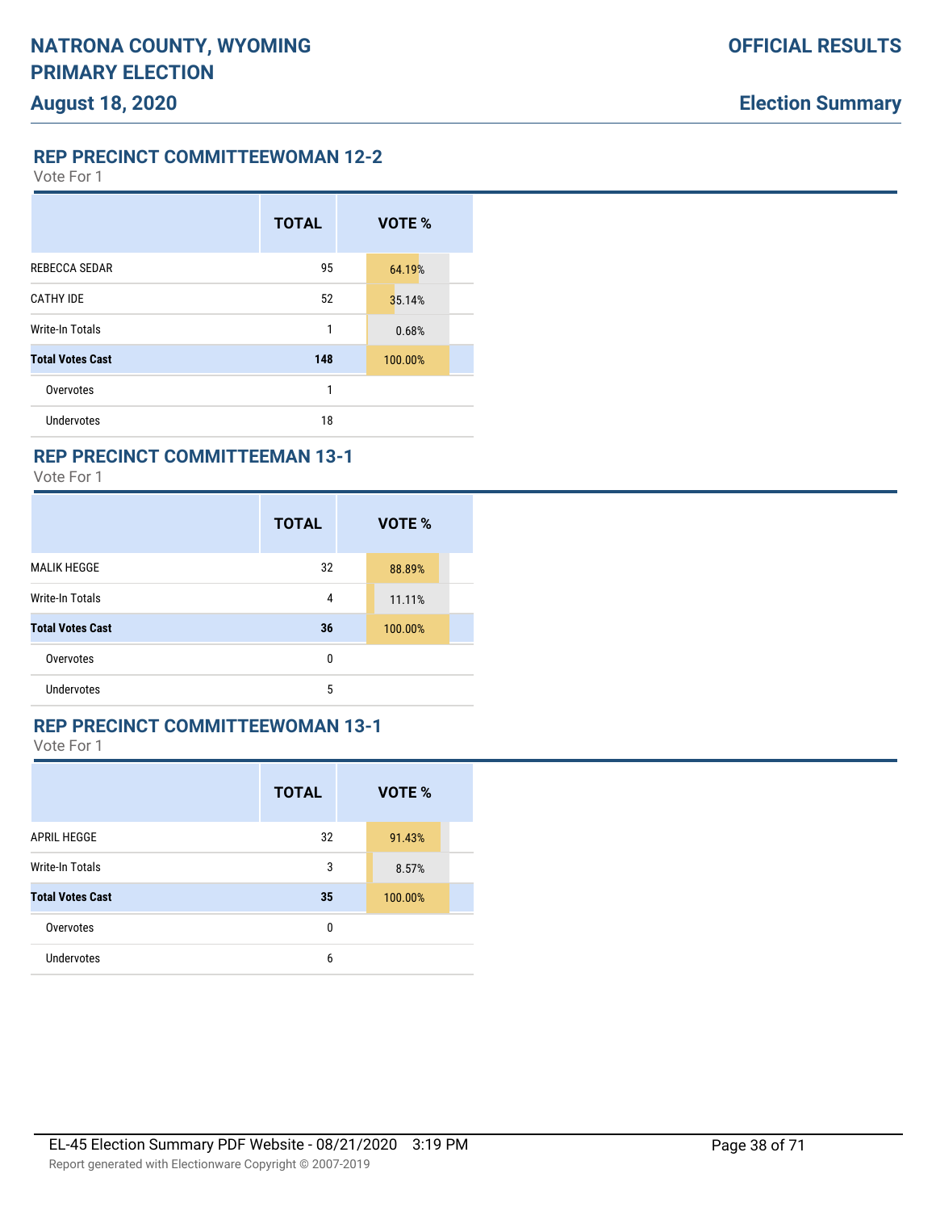## REP PRECINCT COMMITTEEWOMAN 12-2

Vote For 1

| | TOTAL | VOTE % |
|---|---|---|
| REBECCA SEDAR | 95 | 64.19% |
| CATHY IDE | 52 | 35.14% |
| Write-In Totals | 1 | 0.68% |
| **Total Votes Cast** | **148** | 100.00% |
| Overvotes | 1 | |
| Undervotes | 18 | |

## REP PRECINCT COMMITTEEMAN 13-1

Vote For 1

| | TOTAL | VOTE % |
|---|---|---|
| MALIK HEGGE | 32 | 88.89% |
| Write-In Totals | 4 | 11.11% |
| **Total Votes Cast** | **36** | 100.00% |
| Overvotes | 0 | |
| Undervotes | 5 | |

## REP PRECINCT COMMITTEEWOMAN 13-1

Vote For 1

| | TOTAL | VOTE % |
|---|---|---|
| APRIL HEGGE | 32 | 91.43% |
| Write-In Totals | 3 | 8.57% |
| **Total Votes Cast** | **35** | 100.00% |
| Overvotes | 0 | |
| Undervotes | 6 | |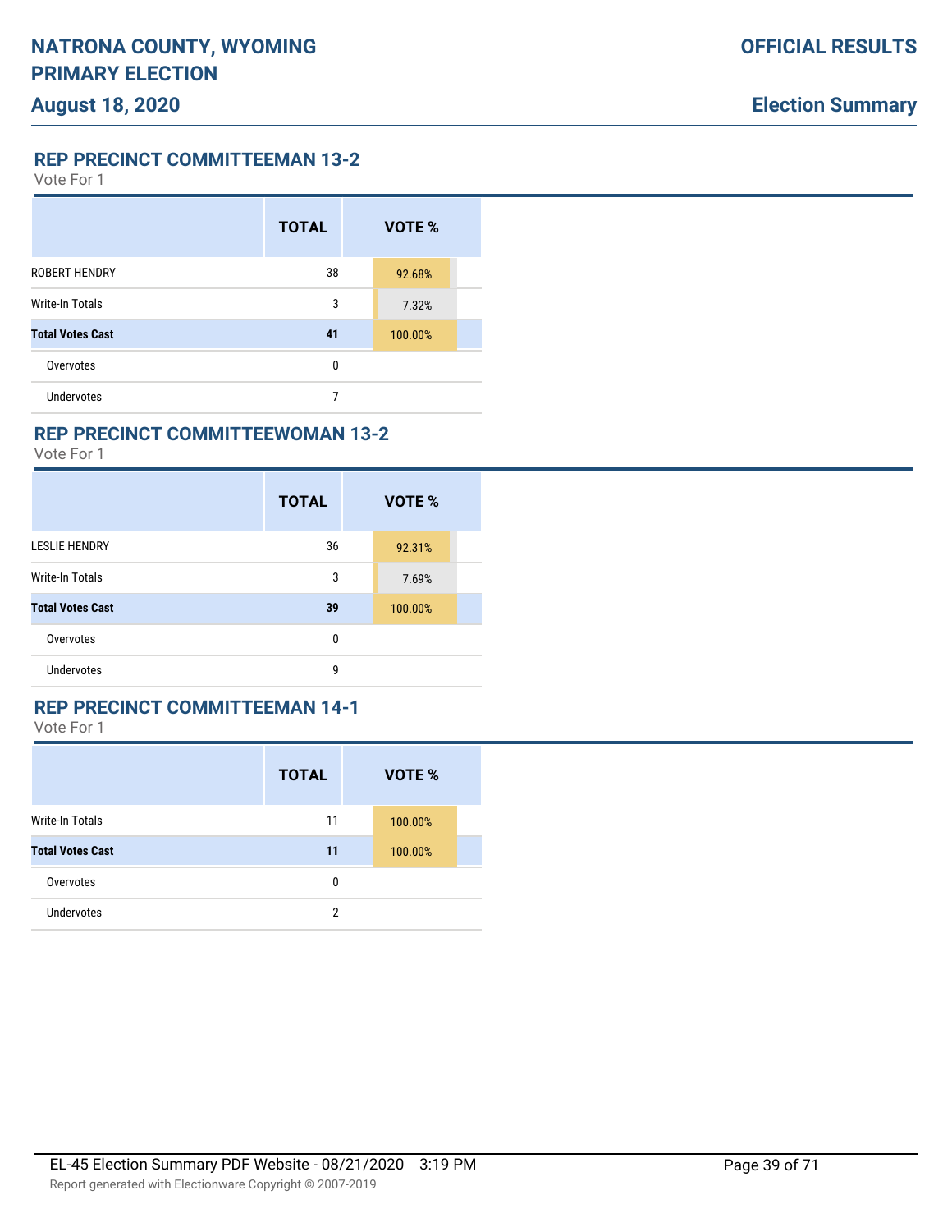## REP PRECINCT COMMITTEEMAN 13-2

Vote For 1

| | TOTAL | VOTE % |
|---|---|---|
| ROBERT HENDRY | 38 | 92.68% |
| Write-In Totals | 3 | 7.32% |
| **Total Votes Cast** | **41** | 100.00% |
| Overvotes | 0 | |
| Undervotes | 7 | |

## REP PRECINCT COMMITTEEWOMAN 13-2

Vote For 1

| | TOTAL | VOTE % |
|---|---|---|
| LESLIE HENDRY | 36 | 92.31% |
| Write-In Totals | 3 | 7.69% |
| **Total Votes Cast** | **39** | 100.00% |
| Overvotes | 0 | |
| Undervotes | 9 | |

## REP PRECINCT COMMITTEEMAN 14-1

Vote For 1

| | TOTAL | VOTE % |
|---|---|---|
| Write-In Totals | 11 | 100.00% |
| **Total Votes Cast** | **11** | 100.00% |
| Overvotes | 0 | |
| Undervotes | 2 | |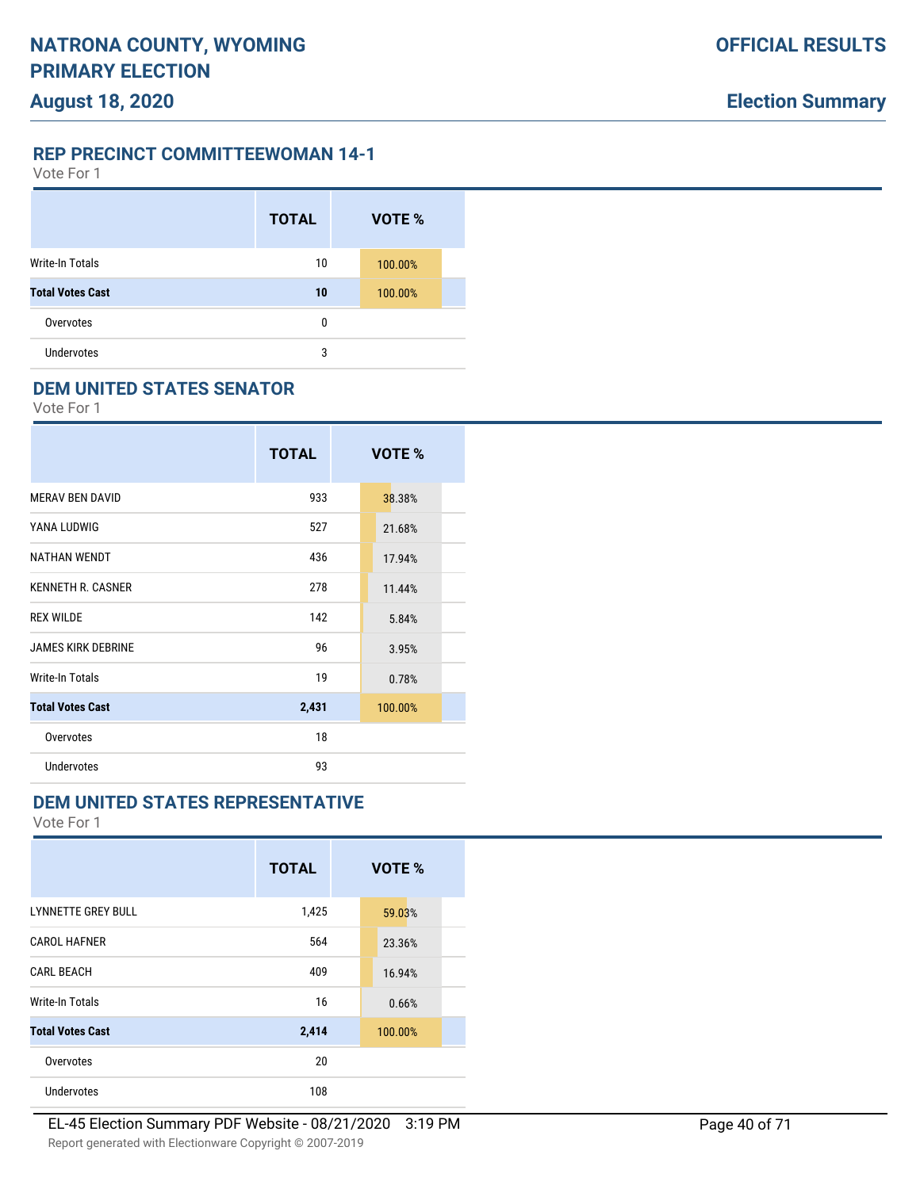# NATRONA COUNTY, WYOMING PRIMARY ELECTION

**August 18, 2020**

**OFFICIAL RESULTS**

**Election Summary**

## REP PRECINCT COMMITTEEWOMAN 14-1

Vote For 1

| | TOTAL | VOTE % |
|---|---|---|
| Write-In Totals | 10 | 100.00% |
| **Total Votes Cast** | **10** | **100.00%** |
| Overvotes | 0 | |
| Undervotes | 3 | |

## DEM UNITED STATES SENATOR

Vote For 1

| | TOTAL | VOTE % |
|---|---|---|
| MERAV BEN DAVID | 933 | 38.38% |
| YANA LUDWIG | 527 | 21.68% |
| NATHAN WENDT | 436 | 17.94% |
| KENNETH R. CASNER | 278 | 11.44% |
| REX WILDE | 142 | 5.84% |
| JAMES KIRK DEBRINE | 96 | 3.95% |
| Write-In Totals | 19 | 0.78% |
| **Total Votes Cast** | **2,431** | **100.00%** |
| Overvotes | 18 | |
| Undervotes | 93 | |

## DEM UNITED STATES REPRESENTATIVE

Vote For 1

| | TOTAL | VOTE % |
|---|---|---|
| LYNNETTE GREY BULL | 1,425 | 59.03% |
| CAROL HAFNER | 564 | 23.36% |
| CARL BEACH | 409 | 16.94% |
| Write-In Totals | 16 | 0.66% |
| **Total Votes Cast** | **2,414** | **100.00%** |
| Overvotes | 20 | |
| Undervotes | 108 | |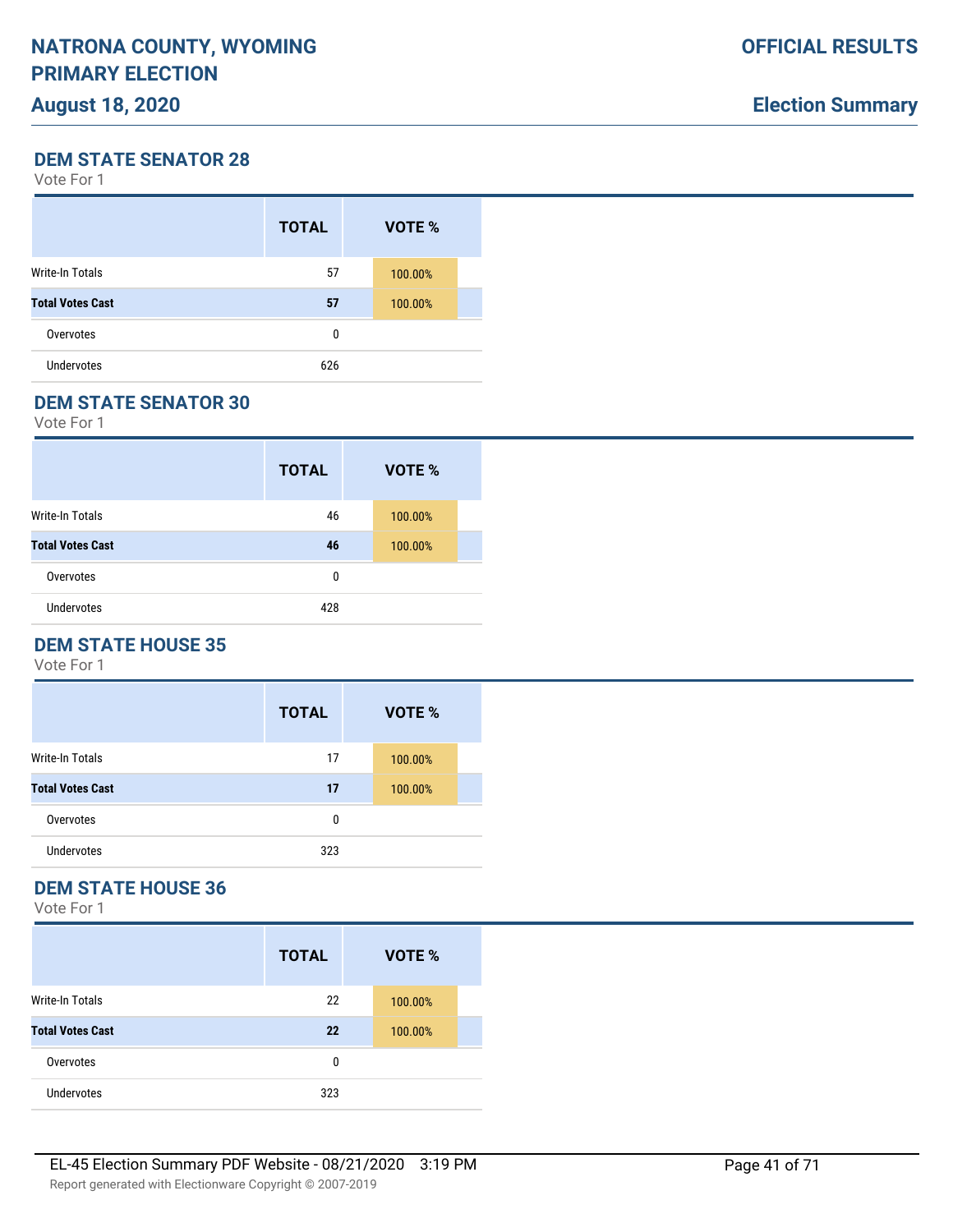## DEM STATE SENATOR 28

Vote For 1

| | TOTAL | VOTE % |
|---|---|---|
| Write-In Totals | 57 | 100.00% |
| **Total Votes Cast** | **57** | 100.00% |
| Overvotes | 0 | |
| Undervotes | 626 | |

## DEM STATE SENATOR 30

Vote For 1

| | TOTAL | VOTE % |
|---|---|---|
| Write-In Totals | 46 | 100.00% |
| **Total Votes Cast** | **46** | 100.00% |
| Overvotes | 0 | |
| Undervotes | 428 | |

## DEM STATE HOUSE 35

Vote For 1

| | TOTAL | VOTE % |
|---|---|---|
| Write-In Totals | 17 | 100.00% |
| **Total Votes Cast** | **17** | 100.00% |
| Overvotes | 0 | |
| Undervotes | 323 | |

## DEM STATE HOUSE 36

Vote For 1

| | TOTAL | VOTE % |
|---|---|---|
| Write-In Totals | 22 | 100.00% |
| **Total Votes Cast** | **22** | 100.00% |
| Overvotes | 0 | |
| Undervotes | 323 | |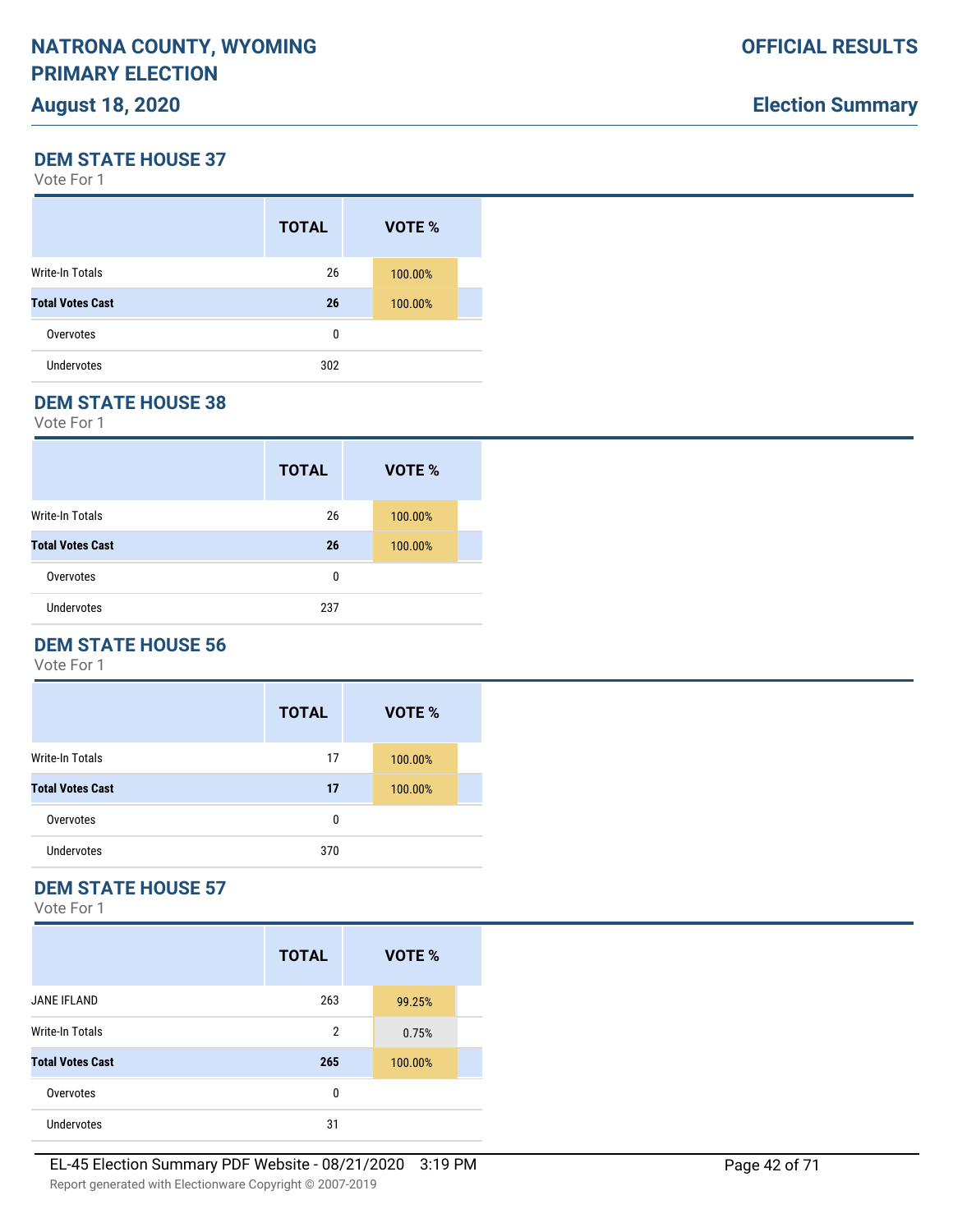## DEM STATE HOUSE 37

Vote For 1

| | TOTAL | VOTE % |
|---|---|---|
| Write-In Totals | 26 | 100.00% |
| **Total Votes Cast** | **26** | 100.00% |
| Overvotes | 0 | |
| Undervotes | 302 | |

## DEM STATE HOUSE 38

Vote For 1

| | TOTAL | VOTE % |
|---|---|---|
| Write-In Totals | 26 | 100.00% |
| **Total Votes Cast** | **26** | 100.00% |
| Overvotes | 0 | |
| Undervotes | 237 | |

## DEM STATE HOUSE 56

Vote For 1

| | TOTAL | VOTE % |
|---|---|---|
| Write-In Totals | 17 | 100.00% |
| **Total Votes Cast** | **17** | 100.00% |
| Overvotes | 0 | |
| Undervotes | 370 | |

## DEM STATE HOUSE 57

Vote For 1

| | TOTAL | VOTE % |
|---|---|---|
| JANE IFLAND | 263 | 99.25% |
| Write-In Totals | 2 | 0.75% |
| **Total Votes Cast** | **265** | 100.00% |
| Overvotes | 0 | |
| Undervotes | 31 | |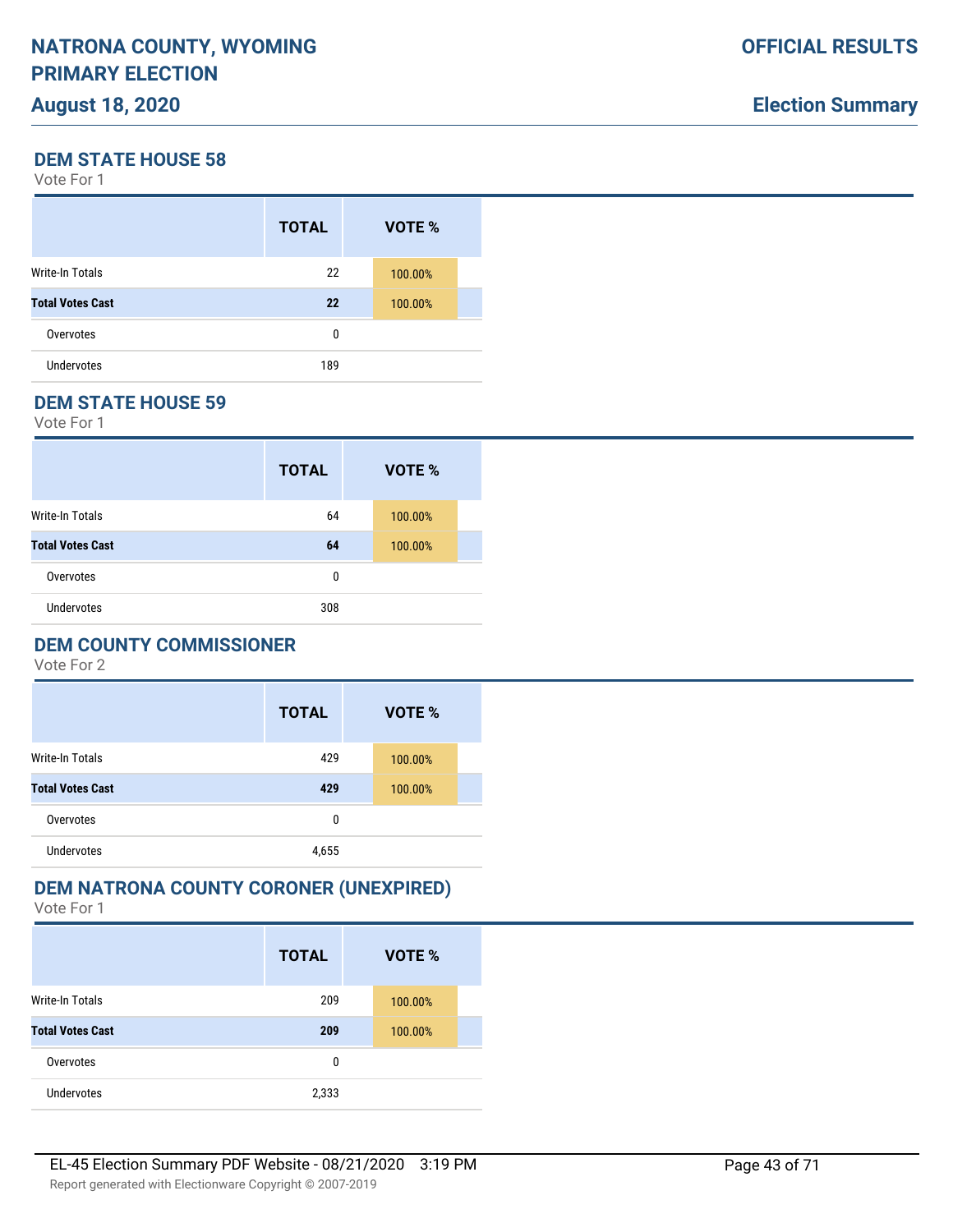# NATRONA COUNTY, WYOMING PRIMARY ELECTION

**August 18, 2020**

**OFFICIAL RESULTS**

**Election Summary**

## DEM STATE HOUSE 58

Vote For 1

| | TOTAL | VOTE % |
|---|---|---|
| Write-In Totals | 22 | 100.00% |
| **Total Votes Cast** | **22** | 100.00% |
| Overvotes | 0 | |
| Undervotes | 189 | |

## DEM STATE HOUSE 59

Vote For 1

| | TOTAL | VOTE % |
|---|---|---|
| Write-In Totals | 64 | 100.00% |
| **Total Votes Cast** | **64** | 100.00% |
| Overvotes | 0 | |
| Undervotes | 308 | |

## DEM COUNTY COMMISSIONER

Vote For 2

| | TOTAL | VOTE % |
|---|---|---|
| Write-In Totals | 429 | 100.00% |
| **Total Votes Cast** | **429** | 100.00% |
| Overvotes | 0 | |
| Undervotes | 4,655 | |

## DEM NATRONA COUNTY CORONER (UNEXPIRED)

Vote For 1

| | TOTAL | VOTE % |
|---|---|---|
| Write-In Totals | 209 | 100.00% |
| **Total Votes Cast** | **209** | 100.00% |
| Overvotes | 0 | |
| Undervotes | 2,333 | |

EL-45 Election Summary PDF Website - 08/21/2020 3:19 PM

Report generated with Electionware Copyright © 2007-2019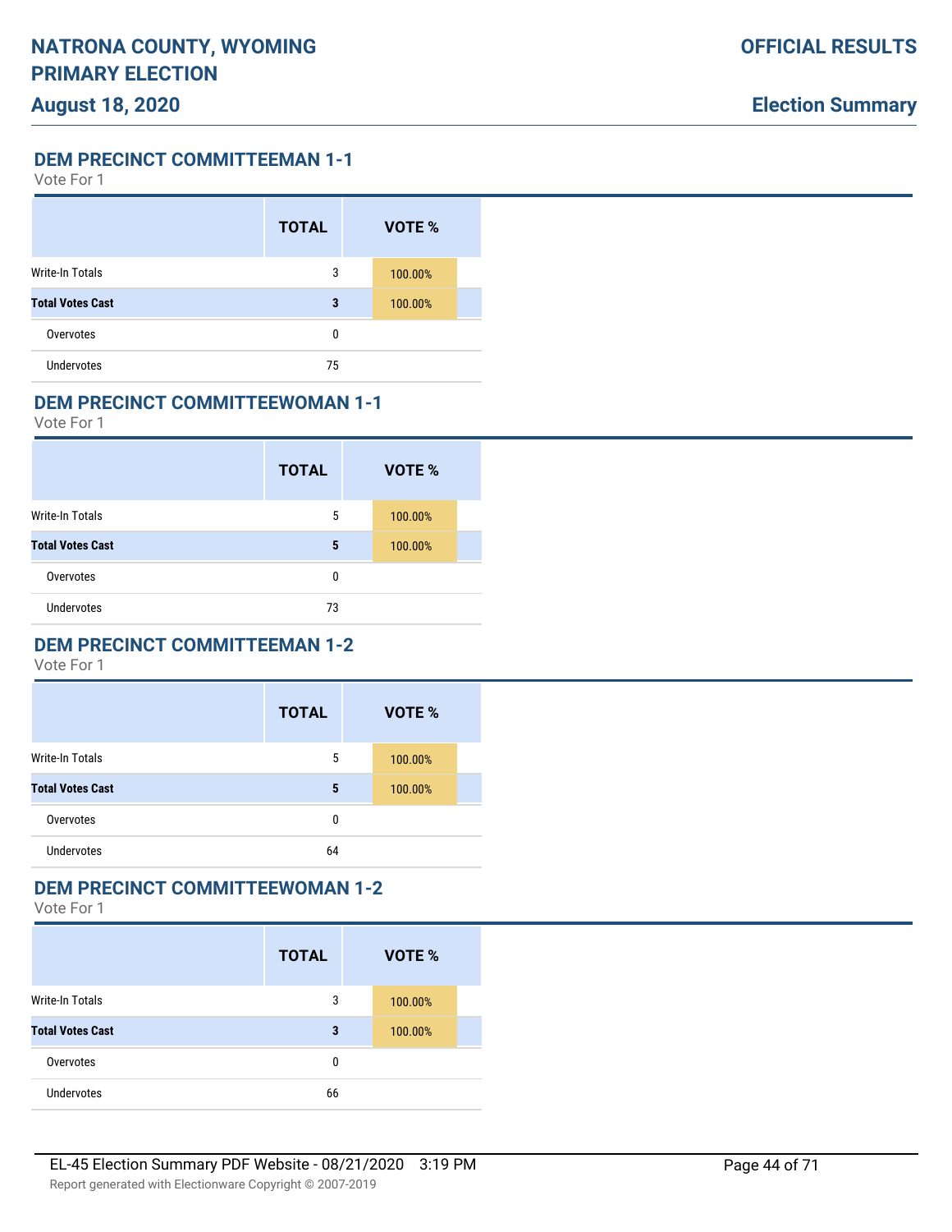## DEM PRECINCT COMMITTEEMAN 1-1

Vote For 1

| | TOTAL | VOTE % |
|---|---|---|
| Write-In Totals | 3 | 100.00% |
| **Total Votes Cast** | **3** | 100.00% |
| Overvotes | 0 | |
| Undervotes | 75 | |

## DEM PRECINCT COMMITTEEWOMAN 1-1

Vote For 1

| | TOTAL | VOTE % |
|---|---|---|
| Write-In Totals | 5 | 100.00% |
| **Total Votes Cast** | **5** | 100.00% |
| Overvotes | 0 | |
| Undervotes | 73 | |

## DEM PRECINCT COMMITTEEMAN 1-2

Vote For 1

| | TOTAL | VOTE % |
|---|---|---|
| Write-In Totals | 5 | 100.00% |
| **Total Votes Cast** | **5** | 100.00% |
| Overvotes | 0 | |
| Undervotes | 64 | |

## DEM PRECINCT COMMITTEEWOMAN 1-2

Vote For 1

| | TOTAL | VOTE % |
|---|---|---|
| Write-In Totals | 3 | 100.00% |
| **Total Votes Cast** | **3** | 100.00% |
| Overvotes | 0 | |
| Undervotes | 66 | |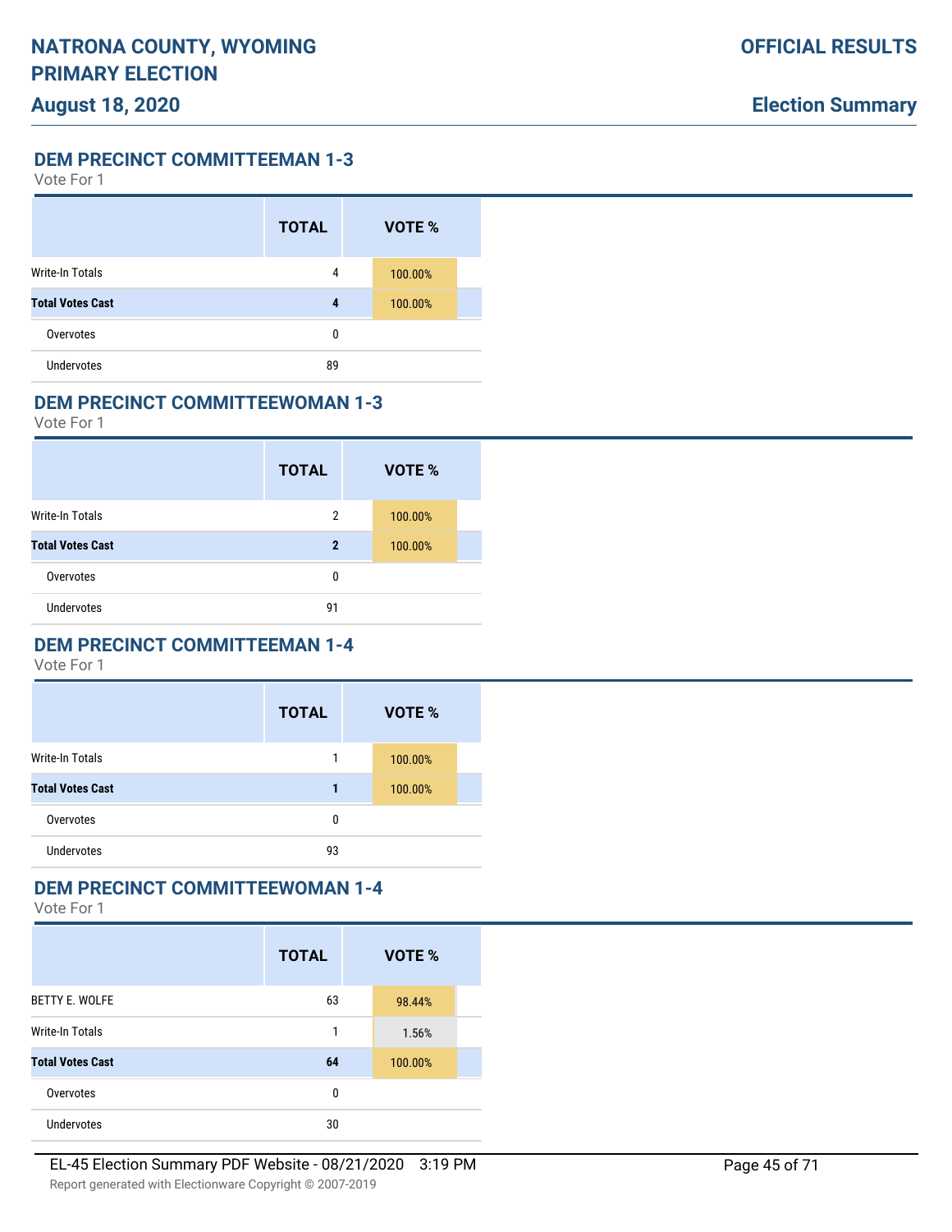## DEM PRECINCT COMMITTEEMAN 1-3

Vote For 1

| | TOTAL | VOTE % |
|---|---|---|
| Write-In Totals | 4 | 100.00% |
| **Total Votes Cast** | **4** | 100.00% |
| Overvotes | 0 | |
| Undervotes | 89 | |

## DEM PRECINCT COMMITTEEWOMAN 1-3

Vote For 1

| | TOTAL | VOTE % |
|---|---|---|
| Write-In Totals | 2 | 100.00% |
| **Total Votes Cast** | **2** | 100.00% |
| Overvotes | 0 | |
| Undervotes | 91 | |

## DEM PRECINCT COMMITTEEMAN 1-4

Vote For 1

| | TOTAL | VOTE % |
|---|---|---|
| Write-In Totals | 1 | 100.00% |
| **Total Votes Cast** | **1** | 100.00% |
| Overvotes | 0 | |
| Undervotes | 93 | |

## DEM PRECINCT COMMITTEEWOMAN 1-4

Vote For 1

| | TOTAL | VOTE % |
|---|---|---|
| BETTY E. WOLFE | 63 | 98.44% |
| Write-In Totals | 1 | 1.56% |
| **Total Votes Cast** | **64** | 100.00% |
| Overvotes | 0 | |
| Undervotes | 30 | |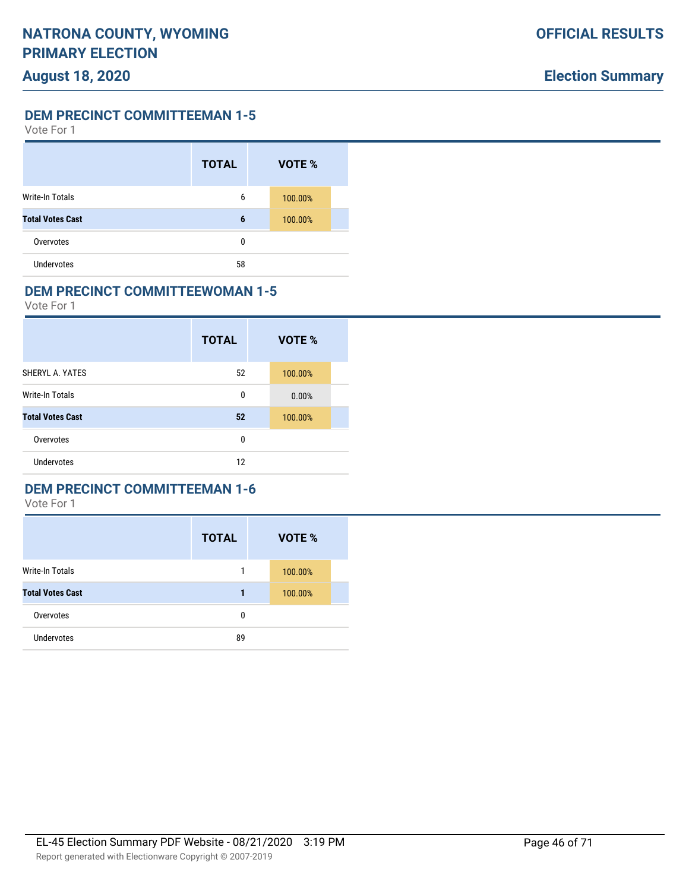## DEM PRECINCT COMMITTEEMAN 1-5

Vote For 1

| | TOTAL | VOTE % |
|---|---|---|
| Write-In Totals | 6 | 100.00% |
| **Total Votes Cast** | **6** | 100.00% |
| Overvotes | 0 | |
| Undervotes | 58 | |

## DEM PRECINCT COMMITTEEWOMAN 1-5

Vote For 1

| | TOTAL | VOTE % |
|---|---|---|
| SHERYL A. YATES | 52 | 100.00% |
| Write-In Totals | 0 | 0.00% |
| **Total Votes Cast** | **52** | 100.00% |
| Overvotes | 0 | |
| Undervotes | 12 | |

## DEM PRECINCT COMMITTEEMAN 1-6

Vote For 1

| | TOTAL | VOTE % |
|---|---|---|
| Write-In Totals | 1 | 100.00% |
| **Total Votes Cast** | **1** | 100.00% |
| Overvotes | 0 | |
| Undervotes | 89 | |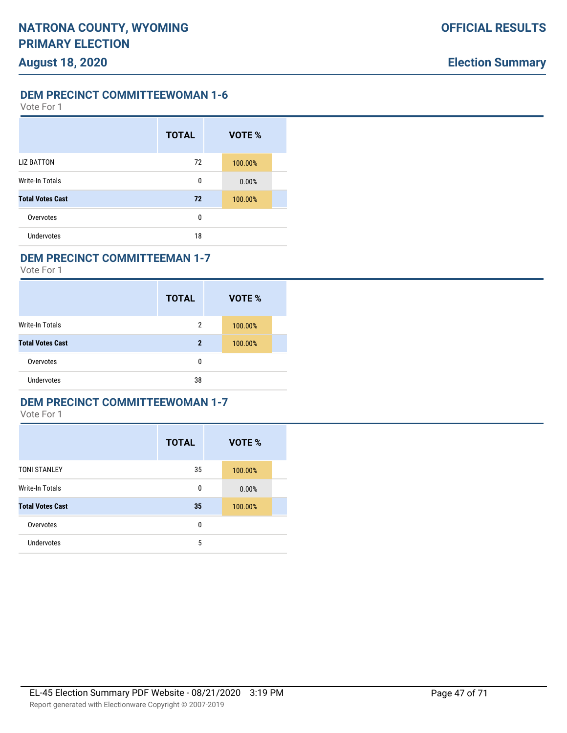## DEM PRECINCT COMMITTEEWOMAN 1-6

Vote For 1

| | TOTAL | VOTE % |
|---|---|---|
| LIZ BATTON | 72 | 100.00% |
| Write-In Totals | 0 | 0.00% |
| **Total Votes Cast** | **72** | 100.00% |
| Overvotes | 0 | |
| Undervotes | 18 | |

## DEM PRECINCT COMMITTEEMAN 1-7

Vote For 1

| | TOTAL | VOTE % |
|---|---|---|
| Write-In Totals | 2 | 100.00% |
| **Total Votes Cast** | **2** | 100.00% |
| Overvotes | 0 | |
| Undervotes | 38 | |

## DEM PRECINCT COMMITTEEWOMAN 1-7

Vote For 1

| | TOTAL | VOTE % |
|---|---|---|
| TONI STANLEY | 35 | 100.00% |
| Write-In Totals | 0 | 0.00% |
| **Total Votes Cast** | **35** | 100.00% |
| Overvotes | 0 | |
| Undervotes | 5 | |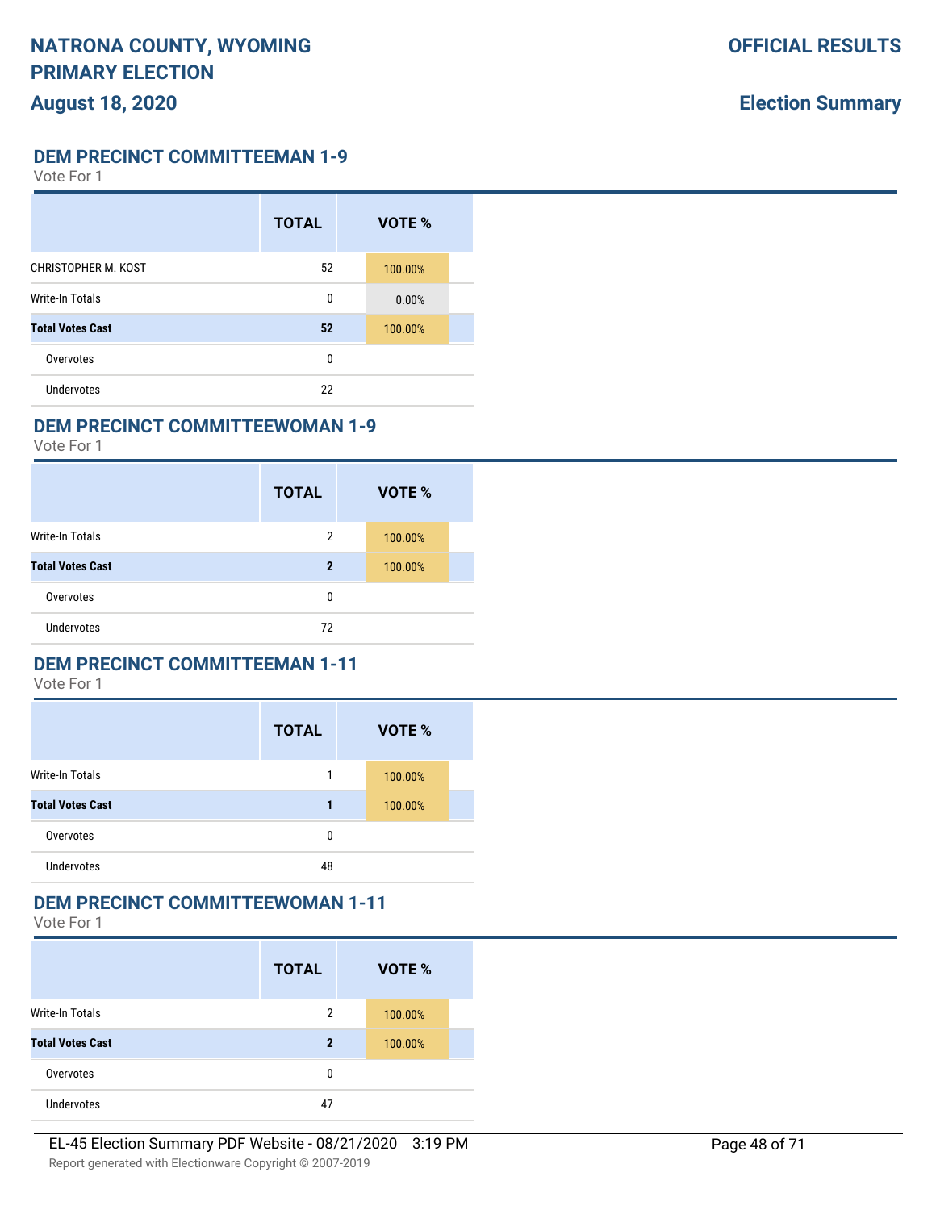## DEM PRECINCT COMMITTEEMAN 1-9

Vote For 1

| | TOTAL | VOTE % |
|---|---|---|
| CHRISTOPHER M. KOST | 52 | 100.00% |
| Write-In Totals | 0 | 0.00% |
| **Total Votes Cast** | **52** | 100.00% |
| Overvotes | 0 | |
| Undervotes | 22 | |

## DEM PRECINCT COMMITTEEWOMAN 1-9

Vote For 1

| | TOTAL | VOTE % |
|---|---|---|
| Write-In Totals | 2 | 100.00% |
| **Total Votes Cast** | **2** | 100.00% |
| Overvotes | 0 | |
| Undervotes | 72 | |

## DEM PRECINCT COMMITTEEMAN 1-11

Vote For 1

| | TOTAL | VOTE % |
|---|---|---|
| Write-In Totals | 1 | 100.00% |
| **Total Votes Cast** | **1** | 100.00% |
| Overvotes | 0 | |
| Undervotes | 48 | |

## DEM PRECINCT COMMITTEEWOMAN 1-11

Vote For 1

| | TOTAL | VOTE % |
|---|---|---|
| Write-In Totals | 2 | 100.00% |
| **Total Votes Cast** | **2** | 100.00% |
| Overvotes | 0 | |
| Undervotes | 47 | |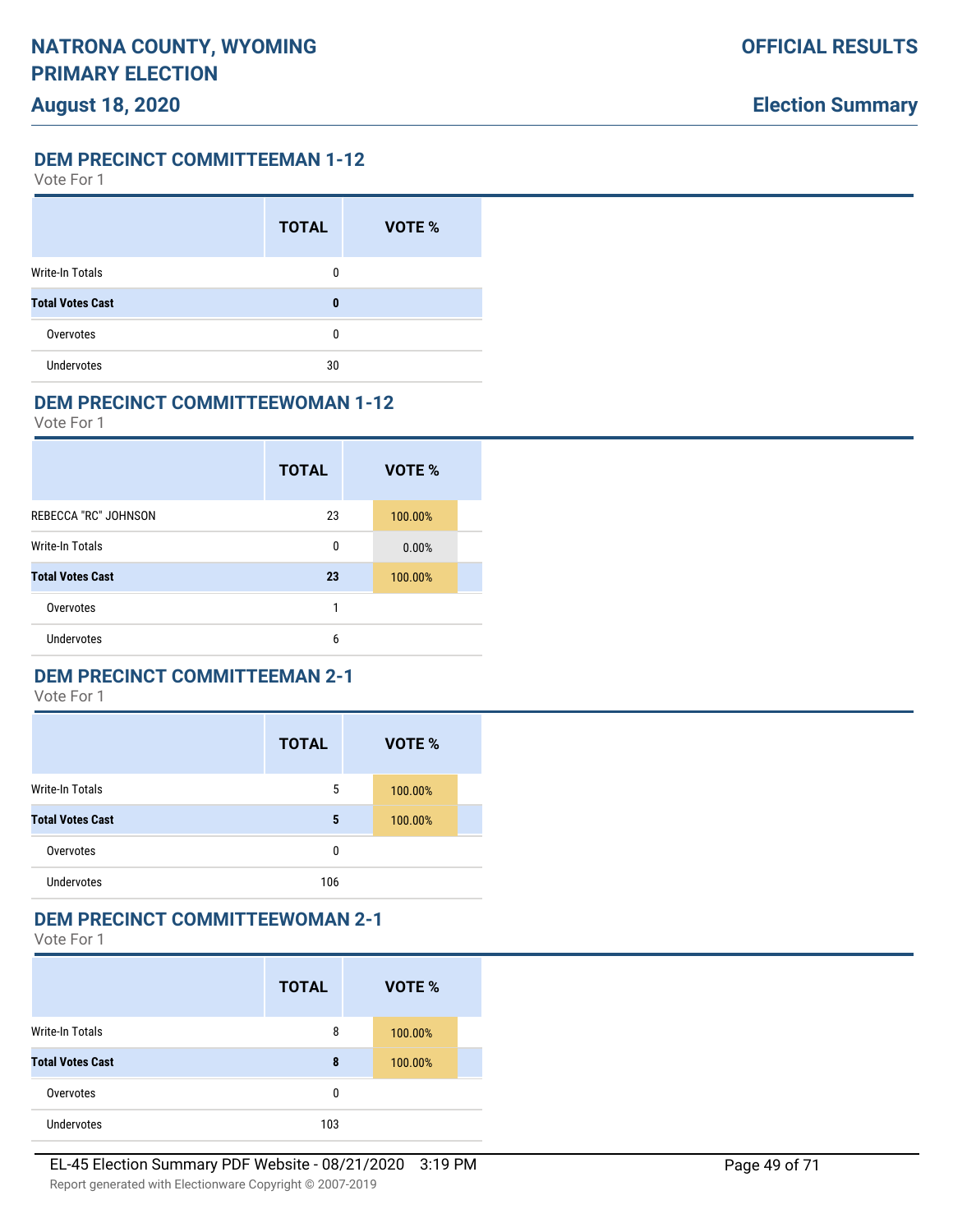## DEM PRECINCT COMMITTEEMAN 1-12

Vote For 1

| | TOTAL | VOTE % |
|---|---|---|
| Write-In Totals | 0 | |
| **Total Votes Cast** | **0** | |
| Overvotes | 0 | |
| Undervotes | 30 | |

## DEM PRECINCT COMMITTEEWOMAN 1-12

Vote For 1

| | TOTAL | VOTE % |
|---|---|---|
| REBECCA "RC" JOHNSON | 23 | 100.00% |
| Write-In Totals | 0 | 0.00% |
| **Total Votes Cast** | **23** | 100.00% |
| Overvotes | 1 | |
| Undervotes | 6 | |

## DEM PRECINCT COMMITTEEMAN 2-1

Vote For 1

| | TOTAL | VOTE % |
|---|---|---|
| Write-In Totals | 5 | 100.00% |
| **Total Votes Cast** | **5** | 100.00% |
| Overvotes | 0 | |
| Undervotes | 106 | |

## DEM PRECINCT COMMITTEEWOMAN 2-1

Vote For 1

| | TOTAL | VOTE % |
|---|---|---|
| Write-In Totals | 8 | 100.00% |
| **Total Votes Cast** | **8** | 100.00% |
| Overvotes | 0 | |
| Undervotes | 103 | |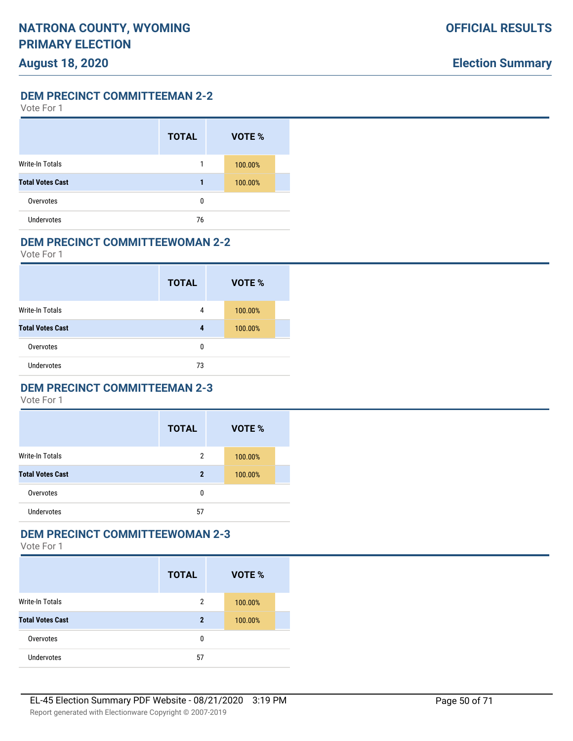## DEM PRECINCT COMMITTEEMAN 2-2

Vote For 1

| | TOTAL | VOTE % |
|---|---|---|
| Write-In Totals | 1 | 100.00% |
| **Total Votes Cast** | **1** | 100.00% |
| Overvotes | 0 | |
| Undervotes | 76 | |

## DEM PRECINCT COMMITTEEWOMAN 2-2

Vote For 1

| | TOTAL | VOTE % |
|---|---|---|
| Write-In Totals | 4 | 100.00% |
| **Total Votes Cast** | **4** | 100.00% |
| Overvotes | 0 | |
| Undervotes | 73 | |

## DEM PRECINCT COMMITTEEMAN 2-3

Vote For 1

| | TOTAL | VOTE % |
|---|---|---|
| Write-In Totals | 2 | 100.00% |
| **Total Votes Cast** | **2** | 100.00% |
| Overvotes | 0 | |
| Undervotes | 57 | |

## DEM PRECINCT COMMITTEEWOMAN 2-3

Vote For 1

| | TOTAL | VOTE % |
|---|---|---|
| Write-In Totals | 2 | 100.00% |
| **Total Votes Cast** | **2** | 100.00% |
| Overvotes | 0 | |
| Undervotes | 57 | |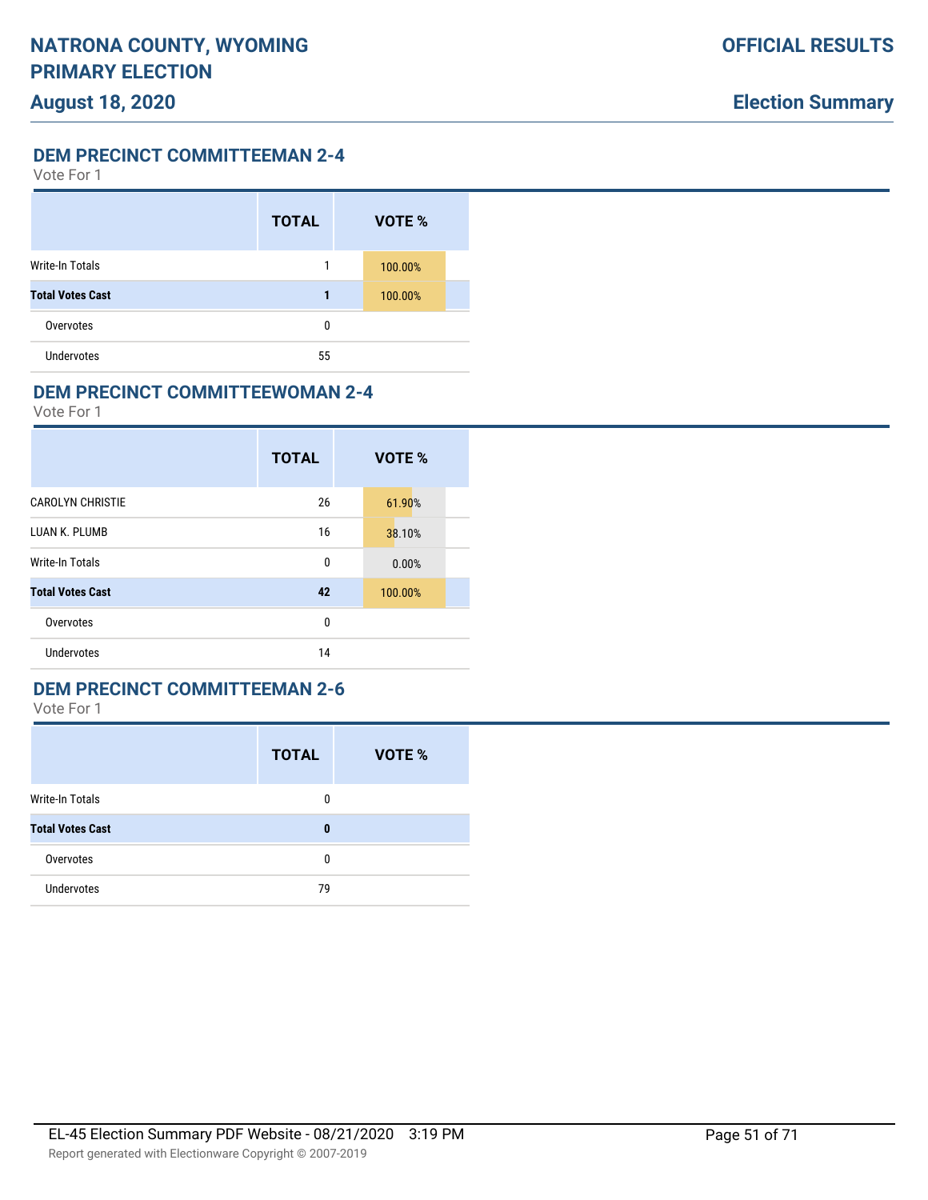## DEM PRECINCT COMMITTEEMAN 2-4

Vote For 1

| | TOTAL | VOTE % |
|---|---|---|
| Write-In Totals | 1 | 100.00% |
| **Total Votes Cast** | **1** | 100.00% |
| Overvotes | 0 | |
| Undervotes | 55 | |

## DEM PRECINCT COMMITTEEWOMAN 2-4

Vote For 1

| | TOTAL | VOTE % |
|---|---|---|
| CAROLYN CHRISTIE | 26 | 61.90% |
| LUAN K. PLUMB | 16 | 38.10% |
| Write-In Totals | 0 | 0.00% |
| **Total Votes Cast** | **42** | 100.00% |
| Overvotes | 0 | |
| Undervotes | 14 | |

## DEM PRECINCT COMMITTEEMAN 2-6

Vote For 1

| | TOTAL | VOTE % |
|---|---|---|
| Write-In Totals | 0 | |
| **Total Votes Cast** | **0** | |
| Overvotes | 0 | |
| Undervotes | 79 | |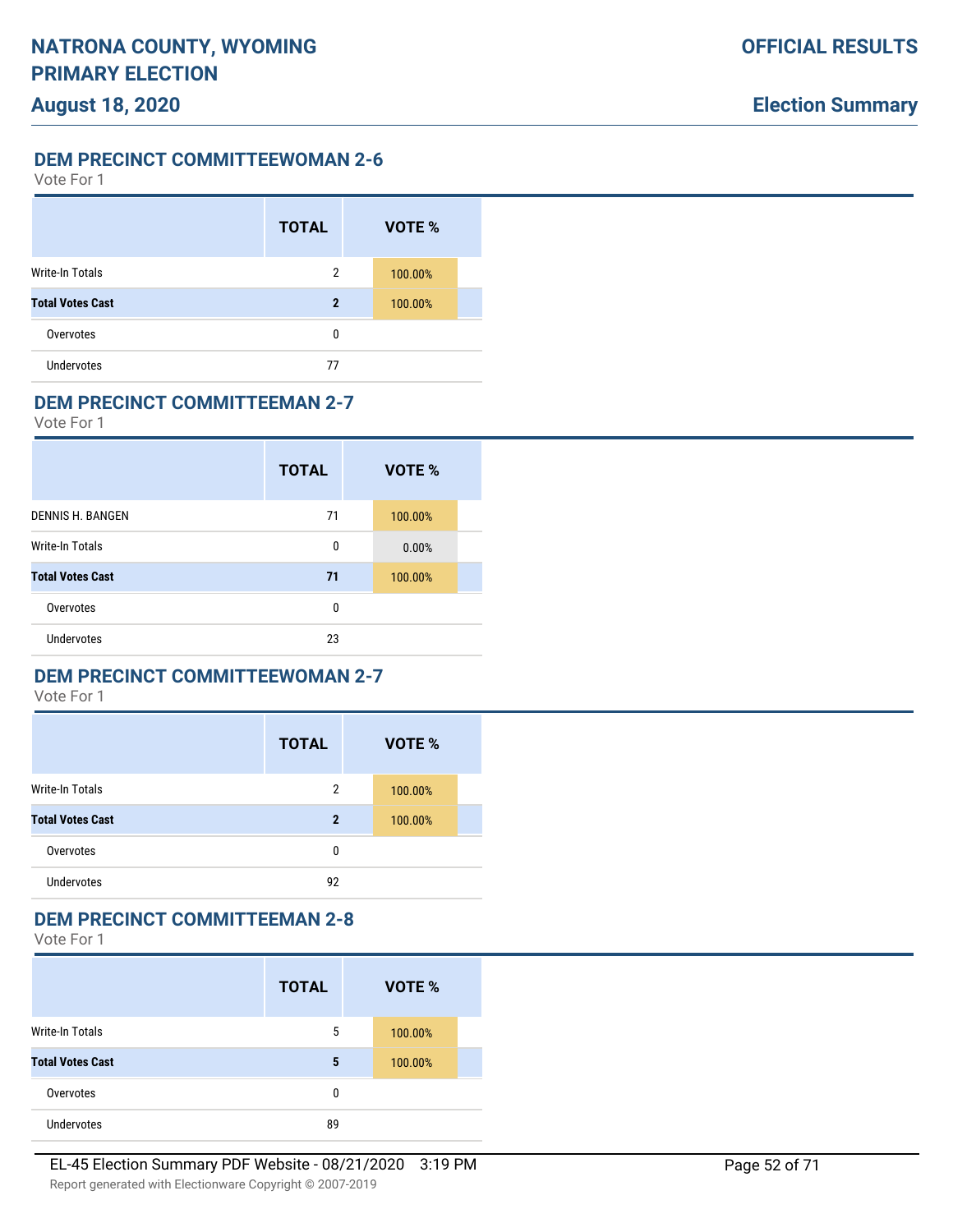## DEM PRECINCT COMMITTEEWOMAN 2-6

Vote For 1

| | TOTAL | VOTE % |
|---|---|---|
| Write-In Totals | 2 | 100.00% |
| **Total Votes Cast** | **2** | 100.00% |
| Overvotes | 0 | |
| Undervotes | 77 | |

## DEM PRECINCT COMMITTEEMAN 2-7

Vote For 1

| | TOTAL | VOTE % |
|---|---|---|
| DENNIS H. BANGEN | 71 | 100.00% |
| Write-In Totals | 0 | 0.00% |
| **Total Votes Cast** | **71** | 100.00% |
| Overvotes | 0 | |
| Undervotes | 23 | |

## DEM PRECINCT COMMITTEEWOMAN 2-7

Vote For 1

| | TOTAL | VOTE % |
|---|---|---|
| Write-In Totals | 2 | 100.00% |
| **Total Votes Cast** | **2** | 100.00% |
| Overvotes | 0 | |
| Undervotes | 92 | |

## DEM PRECINCT COMMITTEEMAN 2-8

Vote For 1

| | TOTAL | VOTE % |
|---|---|---|
| Write-In Totals | 5 | 100.00% |
| **Total Votes Cast** | **5** | 100.00% |
| Overvotes | 0 | |
| Undervotes | 89 | |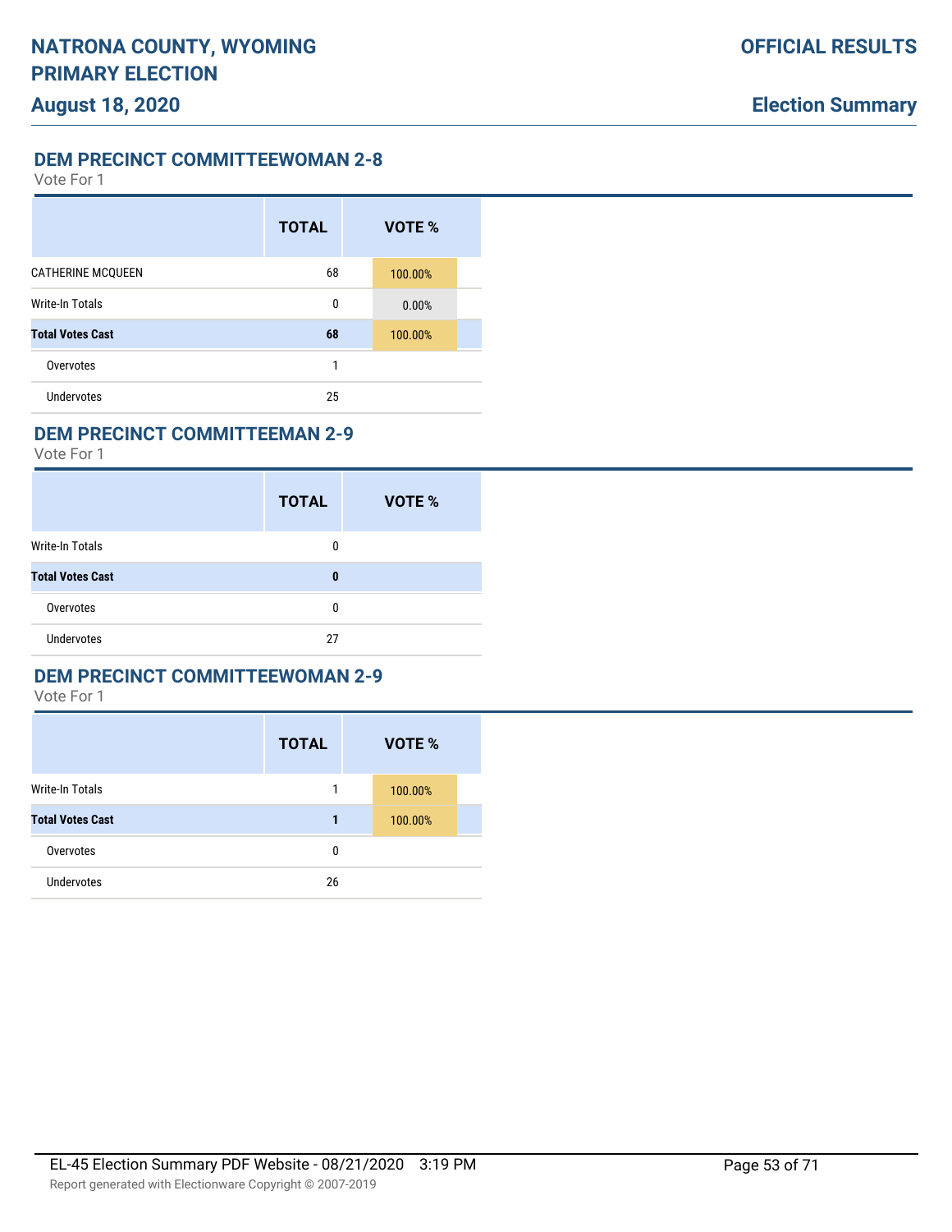## DEM PRECINCT COMMITTEEWOMAN 2-8

Vote For 1

| | TOTAL | VOTE % |
|---|---|---|
| CATHERINE MCQUEEN | 68 | 100.00% |
| Write-In Totals | 0 | 0.00% |
| **Total Votes Cast** | **68** | 100.00% |
| Overvotes | 1 | |
| Undervotes | 25 | |

## DEM PRECINCT COMMITTEEMAN 2-9

Vote For 1

| | TOTAL | VOTE % |
|---|---|---|
| Write-In Totals | 0 | |
| **Total Votes Cast** | **0** | |
| Overvotes | 0 | |
| Undervotes | 27 | |

## DEM PRECINCT COMMITTEEWOMAN 2-9

Vote For 1

| | TOTAL | VOTE % |
|---|---|---|
| Write-In Totals | 1 | 100.00% |
| **Total Votes Cast** | **1** | 100.00% |
| Overvotes | 0 | |
| Undervotes | 26 | |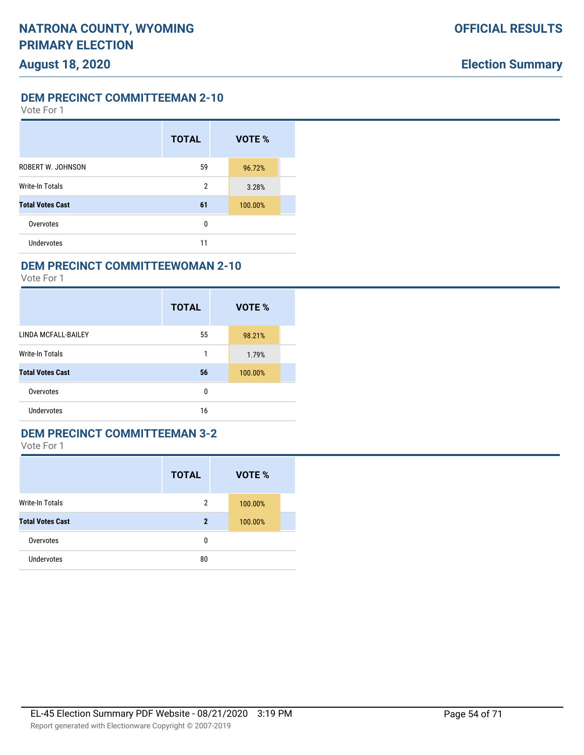## DEM PRECINCT COMMITTEEMAN 2-10

Vote For 1

| | TOTAL | VOTE % |
|---|---|---|
| ROBERT W. JOHNSON | 59 | 96.72% |
| Write-In Totals | 2 | 3.28% |
| **Total Votes Cast** | **61** | 100.00% |
| Overvotes | 0 | |
| Undervotes | 11 | |

## DEM PRECINCT COMMITTEEWOMAN 2-10

Vote For 1

| | TOTAL | VOTE % |
|---|---|---|
| LINDA MCFALL-BAILEY | 55 | 98.21% |
| Write-In Totals | 1 | 1.79% |
| **Total Votes Cast** | **56** | 100.00% |
| Overvotes | 0 | |
| Undervotes | 16 | |

## DEM PRECINCT COMMITTEEMAN 3-2

Vote For 1

| | TOTAL | VOTE % |
|---|---|---|
| Write-In Totals | 2 | 100.00% |
| **Total Votes Cast** | **2** | 100.00% |
| Overvotes | 0 | |
| Undervotes | 80 | |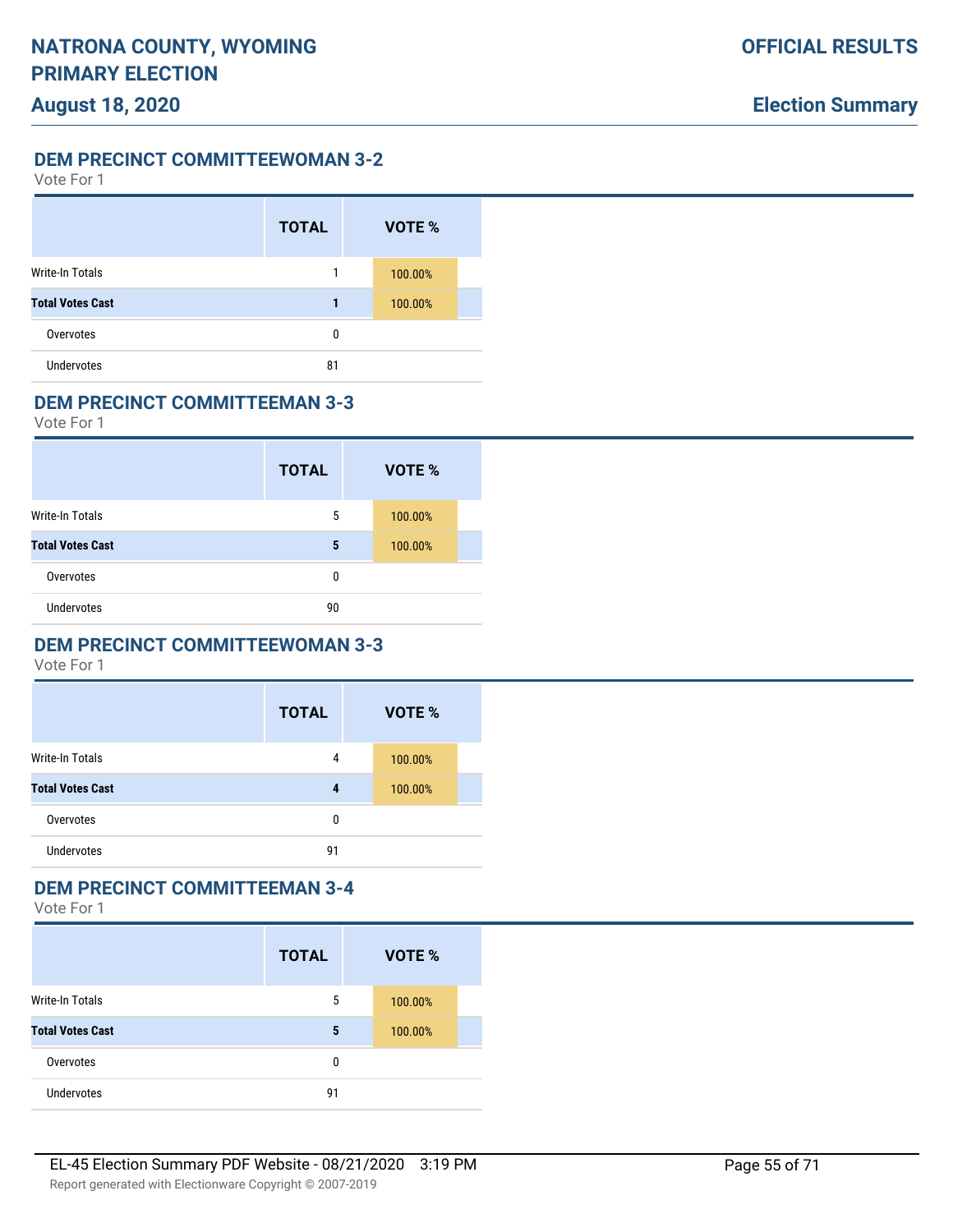## DEM PRECINCT COMMITTEEWOMAN 3-2

Vote For 1

| | TOTAL | VOTE % |
|---|---|---|
| Write-In Totals | 1 | 100.00% |
| **Total Votes Cast** | **1** | 100.00% |
| Overvotes | 0 | |
| Undervotes | 81 | |

## DEM PRECINCT COMMITTEEMAN 3-3

Vote For 1

| | TOTAL | VOTE % |
|---|---|---|
| Write-In Totals | 5 | 100.00% |
| **Total Votes Cast** | **5** | 100.00% |
| Overvotes | 0 | |
| Undervotes | 90 | |

## DEM PRECINCT COMMITTEEWOMAN 3-3

Vote For 1

| | TOTAL | VOTE % |
|---|---|---|
| Write-In Totals | 4 | 100.00% |
| **Total Votes Cast** | **4** | 100.00% |
| Overvotes | 0 | |
| Undervotes | 91 | |

## DEM PRECINCT COMMITTEEMAN 3-4

Vote For 1

| | TOTAL | VOTE % |
|---|---|---|
| Write-In Totals | 5 | 100.00% |
| **Total Votes Cast** | **5** | 100.00% |
| Overvotes | 0 | |
| Undervotes | 91 | |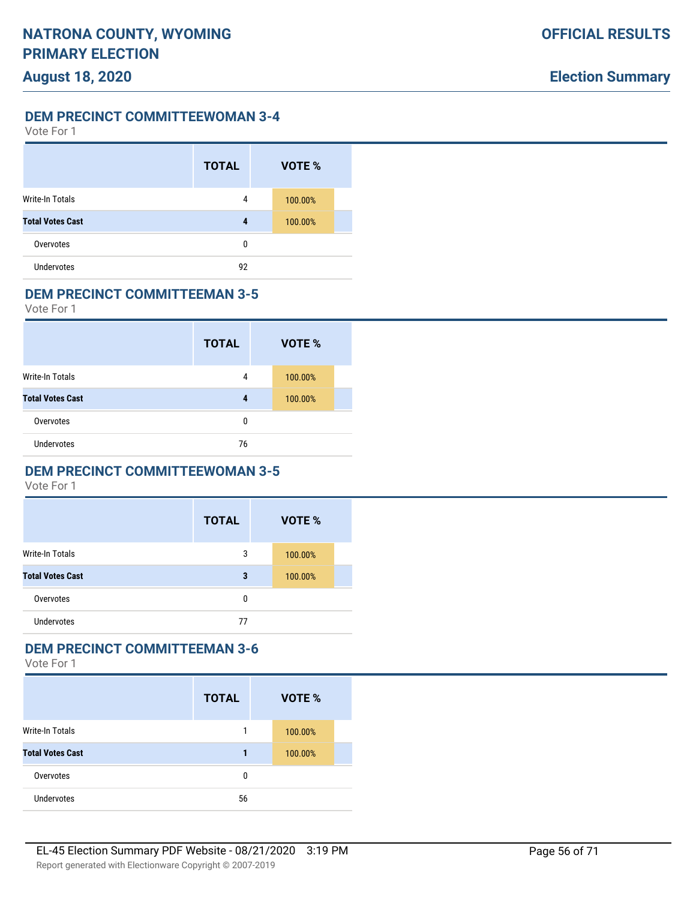## DEM PRECINCT COMMITTEEWOMAN 3-4

Vote For 1

| | TOTAL | VOTE % |
|---|---|---|
| Write-In Totals | 4 | 100.00% |
| **Total Votes Cast** | **4** | 100.00% |
| Overvotes | 0 | |
| Undervotes | 92 | |

## DEM PRECINCT COMMITTEEMAN 3-5

Vote For 1

| | TOTAL | VOTE % |
|---|---|---|
| Write-In Totals | 4 | 100.00% |
| **Total Votes Cast** | **4** | 100.00% |
| Overvotes | 0 | |
| Undervotes | 76 | |

## DEM PRECINCT COMMITTEEWOMAN 3-5

Vote For 1

| | TOTAL | VOTE % |
|---|---|---|
| Write-In Totals | 3 | 100.00% |
| **Total Votes Cast** | **3** | 100.00% |
| Overvotes | 0 | |
| Undervotes | 77 | |

## DEM PRECINCT COMMITTEEMAN 3-6

Vote For 1

| | TOTAL | VOTE % |
|---|---|---|
| Write-In Totals | 1 | 100.00% |
| **Total Votes Cast** | **1** | 100.00% |
| Overvotes | 0 | |
| Undervotes | 56 | |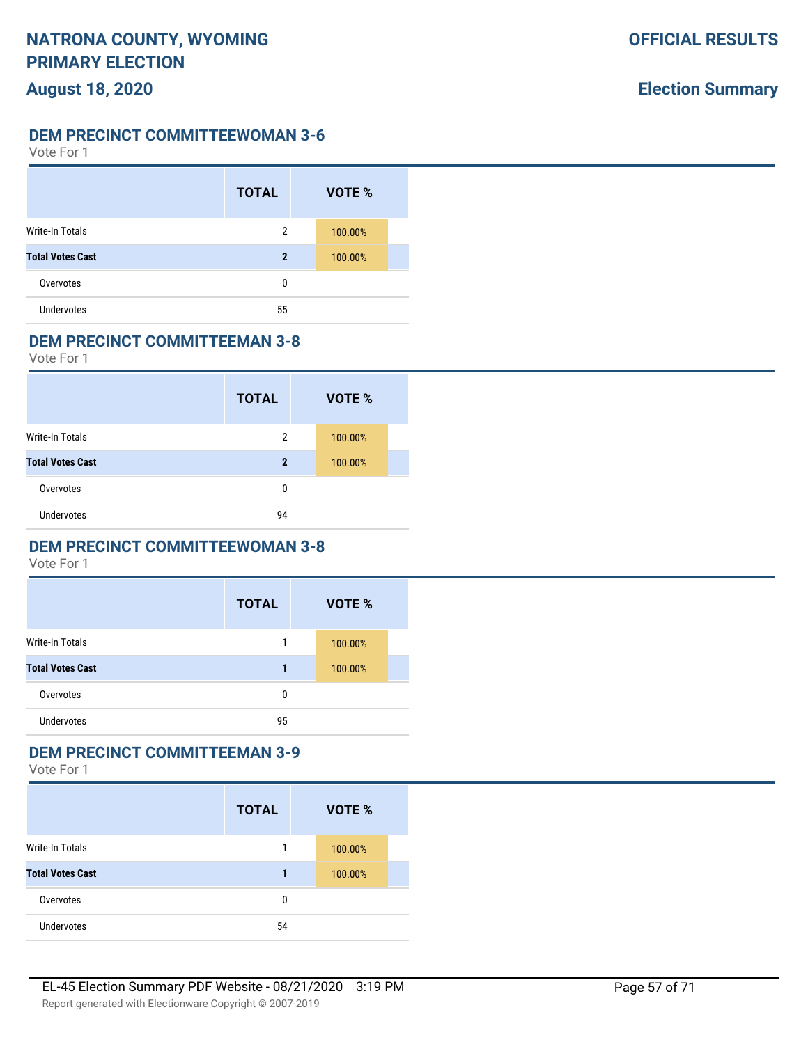## DEM PRECINCT COMMITTEEWOMAN 3-6

Vote For 1

| | TOTAL | VOTE % |
|---|---|---|
| Write-In Totals | 2 | 100.00% |
| **Total Votes Cast** | **2** | 100.00% |
| Overvotes | 0 | |
| Undervotes | 55 | |

## DEM PRECINCT COMMITTEEMAN 3-8

Vote For 1

| | TOTAL | VOTE % |
|---|---|---|
| Write-In Totals | 2 | 100.00% |
| **Total Votes Cast** | **2** | 100.00% |
| Overvotes | 0 | |
| Undervotes | 94 | |

## DEM PRECINCT COMMITTEEWOMAN 3-8

Vote For 1

| | TOTAL | VOTE % |
|---|---|---|
| Write-In Totals | 1 | 100.00% |
| **Total Votes Cast** | **1** | 100.00% |
| Overvotes | 0 | |
| Undervotes | 95 | |

## DEM PRECINCT COMMITTEEMAN 3-9

Vote For 1

| | TOTAL | VOTE % |
|---|---|---|
| Write-In Totals | 1 | 100.00% |
| **Total Votes Cast** | **1** | 100.00% |
| Overvotes | 0 | |
| Undervotes | 54 | |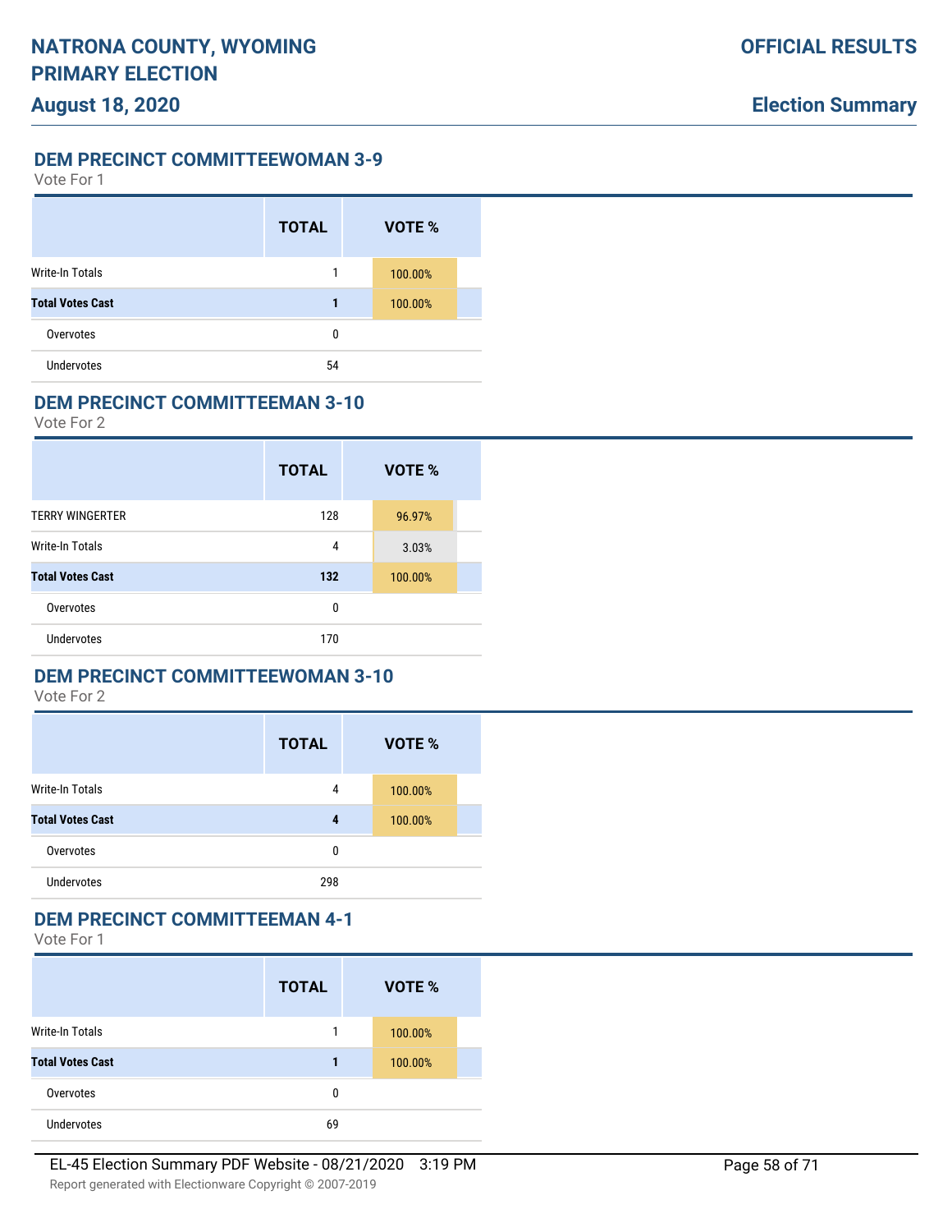## DEM PRECINCT COMMITTEEWOMAN 3-9

Vote For 1

| | TOTAL | VOTE % |
|---|---|---|
| Write-In Totals | 1 | 100.00% |
| **Total Votes Cast** | **1** | 100.00% |
| Overvotes | 0 | |
| Undervotes | 54 | |

## DEM PRECINCT COMMITTEEMAN 3-10

Vote For 2

| | TOTAL | VOTE % |
|---|---|---|
| TERRY WINGERTER | 128 | 96.97% |
| Write-In Totals | 4 | 3.03% |
| **Total Votes Cast** | **132** | 100.00% |
| Overvotes | 0 | |
| Undervotes | 170 | |

## DEM PRECINCT COMMITTEEWOMAN 3-10

Vote For 2

| | TOTAL | VOTE % |
|---|---|---|
| Write-In Totals | 4 | 100.00% |
| **Total Votes Cast** | **4** | 100.00% |
| Overvotes | 0 | |
| Undervotes | 298 | |

## DEM PRECINCT COMMITTEEMAN 4-1

Vote For 1

| | TOTAL | VOTE % |
|---|---|---|
| Write-In Totals | 1 | 100.00% |
| **Total Votes Cast** | **1** | 100.00% |
| Overvotes | 0 | |
| Undervotes | 69 | |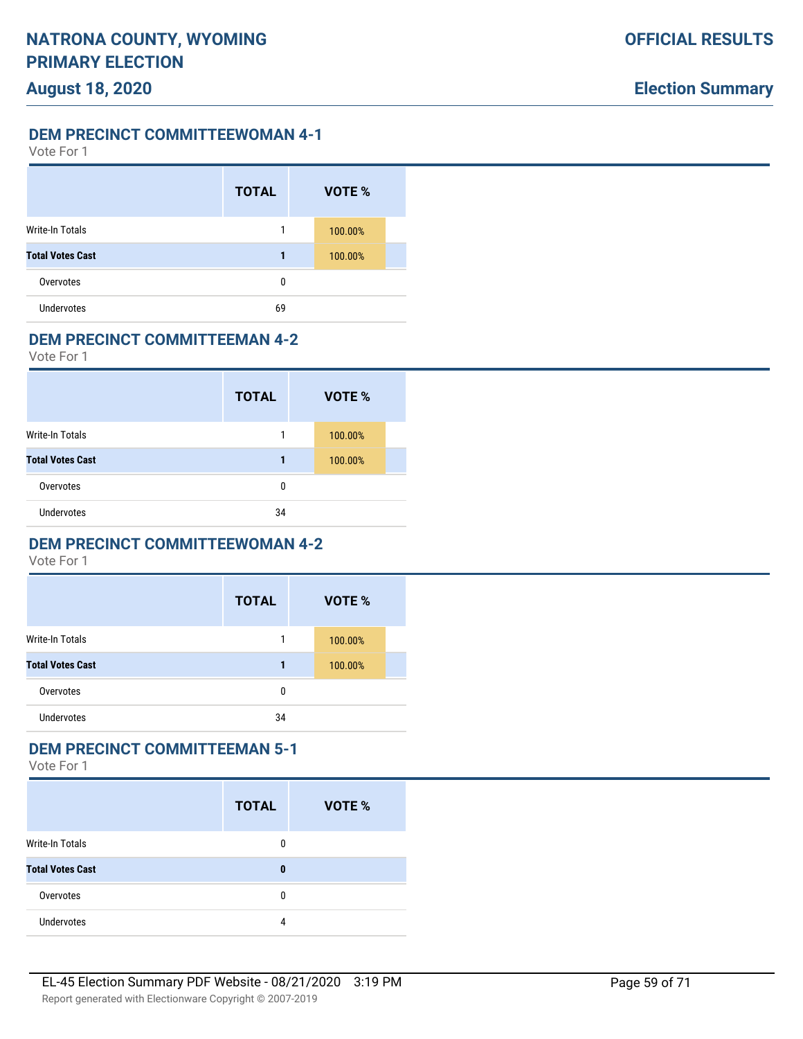## DEM PRECINCT COMMITTEEWOMAN 4-1

Vote For 1

| | TOTAL | VOTE % |
|---|---|---|
| Write-In Totals | 1 | 100.00% |
| **Total Votes Cast** | **1** | 100.00% |
| Overvotes | 0 | |
| Undervotes | 69 | |

## DEM PRECINCT COMMITTEEMAN 4-2

Vote For 1

| | TOTAL | VOTE % |
|---|---|---|
| Write-In Totals | 1 | 100.00% |
| **Total Votes Cast** | **1** | 100.00% |
| Overvotes | 0 | |
| Undervotes | 34 | |

## DEM PRECINCT COMMITTEEWOMAN 4-2

Vote For 1

| | TOTAL | VOTE % |
|---|---|---|
| Write-In Totals | 1 | 100.00% |
| **Total Votes Cast** | **1** | 100.00% |
| Overvotes | 0 | |
| Undervotes | 34 | |

## DEM PRECINCT COMMITTEEMAN 5-1

Vote For 1

| | TOTAL | VOTE % |
|---|---|---|
| Write-In Totals | 0 | |
| **Total Votes Cast** | **0** | |
| Overvotes | 0 | |
| Undervotes | 4 | |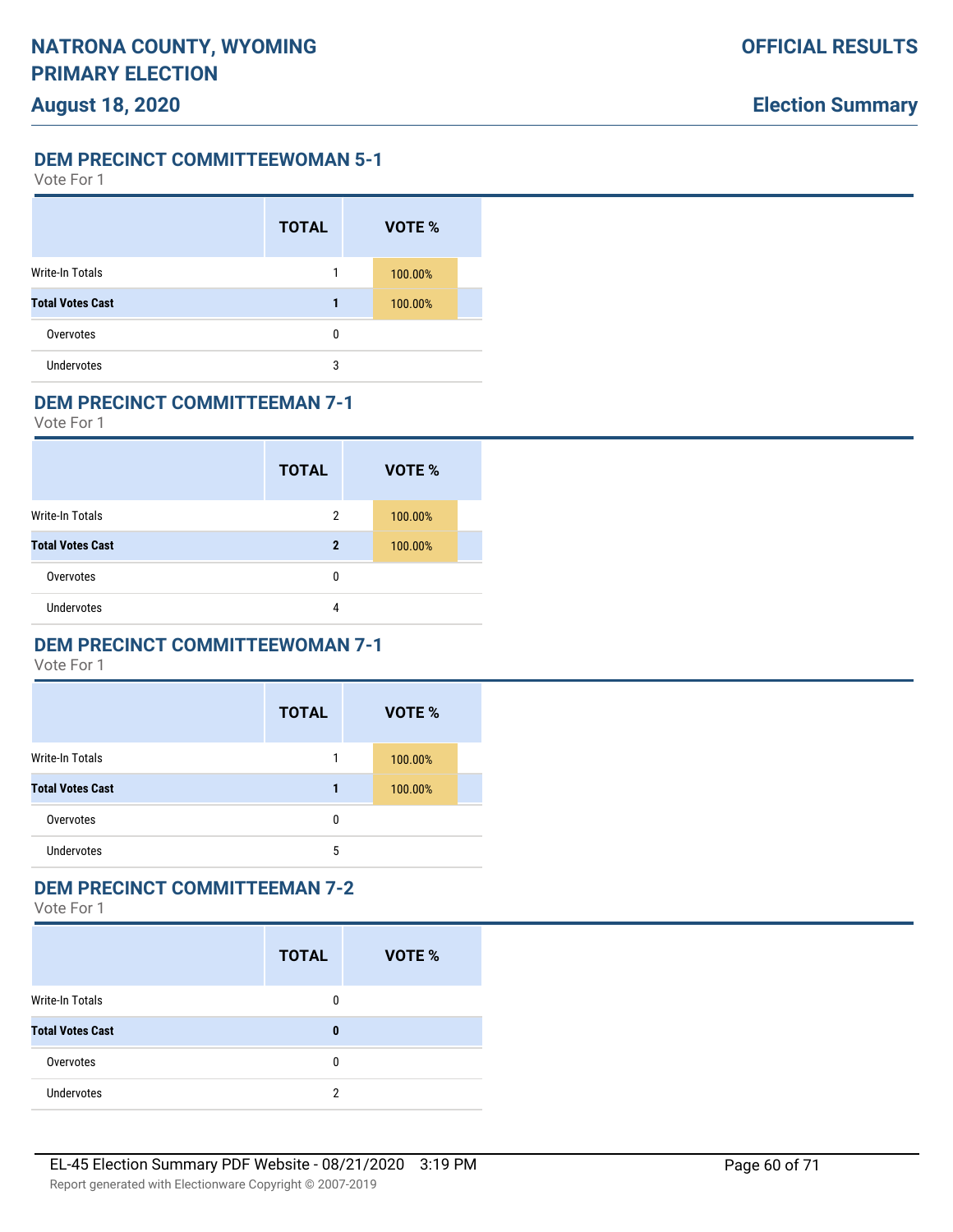## DEM PRECINCT COMMITTEEWOMAN 5-1

Vote For 1

| | TOTAL | VOTE % |
|---|---|---|
| Write-In Totals | 1 | 100.00% |
| **Total Votes Cast** | **1** | 100.00% |
| Overvotes | 0 | |
| Undervotes | 3 | |

## DEM PRECINCT COMMITTEEMAN 7-1

Vote For 1

| | TOTAL | VOTE % |
|---|---|---|
| Write-In Totals | 2 | 100.00% |
| **Total Votes Cast** | **2** | 100.00% |
| Overvotes | 0 | |
| Undervotes | 4 | |

## DEM PRECINCT COMMITTEEWOMAN 7-1

Vote For 1

| | TOTAL | VOTE % |
|---|---|---|
| Write-In Totals | 1 | 100.00% |
| **Total Votes Cast** | **1** | 100.00% |
| Overvotes | 0 | |
| Undervotes | 5 | |

## DEM PRECINCT COMMITTEEMAN 7-2

Vote For 1

| | TOTAL | VOTE % |
|---|---|---|
| Write-In Totals | 0 | |
| **Total Votes Cast** | **0** | |
| Overvotes | 0 | |
| Undervotes | 2 | |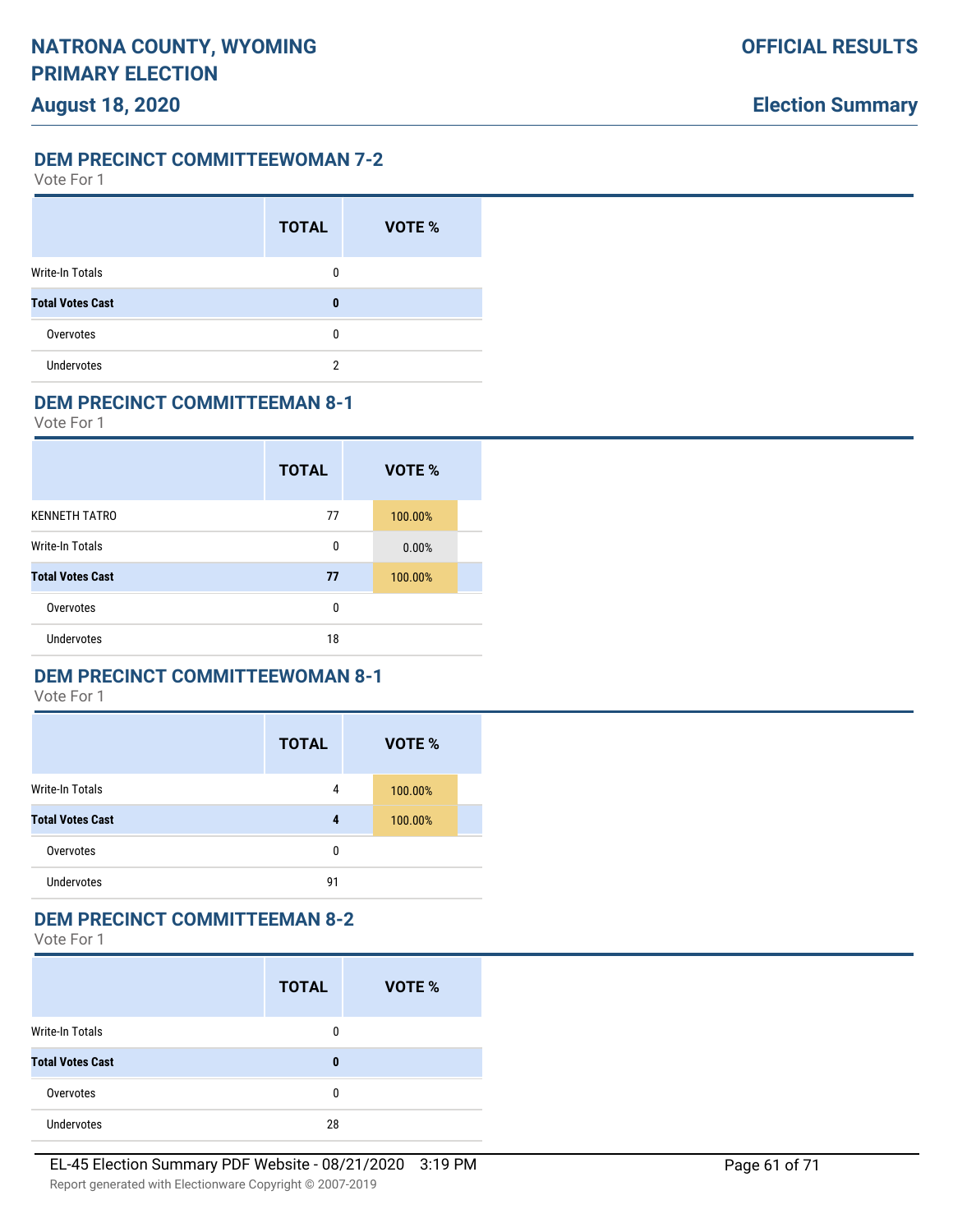## DEM PRECINCT COMMITTEEWOMAN 7-2

Vote For 1

| | TOTAL | VOTE % |
|---|---|---|
| Write-In Totals | 0 | |
| **Total Votes Cast** | **0** | |
| Overvotes | 0 | |
| Undervotes | 2 | |

## DEM PRECINCT COMMITTEEMAN 8-1

Vote For 1

| | TOTAL | VOTE % |
|---|---|---|
| KENNETH TATRO | 77 | 100.00% |
| Write-In Totals | 0 | 0.00% |
| **Total Votes Cast** | **77** | 100.00% |
| Overvotes | 0 | |
| Undervotes | 18 | |

## DEM PRECINCT COMMITTEEWOMAN 8-1

Vote For 1

| | TOTAL | VOTE % |
|---|---|---|
| Write-In Totals | 4 | 100.00% |
| **Total Votes Cast** | **4** | 100.00% |
| Overvotes | 0 | |
| Undervotes | 91 | |

## DEM PRECINCT COMMITTEEMAN 8-2

Vote For 1

| | TOTAL | VOTE % |
|---|---|---|
| Write-In Totals | 0 | |
| **Total Votes Cast** | **0** | |
| Overvotes | 0 | |
| Undervotes | 28 | |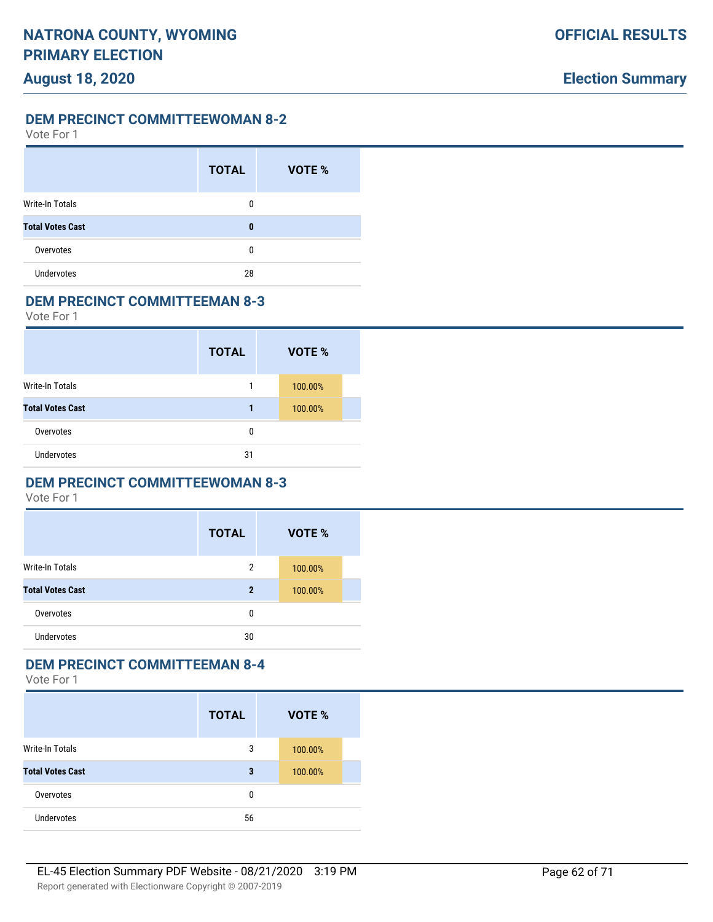## DEM PRECINCT COMMITTEEWOMAN 8-2

Vote For 1

| | TOTAL | VOTE % |
|---|---|---|
| Write-In Totals | 0 | |
| **Total Votes Cast** | **0** | |
| Overvotes | 0 | |
| Undervotes | 28 | |

## DEM PRECINCT COMMITTEEMAN 8-3

Vote For 1

| | TOTAL | VOTE % |
|---|---|---|
| Write-In Totals | 1 | 100.00% |
| **Total Votes Cast** | **1** | 100.00% |
| Overvotes | 0 | |
| Undervotes | 31 | |

## DEM PRECINCT COMMITTEEWOMAN 8-3

Vote For 1

| | TOTAL | VOTE % |
|---|---|---|
| Write-In Totals | 2 | 100.00% |
| **Total Votes Cast** | **2** | 100.00% |
| Overvotes | 0 | |
| Undervotes | 30 | |

## DEM PRECINCT COMMITTEEMAN 8-4

Vote For 1

| | TOTAL | VOTE % |
|---|---|---|
| Write-In Totals | 3 | 100.00% |
| **Total Votes Cast** | **3** | 100.00% |
| Overvotes | 0 | |
| Undervotes | 56 | |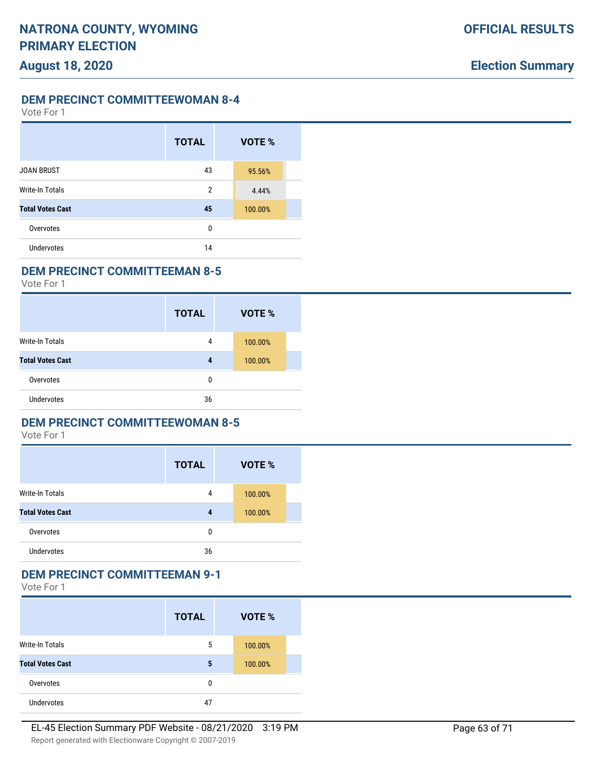## DEM PRECINCT COMMITTEEWOMAN 8-4

Vote For 1

| | TOTAL | VOTE % |
|---|---|---|
| JOAN BRUST | 43 | 95.56% |
| Write-In Totals | 2 | 4.44% |
| **Total Votes Cast** | **45** | 100.00% |
| Overvotes | 0 | |
| Undervotes | 14 | |

## DEM PRECINCT COMMITTEEMAN 8-5

Vote For 1

| | TOTAL | VOTE % |
|---|---|---|
| Write-In Totals | 4 | 100.00% |
| **Total Votes Cast** | **4** | 100.00% |
| Overvotes | 0 | |
| Undervotes | 36 | |

## DEM PRECINCT COMMITTEEWOMAN 8-5

Vote For 1

| | TOTAL | VOTE % |
|---|---|---|
| Write-In Totals | 4 | 100.00% |
| **Total Votes Cast** | **4** | 100.00% |
| Overvotes | 0 | |
| Undervotes | 36 | |

## DEM PRECINCT COMMITTEEMAN 9-1

Vote For 1

| | TOTAL | VOTE % |
|---|---|---|
| Write-In Totals | 5 | 100.00% |
| **Total Votes Cast** | **5** | 100.00% |
| Overvotes | 0 | |
| Undervotes | 47 | |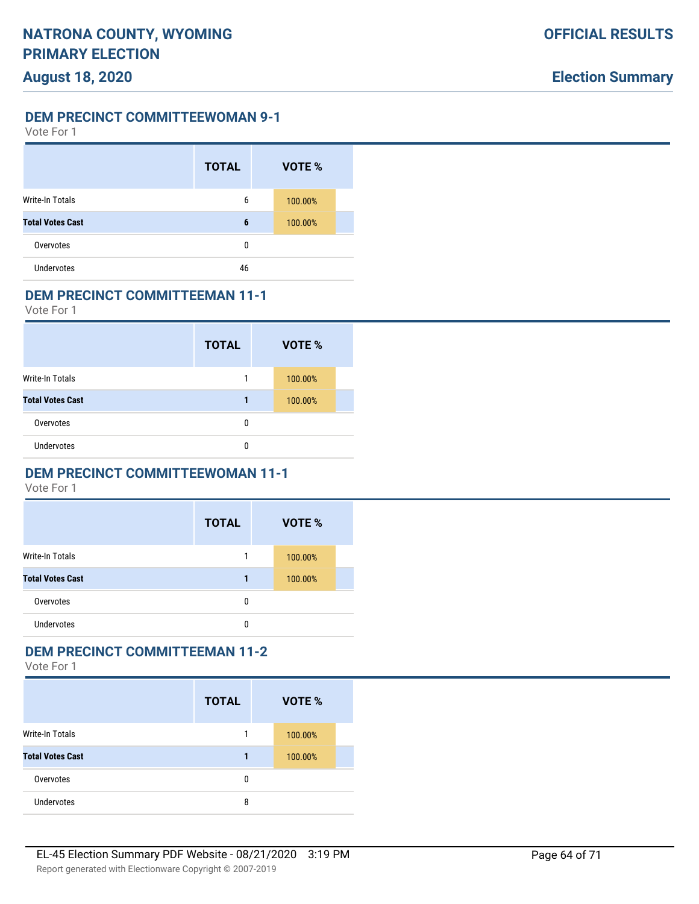## DEM PRECINCT COMMITTEEWOMAN 9-1

Vote For 1

| | TOTAL | VOTE % |
|---|---|---|
| Write-In Totals | 6 | 100.00% |
| **Total Votes Cast** | **6** | 100.00% |
| Overvotes | 0 | |
| Undervotes | 46 | |

## DEM PRECINCT COMMITTEEMAN 11-1

Vote For 1

| | TOTAL | VOTE % |
|---|---|---|
| Write-In Totals | 1 | 100.00% |
| **Total Votes Cast** | **1** | 100.00% |
| Overvotes | 0 | |
| Undervotes | 0 | |

## DEM PRECINCT COMMITTEEWOMAN 11-1

Vote For 1

| | TOTAL | VOTE % |
|---|---|---|
| Write-In Totals | 1 | 100.00% |
| **Total Votes Cast** | **1** | 100.00% |
| Overvotes | 0 | |
| Undervotes | 0 | |

## DEM PRECINCT COMMITTEEMAN 11-2

Vote For 1

| | TOTAL | VOTE % |
|---|---|---|
| Write-In Totals | 1 | 100.00% |
| **Total Votes Cast** | **1** | 100.00% |
| Overvotes | 0 | |
| Undervotes | 8 | |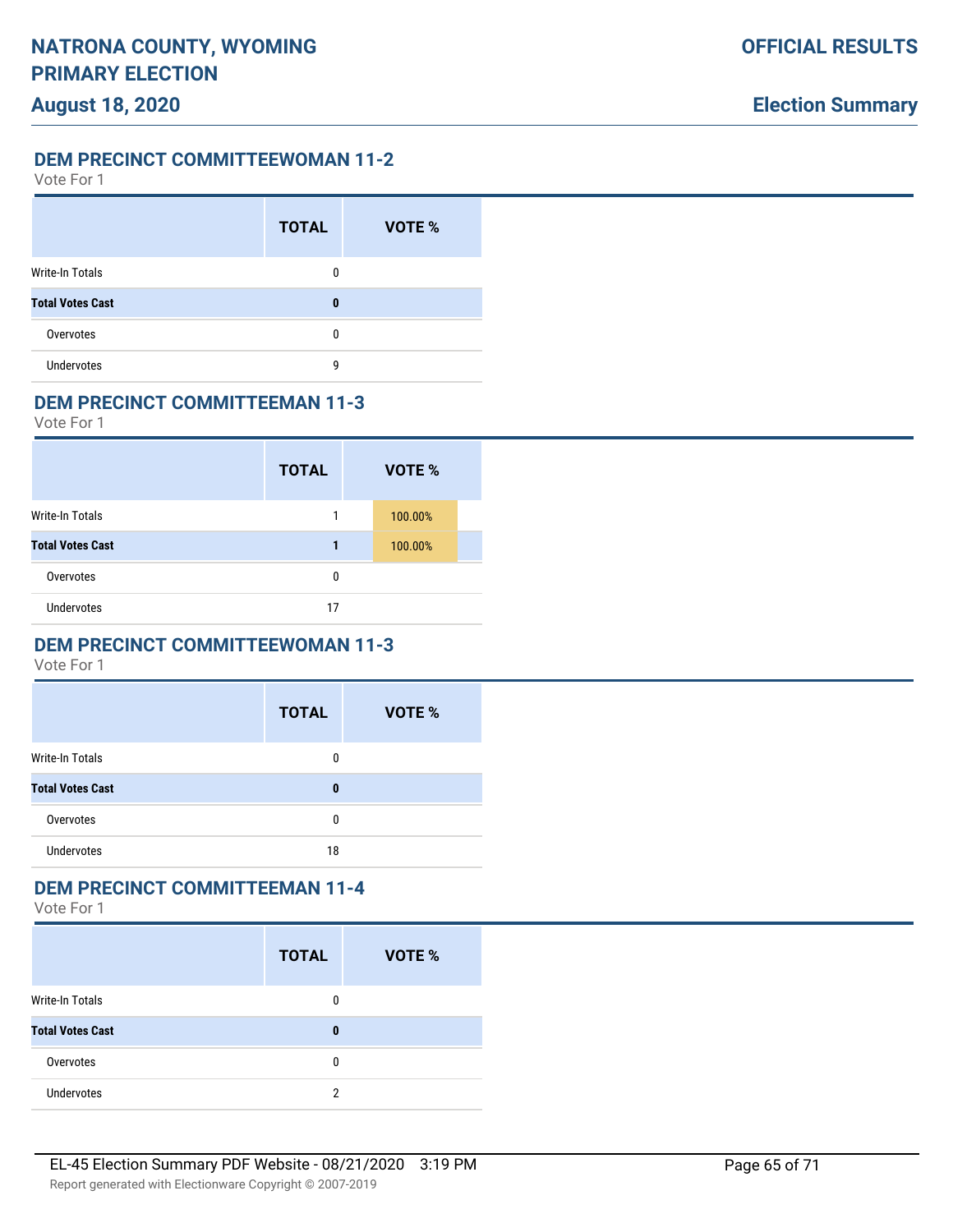## DEM PRECINCT COMMITTEEWOMAN 11-2

Vote For 1

| | TOTAL | VOTE % |
|---|---|---|
| Write-In Totals | 0 | |
| **Total Votes Cast** | **0** | |
| Overvotes | 0 | |
| Undervotes | 9 | |

## DEM PRECINCT COMMITTEEMAN 11-3

Vote For 1

| | TOTAL | VOTE % |
|---|---|---|
| Write-In Totals | 1 | 100.00% |
| **Total Votes Cast** | **1** | 100.00% |
| Overvotes | 0 | |
| Undervotes | 17 | |

## DEM PRECINCT COMMITTEEWOMAN 11-3

Vote For 1

| | TOTAL | VOTE % |
|---|---|---|
| Write-In Totals | 0 | |
| **Total Votes Cast** | **0** | |
| Overvotes | 0 | |
| Undervotes | 18 | |

## DEM PRECINCT COMMITTEEMAN 11-4

Vote For 1

| | TOTAL | VOTE % |
|---|---|---|
| Write-In Totals | 0 | |
| **Total Votes Cast** | **0** | |
| Overvotes | 0 | |
| Undervotes | 2 | |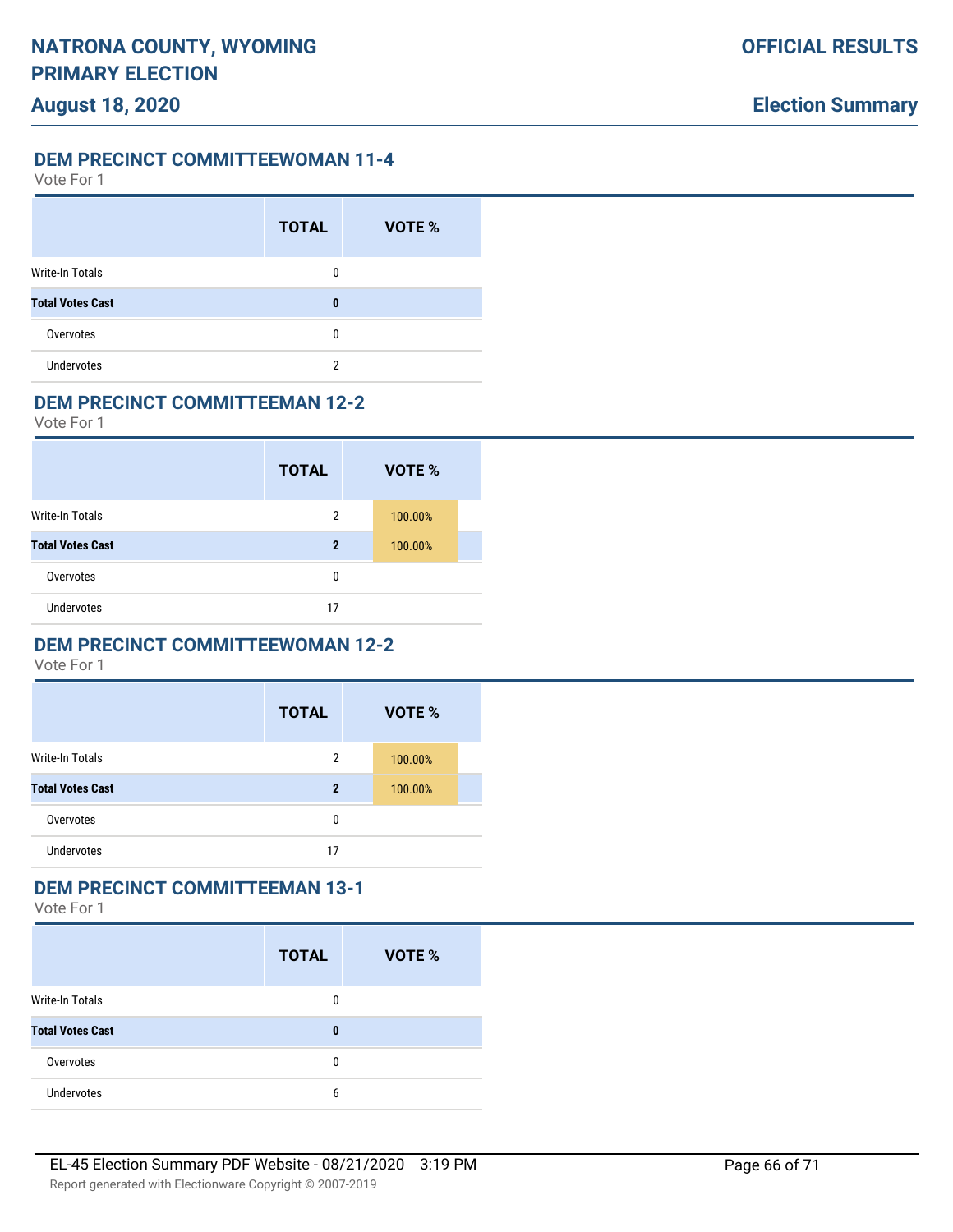## DEM PRECINCT COMMITTEEWOMAN 11-4

Vote For 1

| | TOTAL | VOTE % |
|---|---|---|
| Write-In Totals | 0 | |
| **Total Votes Cast** | **0** | |
| Overvotes | 0 | |
| Undervotes | 2 | |

## DEM PRECINCT COMMITTEEMAN 12-2

Vote For 1

| | TOTAL | VOTE % |
|---|---|---|
| Write-In Totals | 2 | 100.00% |
| **Total Votes Cast** | **2** | 100.00% |
| Overvotes | 0 | |
| Undervotes | 17 | |

## DEM PRECINCT COMMITTEEWOMAN 12-2

Vote For 1

| | TOTAL | VOTE % |
|---|---|---|
| Write-In Totals | 2 | 100.00% |
| **Total Votes Cast** | **2** | 100.00% |
| Overvotes | 0 | |
| Undervotes | 17 | |

## DEM PRECINCT COMMITTEEMAN 13-1

Vote For 1

| | TOTAL | VOTE % |
|---|---|---|
| Write-In Totals | 0 | |
| **Total Votes Cast** | **0** | |
| Overvotes | 0 | |
| Undervotes | 6 | |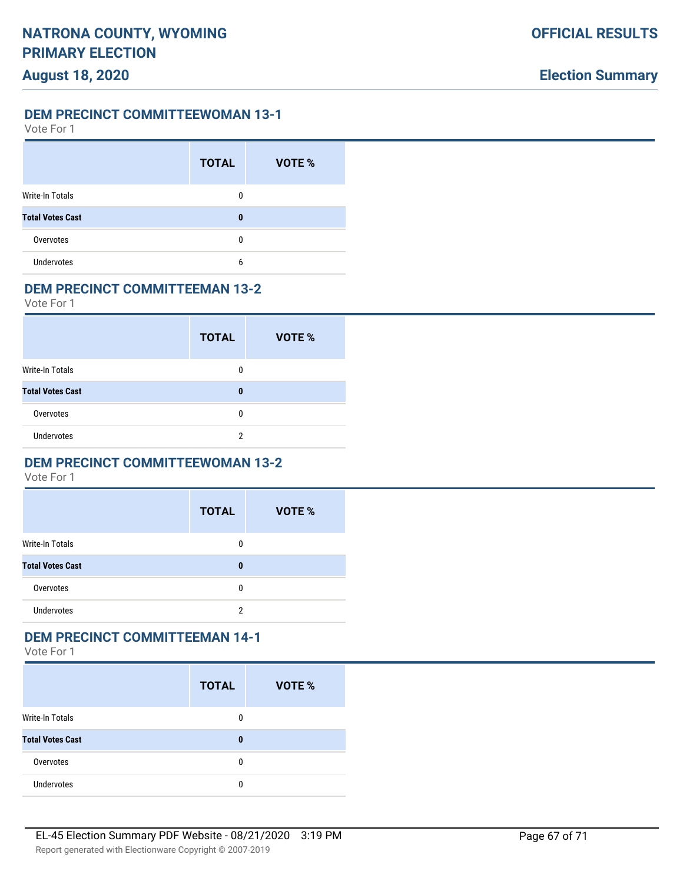## DEM PRECINCT COMMITTEEWOMAN 13-1

Vote For 1

| | TOTAL | VOTE % |
|---|---|---|
| Write-In Totals | 0 | |
| **Total Votes Cast** | **0** | |
| Overvotes | 0 | |
| Undervotes | 6 | |

## DEM PRECINCT COMMITTEEMAN 13-2

Vote For 1

| | TOTAL | VOTE % |
|---|---|---|
| Write-In Totals | 0 | |
| **Total Votes Cast** | **0** | |
| Overvotes | 0 | |
| Undervotes | 2 | |

## DEM PRECINCT COMMITTEEWOMAN 13-2

Vote For 1

| | TOTAL | VOTE % |
|---|---|---|
| Write-In Totals | 0 | |
| **Total Votes Cast** | **0** | |
| Overvotes | 0 | |
| Undervotes | 2 | |

## DEM PRECINCT COMMITTEEMAN 14-1

Vote For 1

| | TOTAL | VOTE % |
|---|---|---|
| Write-In Totals | 0 | |
| **Total Votes Cast** | **0** | |
| Overvotes | 0 | |
| Undervotes | 0 | |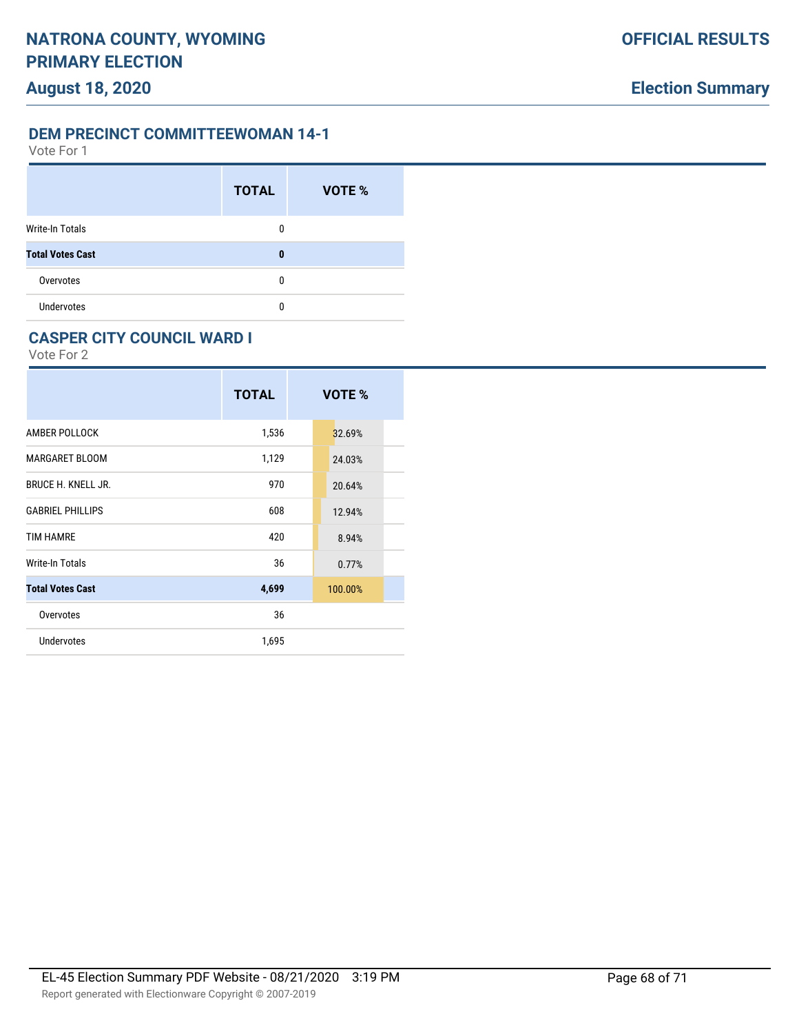## DEM PRECINCT COMMITTEEWOMAN 14-1

Vote For 1

| | TOTAL | VOTE % |
|---|---|---|
| Write-In Totals | 0 | |
| **Total Votes Cast** | **0** | |
| Overvotes | 0 | |
| Undervotes | 0 | |

## CASPER CITY COUNCIL WARD I

Vote For 2

| | TOTAL | VOTE % |
|---|---|---|
| AMBER POLLOCK | 1,536 | 32.69% |
| MARGARET BLOOM | 1,129 | 24.03% |
| BRUCE H. KNELL JR. | 970 | 20.64% |
| GABRIEL PHILLIPS | 608 | 12.94% |
| TIM HAMRE | 420 | 8.94% |
| Write-In Totals | 36 | 0.77% |
| **Total Votes Cast** | **4,699** | 100.00% |
| Overvotes | 36 | |
| Undervotes | 1,695 | |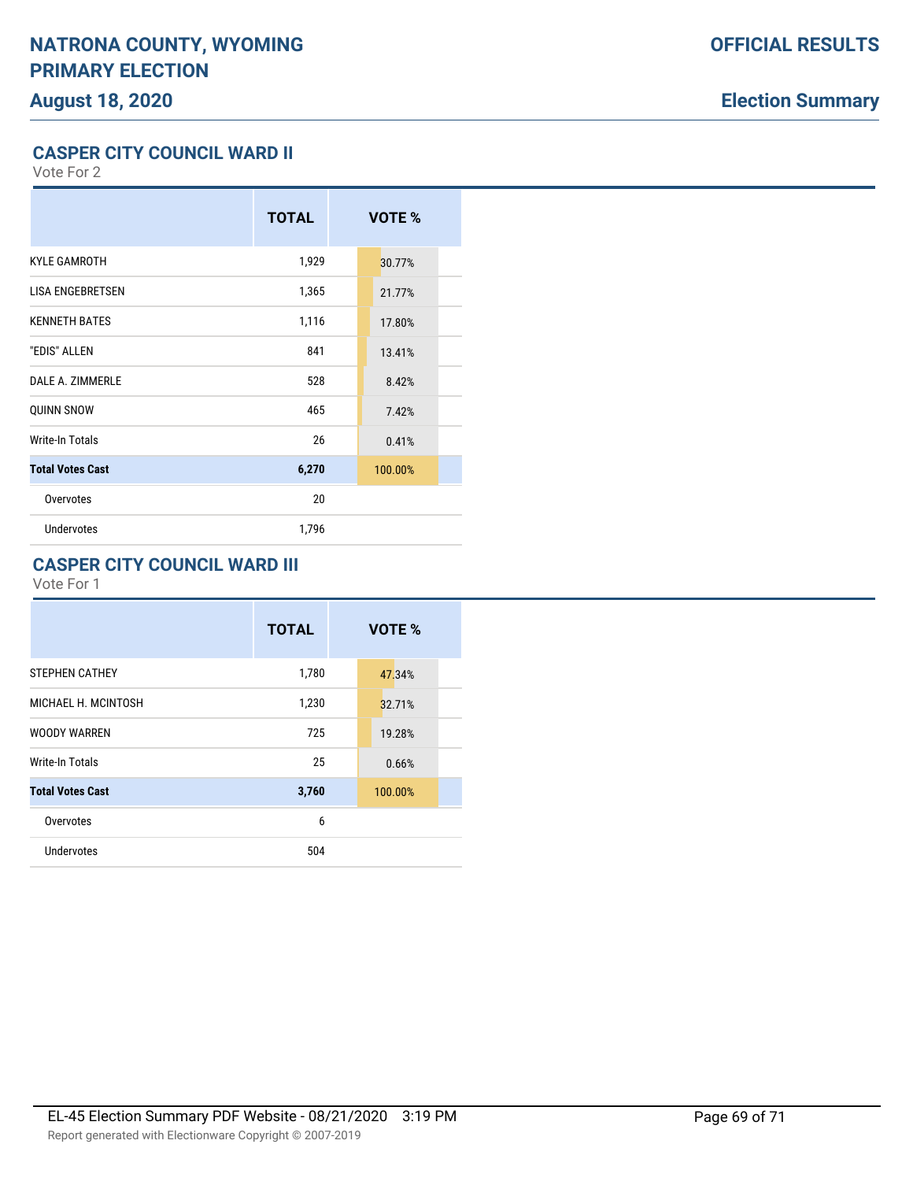NATRONA COUNTY, WYOMING
PRIMARY ELECTION

August 18, 2020

OFFICIAL RESULTS

Election Summary

## CASPER CITY COUNCIL WARD II

Vote For 2

| | TOTAL | VOTE % |
|---|---|---|
| KYLE GAMROTH | 1,929 | 30.77% |
| LISA ENGEBRETSEN | 1,365 | 21.77% |
| KENNETH BATES | 1,116 | 17.80% |
| "EDIS" ALLEN | 841 | 13.41% |
| DALE A. ZIMMERLE | 528 | 8.42% |
| QUINN SNOW | 465 | 7.42% |
| Write-In Totals | 26 | 0.41% |
| **Total Votes Cast** | **6,270** | 100.00% |
| Overvotes | 20 | |
| Undervotes | 1,796 | |

## CASPER CITY COUNCIL WARD III

Vote For 1

| | TOTAL | VOTE % |
|---|---|---|
| STEPHEN CATHEY | 1,780 | 47.34% |
| MICHAEL H. MCINTOSH | 1,230 | 32.71% |
| WOODY WARREN | 725 | 19.28% |
| Write-In Totals | 25 | 0.66% |
| **Total Votes Cast** | **3,760** | 100.00% |
| Overvotes | 6 | |
| Undervotes | 504 | |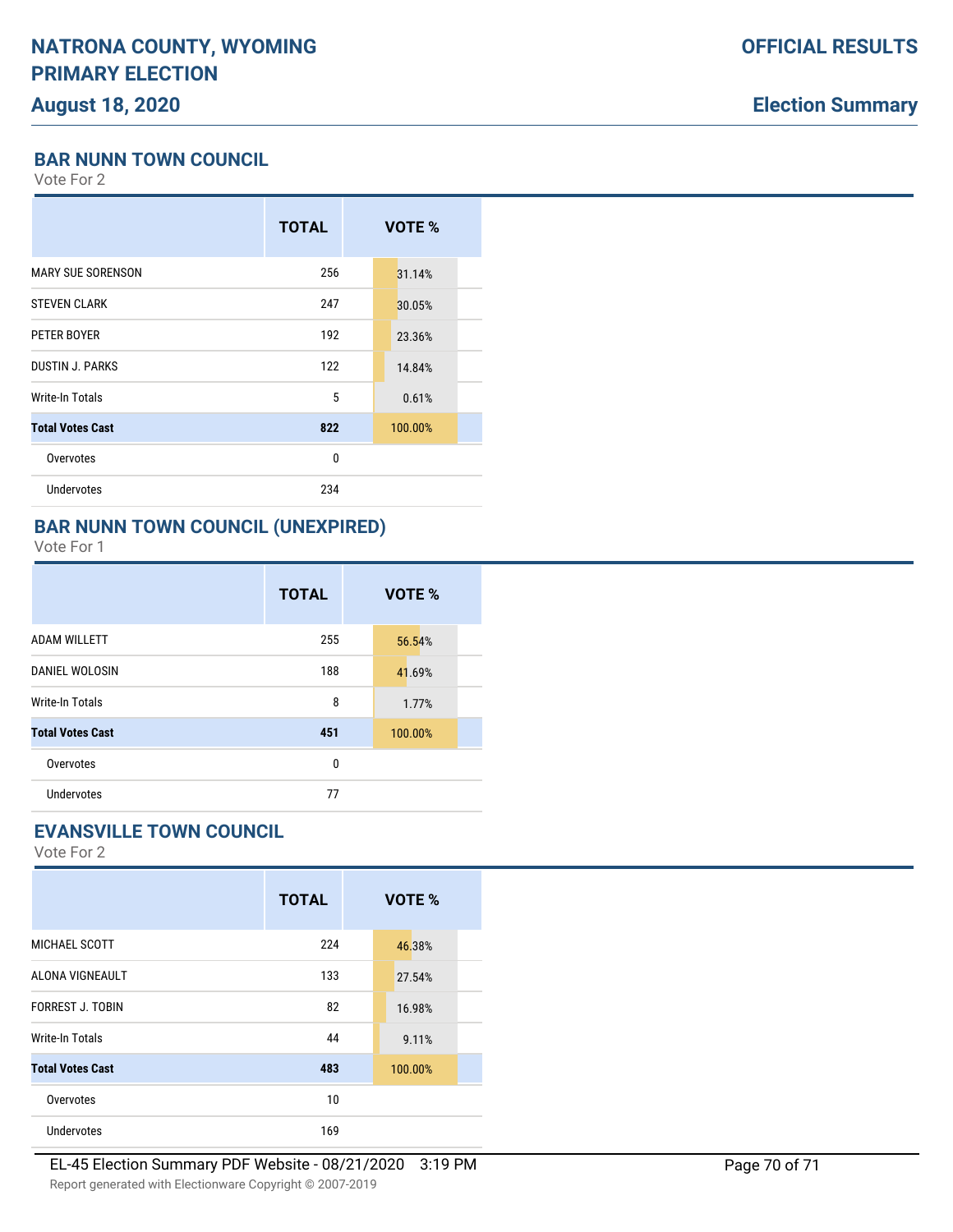## BAR NUNN TOWN COUNCIL

Vote For 2

| | TOTAL | VOTE % |
|---|---|---|
| MARY SUE SORENSON | 256 | 31.14% |
| STEVEN CLARK | 247 | 30.05% |
| PETER BOYER | 192 | 23.36% |
| DUSTIN J. PARKS | 122 | 14.84% |
| Write-In Totals | 5 | 0.61% |
| **Total Votes Cast** | **822** | 100.00% |
| Overvotes | 0 | |
| Undervotes | 234 | |

## BAR NUNN TOWN COUNCIL (UNEXPIRED)

Vote For 1

| | TOTAL | VOTE % |
|---|---|---|
| ADAM WILLETT | 255 | 56.54% |
| DANIEL WOLOSIN | 188 | 41.69% |
| Write-In Totals | 8 | 1.77% |
| **Total Votes Cast** | **451** | 100.00% |
| Overvotes | 0 | |
| Undervotes | 77 | |

## EVANSVILLE TOWN COUNCIL

Vote For 2

| | TOTAL | VOTE % |
|---|---|---|
| MICHAEL SCOTT | 224 | 46.38% |
| ALONA VIGNEAULT | 133 | 27.54% |
| FORREST J. TOBIN | 82 | 16.98% |
| Write-In Totals | 44 | 9.11% |
| **Total Votes Cast** | **483** | 100.00% |
| Overvotes | 10 | |
| Undervotes | 169 | |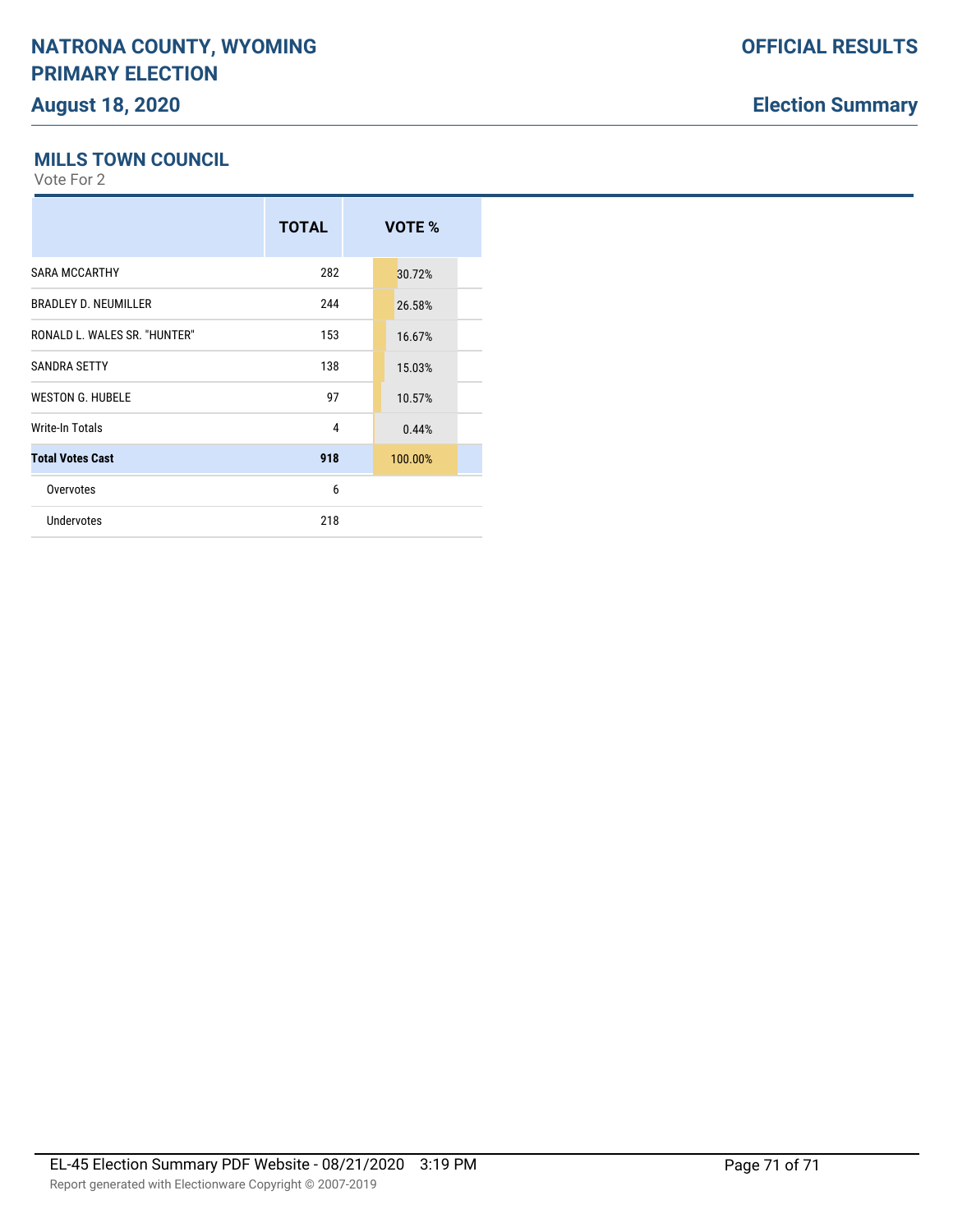## MILLS TOWN COUNCIL

Vote For 2

| | TOTAL | VOTE % |
|---|---|---|
| SARA MCCARTHY | 282 | 30.72% |
| BRADLEY D. NEUMILLER | 244 | 26.58% |
| RONALD L. WALES SR. "HUNTER" | 153 | 16.67% |
| SANDRA SETTY | 138 | 15.03% |
| WESTON G. HUBELE | 97 | 10.57% |
| Write-In Totals | 4 | 0.44% |
| **Total Votes Cast** | **918** | 100.00% |
| Overvotes | 6 | |
| Undervotes | 218 | |